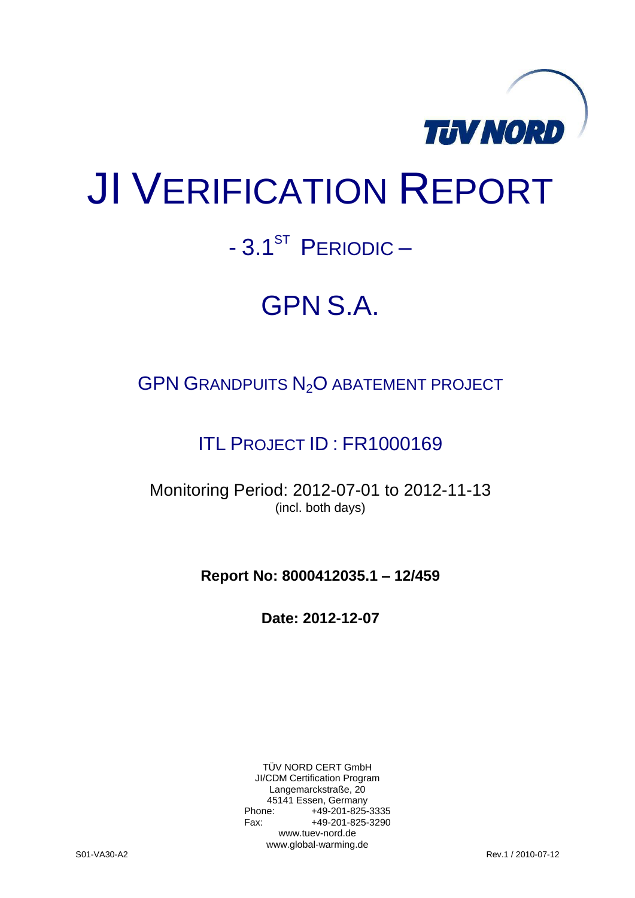TÜV NORD

# JI VERIFICATION REPORT

## - 3.1[ST] PERIODIC –

## GPN S.A.

### GPN GRANDPUITS $N_2O$ ABATEMENT PROJECT

### ITL PROJECT ID : FR1000169

Monitoring Period: 2012-07-01 to 2012-11-13
(incl. both days)

**Report No: 8000412035.1 – 12/459**

**Date: 2012-12-07**

TÜV NORD CERT GmbH
JI/CDM Certification Program
Langemarckstraße, 20
45141 Essen, Germany
Phone: +49-201-825-3335
Fax: +49-201-825-3290
www.tuev-nord.de
www.global-warming.de

S01-VA30-A2 Rev.1 / 2010-07-12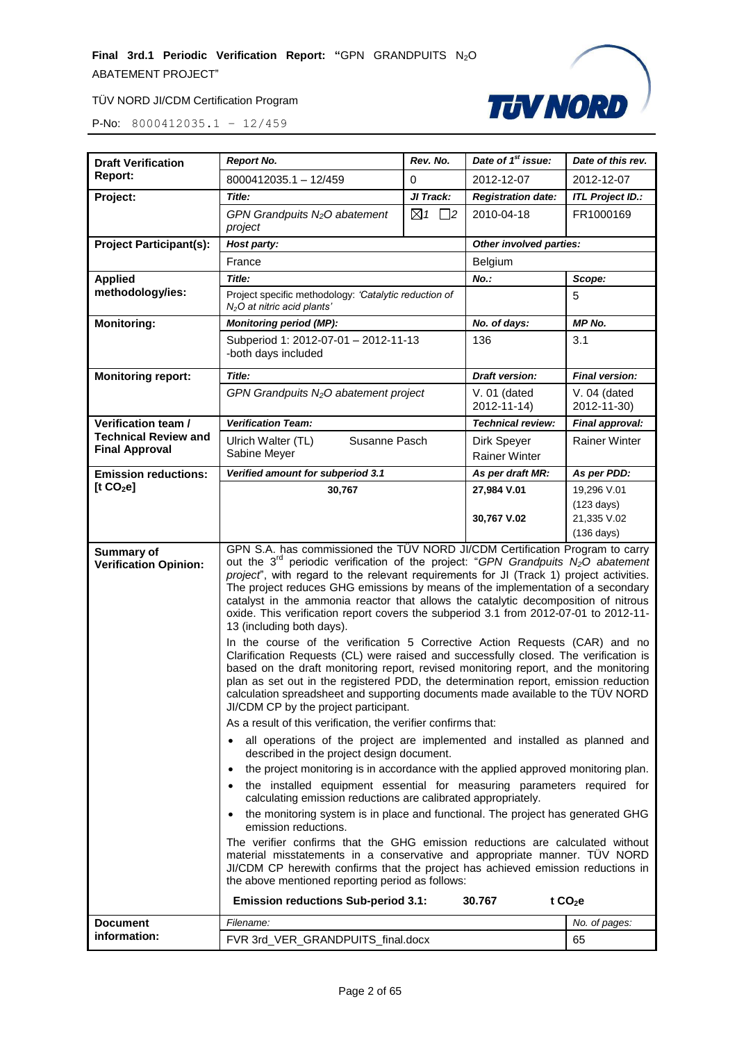| Draft Verification Report: | *Report No.* | *Rev. No.* | *Date of 1[st] issue:* | *Date of this rev.* |
|---|---|---|---|---|
| | 8000412035.1 – 12/459 | 0 | 2012-12-07 | 2012-12-07 |
| **Project:** | *Title:* | *JI Track:* | *Registration date:* | *ITL Project ID.:* |
| | *GPN Grandpuits $N_2O$ abatement project* | ☒1 ☐2 | 2010-04-18 | FR1000169 |
| **Project Participant(s):** | *Host party:* | | *Other involved parties:* | |
| | France | | Belgium | |
| **Applied methodology/ies:** | *Title:* | | *No.:* | *Scope:* |
| | Project specific methodology: *'Catalytic reduction of $N_2O$ at nitric acid plants'* | | | 5 |
| **Monitoring:** | *Monitoring period (MP):* | | *No. of days:* | *MP No.* |
| | Subperiod 1: 2012-07-01 – 2012-11-13 -both days included | | 136 | 3.1 |
| **Monitoring report:** | *Title:* | | *Draft version:* | *Final version:* |
| | *GPN Grandpuits $N_2O$ abatement project* | | V. 01 (dated 2012-11-14) | V. 04 (dated 2012-11-30) |
| **Verification team / Technical Review and Final Approval** | *Verification Team:* | | *Technical review:* | *Final approval:* |
| | Ulrich Walter (TL) Sabine Meyer | Susanne Pasch | Dirk Speyer Rainer Winter | Rainer Winter |
| **Emission reductions: [t $CO_2$e]** | *Verified amount for subperiod 3.1* | | *As per draft MR:* | *As per PDD:* |
| | **30,767** | | **27,984 V.01** **30,767 V.02** | 19,296 V.01 (123 days) 21,335 V.02 (136 days) |
| **Summary of Verification Opinion:** | GPN S.A. has commissioned the TÜV NORD JI/CDM Certification Program to carry out the 3[rd] periodic verification of the project: "*GPN Grandpuits $N_2O$ abatement project*", with regard to the relevant requirements for JI (Track 1) project activities. The project reduces GHG emissions by means of the implementation of a secondary catalyst in the ammonia reactor that allows the catalytic decomposition of nitrous oxide. This verification report covers the subperiod 3.1 from 2012-07-01 to 2012-11-13 (including both days).<br><br>In the course of the verification 5 Corrective Action Requests (CAR) and no Clarification Requests (CL) were raised and successfully closed. The verification is based on the draft monitoring report, revised monitoring report, and the monitoring plan as set out in the registered PDD, the determination report, emission reduction calculation spreadsheet and supporting documents made available to the TÜV NORD JI/CDM CP by the project participant.<br><br>As a result of this verification, the verifier confirms that:<br>• all operations of the project are implemented and installed as planned and described in the project design document.<br>• the project monitoring is in accordance with the applied approved monitoring plan.<br>• the installed equipment essential for measuring parameters required for calculating emission reductions are calibrated appropriately.<br>• the monitoring system is in place and functional. The project has generated GHG emissions reductions.<br><br>The verifier confirms that the GHG emission reductions are calculated without material misstatements in a conservative and appropriate manner. TÜV NORD JI/CDM CP herewith confirms that the project has achieved emission reductions in the above mentioned reporting period as follows:<br><br>**Emission reductions Sub-period 3.1: 30.767 t $CO_2$e** | | | |
| **Document information:** | *Filename:* | | | *No. of pages:* |
| | FVR 3rd_VER_GRANDPUITS_final.docx | | | 65 |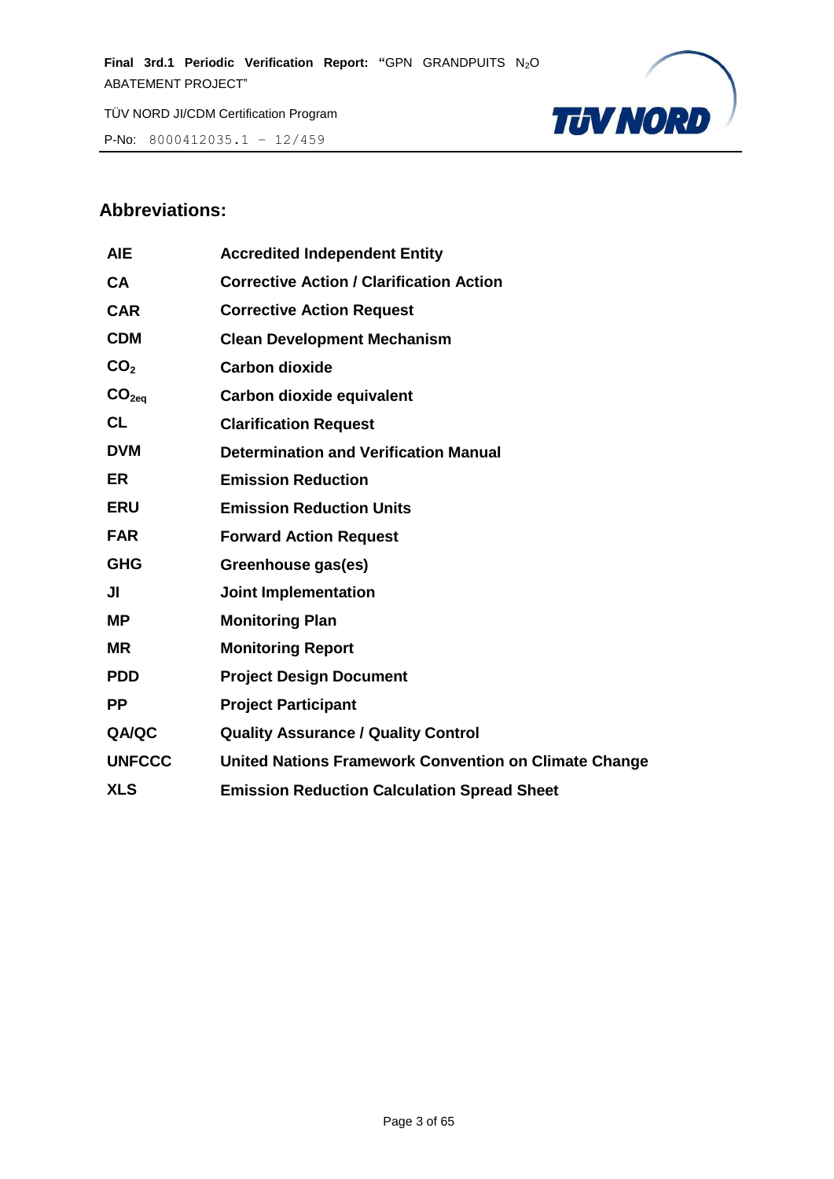## Abbreviations:

| | |
|---|---|
| **AIE** | **Accredited Independent Entity** |
| **CA** | **Corrective Action / Clarification Action** |
| **CAR** | **Corrective Action Request** |
| **CDM** | **Clean Development Mechanism** |
| **$CO_2$** | **Carbon dioxide** |
| **$CO_{2eq}$** | **Carbon dioxide equivalent** |
| **CL** | **Clarification Request** |
| **DVM** | **Determination and Verification Manual** |
| **ER** | **Emission Reduction** |
| **ERU** | **Emission Reduction Units** |
| **FAR** | **Forward Action Request** |
| **GHG** | **Greenhouse gas(es)** |
| **JI** | **Joint Implementation** |
| **MP** | **Monitoring Plan** |
| **MR** | **Monitoring Report** |
| **PDD** | **Project Design Document** |
| **PP** | **Project Participant** |
| **QA/QC** | **Quality Assurance / Quality Control** |
| **UNFCCC** | **United Nations Framework Convention on Climate Change** |
| **XLS** | **Emission Reduction Calculation Spread Sheet** |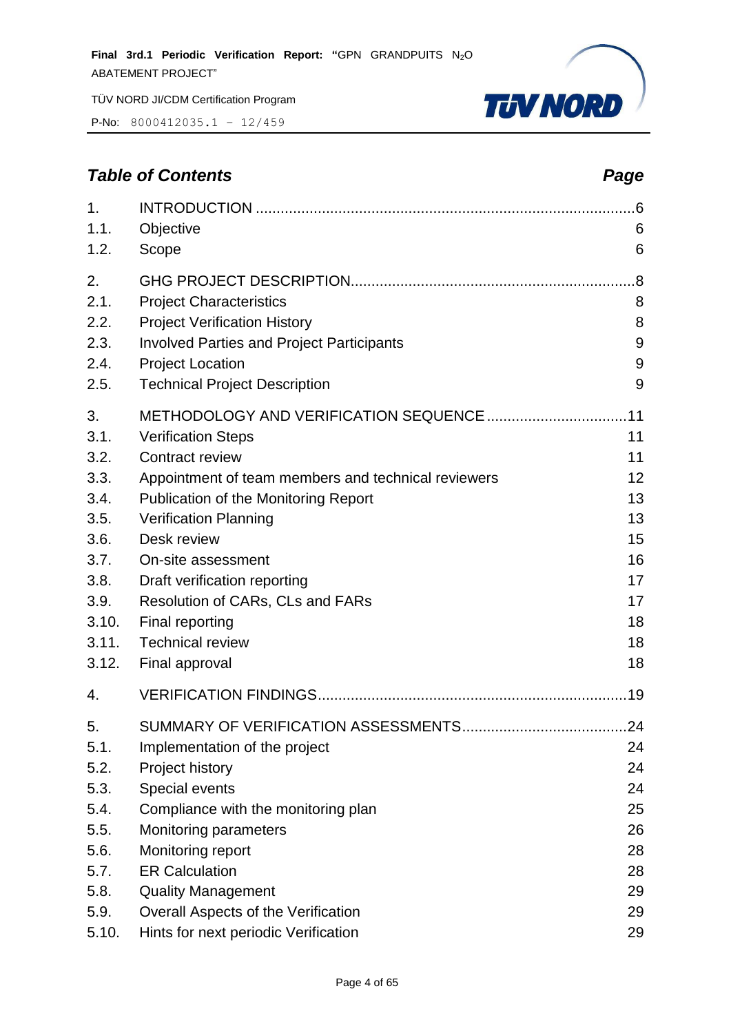## Table of Contents *Page*

1. INTRODUCTION ...6
   - 1.1. Objective 6
   - 1.2. Scope 6
2. GHG PROJECT DESCRIPTION...8
   - 2.1. Project Characteristics 8
   - 2.2. Project Verification History 8
   - 2.3. Involved Parties and Project Participants 9
   - 2.4. Project Location 9
   - 2.5. Technical Project Description 9
3. METHODOLOGY AND VERIFICATION SEQUENCE ...11
   - 3.1. Verification Steps 11
   - 3.2. Contract review 11
   - 3.3. Appointment of team members and technical reviewers 12
   - 3.4. Publication of the Monitoring Report 13
   - 3.5. Verification Planning 13
   - 3.6. Desk review 15
   - 3.7. On-site assessment 16
   - 3.8. Draft verification reporting 17
   - 3.9. Resolution of CARs, CLs and FARs 17
   - 3.10. Final reporting 18
   - 3.11. Technical review 18
   - 3.12. Final approval 18
4. VERIFICATION FINDINGS...19
5. SUMMARY OF VERIFICATION ASSESSMENTS...24
   - 5.1. Implementation of the project 24
   - 5.2. Project history 24
   - 5.3. Special events 24
   - 5.4. Compliance with the monitoring plan 25
   - 5.5. Monitoring parameters 26
   - 5.6. Monitoring report 28
   - 5.7. ER Calculation 28
   - 5.8. Quality Management 29
   - 5.9. Overall Aspects of the Verification 29
   - 5.10. Hints for next periodic Verification 29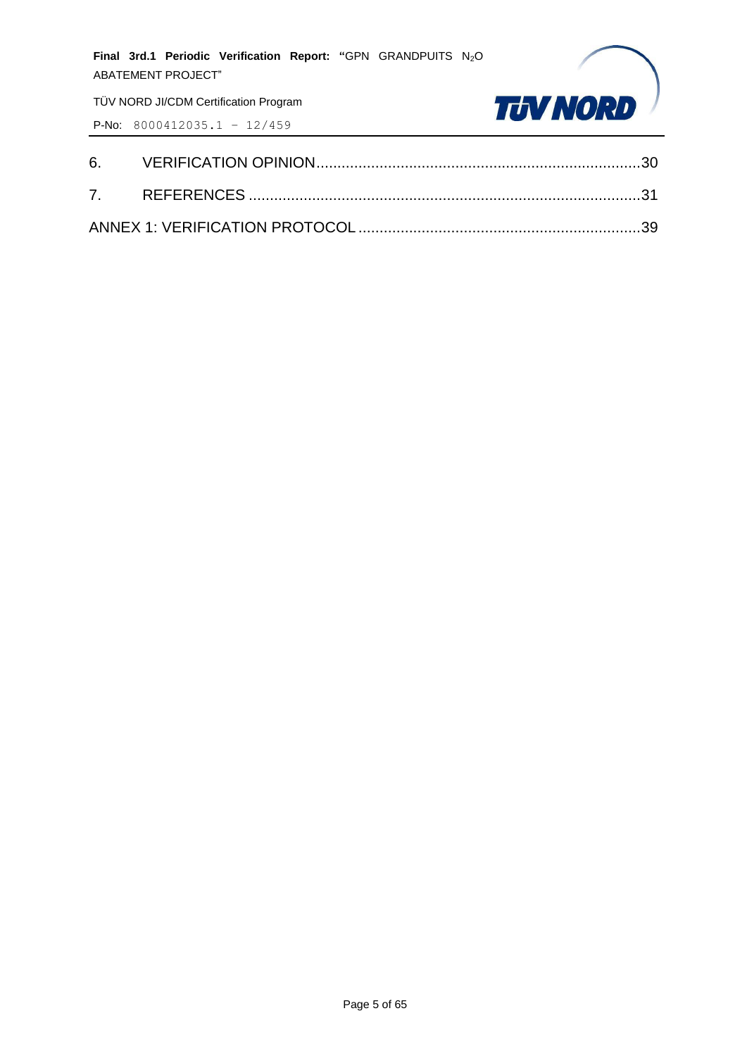6. VERIFICATION OPINION.....................................................................................30

7. REFERENCES ..................................................................................................31

ANNEX 1: VERIFICATION PROTOCOL ...................................................................39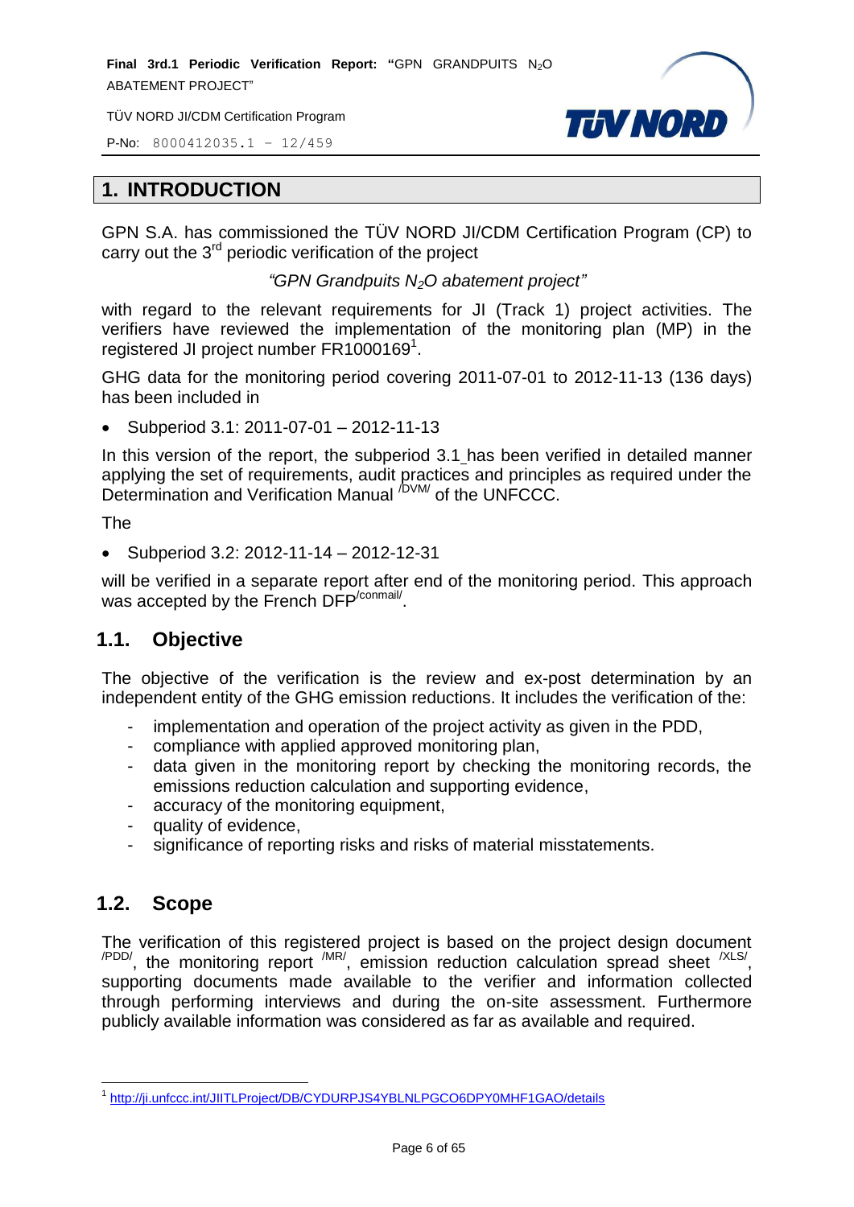# 1. INTRODUCTION

GPN S.A. has commissioned the TÜV NORD JI/CDM Certification Program (CP) to carry out the 3rd periodic verification of the project

*"GPN Grandpuits $N_2O$ abatement project"*

with regard to the relevant requirements for JI (Track 1) project activities. The verifiers have reviewed the implementation of the monitoring plan (MP) in the registered JI project number FR1000169[1].

GHG data for the monitoring period covering 2011-07-01 to 2012-11-13 (136 days) has been included in

- Subperiod 3.1: 2011-07-01 – 2012-11-13

In this version of the report, the subperiod 3.1 has been verified in detailed manner applying the set of requirements, audit practices and principles as required under the Determination and Verification Manual /DVM/ of the UNFCCC.

The

- Subperiod 3.2: 2012-11-14 – 2012-12-31

will be verified in a separate report after end of the monitoring period. This approach was accepted by the French DFP/conmail/.

## 1.1. Objective

The objective of the verification is the review and ex-post determination by an independent entity of the GHG emission reductions. It includes the verification of the:

- implementation and operation of the project activity as given in the PDD,
- compliance with applied approved monitoring plan,
- data given in the monitoring report by checking the monitoring records, the emissions reduction calculation and supporting evidence,
- accuracy of the monitoring equipment,
- quality of evidence,
- significance of reporting risks and risks of material misstatements.

## 1.2. Scope

The verification of this registered project is based on the project design document /PDD/, the monitoring report /MR/, emission reduction calculation spread sheet /XLS/, supporting documents made available to the verifier and information collected through performing interviews and during the on-site assessment. Furthermore publicly available information was considered as far as available and required.

---

[1] http://ji.unfccc.int/JIITLProject/DB/CYDURPJS4YBLNLPGCO6DPY0MHF1GAO/details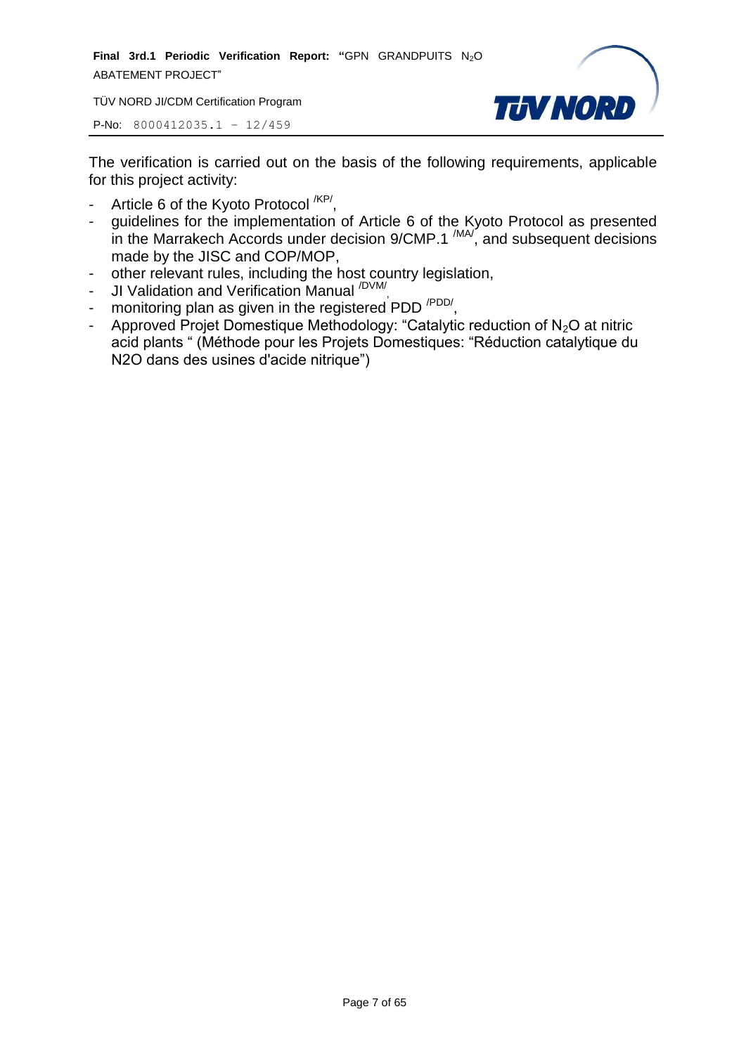The verification is carried out on the basis of the following requirements, applicable for this project activity:

- Article 6 of the Kyoto Protocol /KP/,
- guidelines for the implementation of Article 6 of the Kyoto Protocol as presented in the Marrakech Accords under decision 9/CMP.1 /MA/, and subsequent decisions made by the JISC and COP/MOP,
- other relevant rules, including the host country legislation,
- JI Validation and Verification Manual /DVM/,
- monitoring plan as given in the registered PDD /PDD/,
- Approved Projet Domestique Methodology: "Catalytic reduction of $N_2O$ at nitric acid plants " (Méthode pour les Projets Domestiques: "Réduction catalytique du N2O dans des usines d'acide nitrique")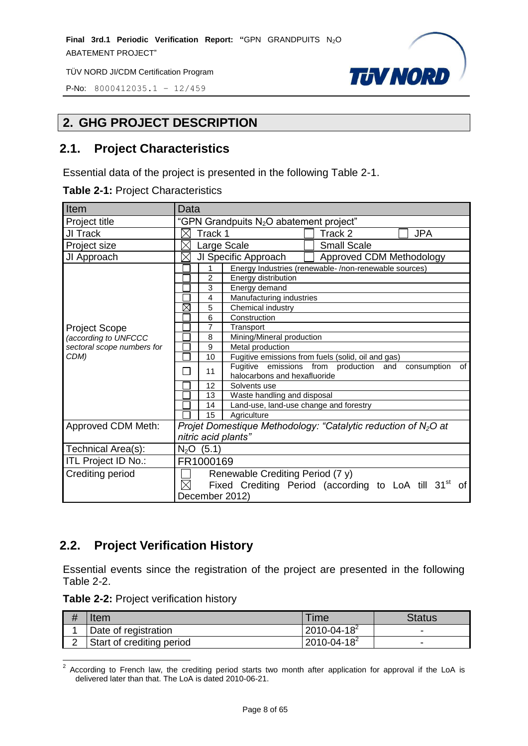## 2. GHG PROJECT DESCRIPTION

### 2.1. Project Characteristics

Essential data of the project is presented in the following Table 2-1.

**Table 2-1:** Project Characteristics

| Item | Data | | |
|---|---|---|---|
| Project title | "GPN Grandpuits $N_2O$ abatement project" | | |
| JI Track | ☒ Track 1 | ☐ Track 2 | ☐ JPA |
| Project size | ☒ Large Scale | ☐ Small Scale | |
| JI Approach | ☒ JI Specific Approach | ☐ Approved CDM Methodology | |
| Project Scope *(according to UNFCCC sectoral scope numbers for CDM)* | ☐ | 1 | Energy Industries (renewable- /non-renewable sources) |
| | ☐ | 2 | Energy distribution |
| | ☐ | 3 | Energy demand |
| | ☐ | 4 | Manufacturing industries |
| | ☒ | 5 | Chemical industry |
| | ☐ | 6 | Construction |
| | ☐ | 7 | Transport |
| | ☐ | 8 | Mining/Mineral production |
| | ☐ | 9 | Metal production |
| | ☐ | 10 | Fugitive emissions from fuels (solid, oil and gas) |
| | ☐ | 11 | Fugitive emissions from production and consumption of halocarbons and hexafluoride |
| | ☐ | 12 | Solvents use |
| | ☐ | 13 | Waste handling and disposal |
| | ☐ | 14 | Land-use, land-use change and forestry |
| | ☐ | 15 | Agriculture |
| Approved CDM Meth: | *Projet Domestique Methodology: "Catalytic reduction of $N_2O$ at nitric acid plants"* | | |
| Technical Area(s): | $N_2O$ (5.1) | | |
| ITL Project ID No.: | FR1000169 | | |
| Crediting period | ☐ Renewable Crediting Period (7 y)<br>☒ Fixed Crediting Period (according to LoA till 31st of December 2012) | | |

### 2.2. Project Verification History

Essential events since the registration of the project are presented in the following Table 2-2.

**Table 2-2:** Project verification history

| # | Item | Time | Status |
|---|---|---|---|
| 1 | Date of registration | 2010-04-18[2] | - |
| 2 | Start of crediting period | 2010-04-18[2] | - |

[2] According to French law, the crediting period starts two month after application for approval if the LoA is delivered later than that. The LoA is dated 2010-06-21.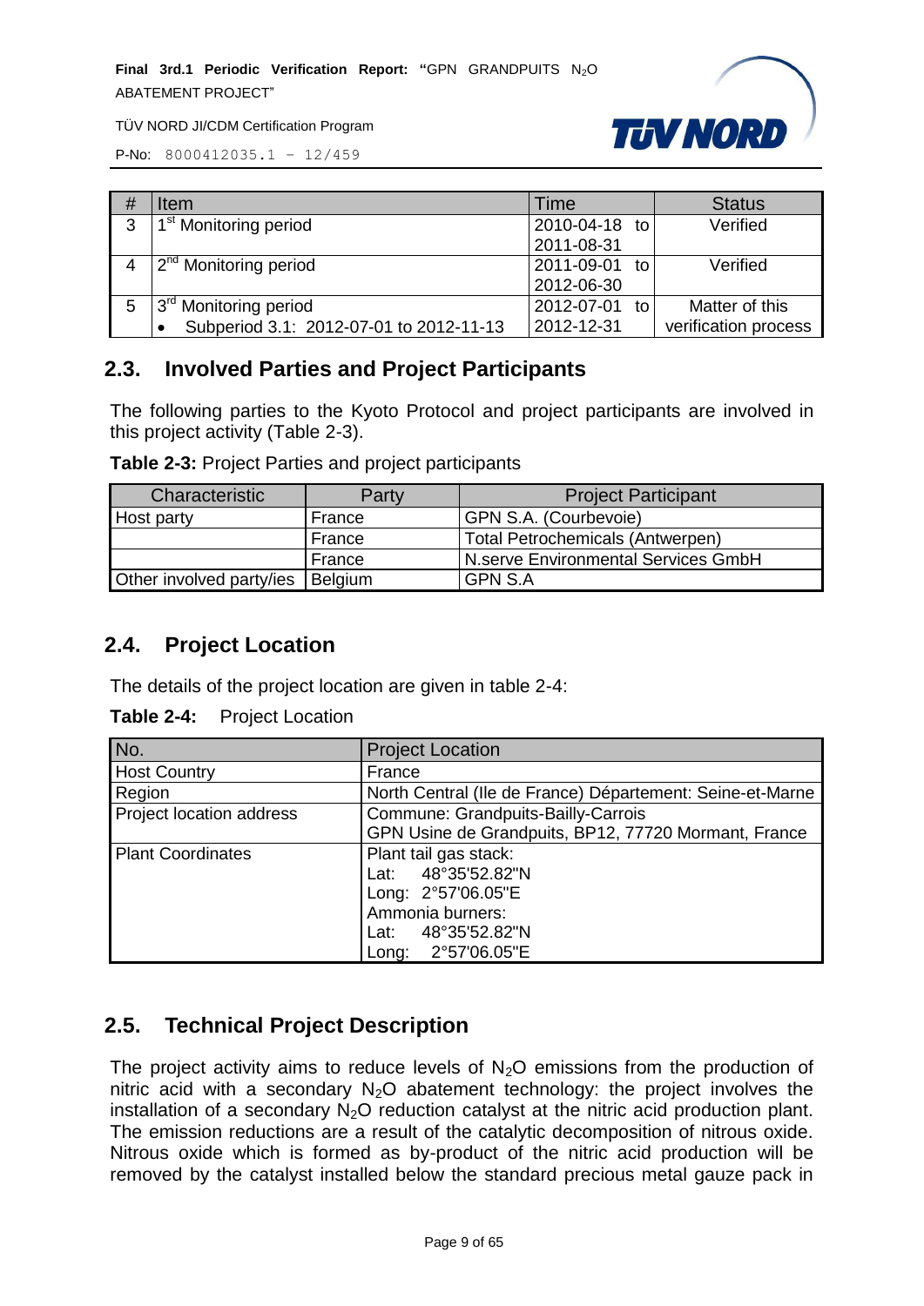| # | Item | Time | Status |
|---|---|---|---|
| 3 | 1[st] Monitoring period | 2010-04-18 to 2011-08-31 | Verified |
| 4 | 2[nd] Monitoring period | 2011-09-01 to 2012-06-30 | Verified |
| 5 | 3[rd] Monitoring period<br>• Subperiod 3.1: 2012-07-01 to 2012-11-13 | 2012-07-01 to 2012-12-31 | Matter of this verification process |

## 2.3. Involved Parties and Project Participants

The following parties to the Kyoto Protocol and project participants are involved in this project activity (Table 2-3).

**Table 2-3:** Project Parties and project participants

| Characteristic | Party | Project Participant |
|---|---|---|
| Host party | France | GPN S.A. (Courbevoie) |
| | France | Total Petrochemicals (Antwerpen) |
| | France | N.serve Environmental Services GmbH |
| Other involved party/ies | Belgium | GPN S.A |

## 2.4. Project Location

The details of the project location are given in table 2-4:

**Table 2-4:** Project Location

| No. | Project Location |
|---|---|
| Host Country | France |
| Region | North Central (Ile de France) Département: Seine-et-Marne |
| Project location address | Commune: Grandpuits-Bailly-Carrois<br>GPN Usine de Grandpuits, BP12, 77720 Mormant, France |
| Plant Coordinates | Plant tail gas stack:<br>Lat: 48°35'52.82"N<br>Long: 2°57'06.05"E<br>Ammonia burners:<br>Lat: 48°35'52.82"N<br>Long: 2°57'06.05"E |

## 2.5. Technical Project Description

The project activity aims to reduce levels of $N_2O$ emissions from the production of nitric acid with a secondary $N_2O$ abatement technology: the project involves the installation of a secondary $N_2O$ reduction catalyst at the nitric acid production plant. The emission reductions are a result of the catalytic decomposition of nitrous oxide. Nitrous oxide which is formed as by-product of the nitric acid production will be removed by the catalyst installed below the standard precious metal gauze pack in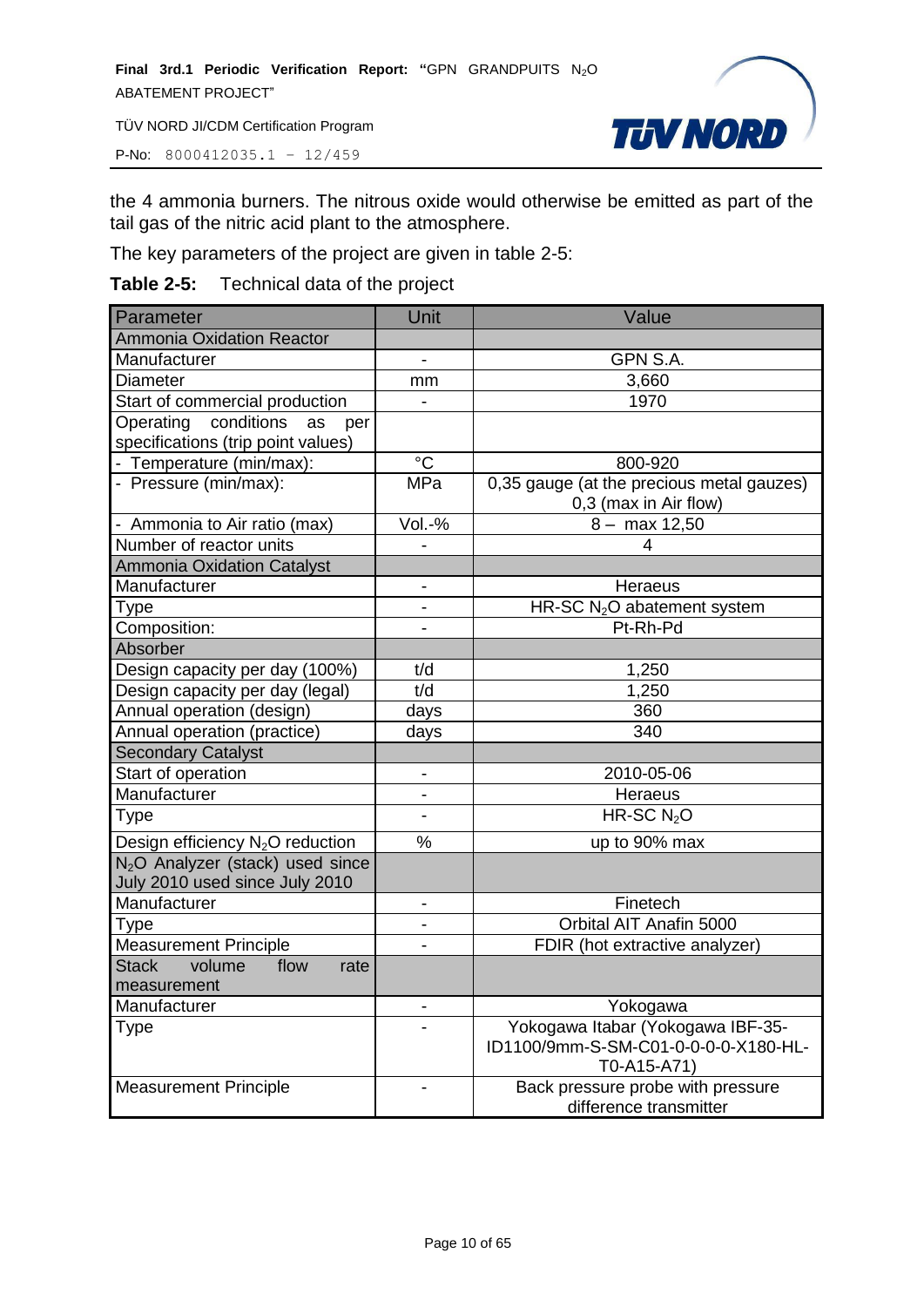the 4 ammonia burners. The nitrous oxide would otherwise be emitted as part of the tail gas of the nitric acid plant to the atmosphere.

The key parameters of the project are given in table 2-5:

**Table 2-5:** Technical data of the project

| Parameter | Unit | Value |
|---|---|---|
| Ammonia Oxidation Reactor | | |
| Manufacturer | - | GPN S.A. |
| Diameter | mm | 3,660 |
| Start of commercial production | - | 1970 |
| Operating conditions as per specifications (trip point values) | | |
| - Temperature (min/max): | °C | 800-920 |
| - Pressure (min/max): | MPa | 0,35 gauge (at the precious metal gauzes) 0,3 (max in Air flow) |
| - Ammonia to Air ratio (max) | Vol.-% | 8 – max 12,50 |
| Number of reactor units | - | 4 |
| Ammonia Oxidation Catalyst | | |
| Manufacturer | - | Heraeus |
| Type | - | HR-SC $N_2O$ abatement system |
| Composition: | - | Pt-Rh-Pd |
| Absorber | | |
| Design capacity per day (100%) | t/d | 1,250 |
| Design capacity per day (legal) | t/d | 1,250 |
| Annual operation (design) | days | 360 |
| Annual operation (practice) | days | 340 |
| Secondary Catalyst | | |
| Start of operation | - | 2010-05-06 |
| Manufacturer | - | Heraeus |
| Type | - | HR-SC $N_2O$ |
| Design efficiency $N_2O$ reduction | % | up to 90% max |
| $N_2O$ Analyzer (stack) used since July 2010 used since July 2010 | | |
| Manufacturer | - | Finetech |
| Type | - | Orbital AIT Anafin 5000 |
| Measurement Principle | - | FDIR (hot extractive analyzer) |
| Stack volume flow rate measurement | | |
| Manufacturer | - | Yokogawa |
| Type | - | Yokogawa Itabar (Yokogawa IBF-35-ID1100/9mm-S-SM-C01-0-0-0-0-X180-HL-T0-A15-A71) |
| Measurement Principle | - | Back pressure probe with pressure difference transmitter |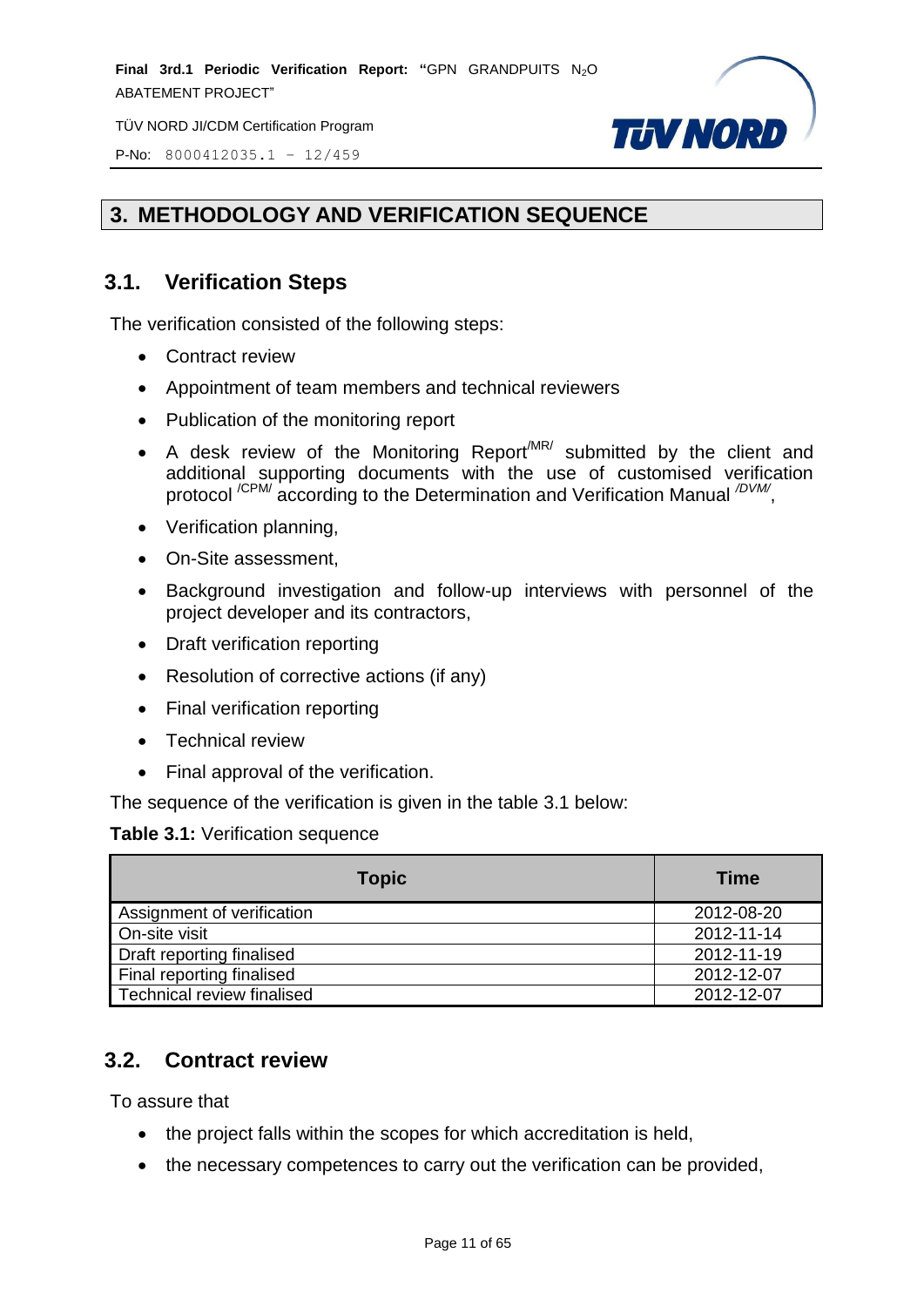# 3. METHODOLOGY AND VERIFICATION SEQUENCE

## 3.1. Verification Steps

The verification consisted of the following steps:

- Contract review
- Appointment of team members and technical reviewers
- Publication of the monitoring report
- A desk review of the Monitoring Report[/MR/] submitted by the client and additional supporting documents with the use of customised verification protocol [/CPM/] according to the Determination and Verification Manual [/DVM/],
- Verification planning,
- On-Site assessment,
- Background investigation and follow-up interviews with personnel of the project developer and its contractors,
- Draft verification reporting
- Resolution of corrective actions (if any)
- Final verification reporting
- Technical review
- Final approval of the verification.

The sequence of the verification is given in the table 3.1 below:

**Table 3.1:** Verification sequence

| Topic | Time |
|---|---|
| Assignment of verification | 2012-08-20 |
| On-site visit | 2012-11-14 |
| Draft reporting finalised | 2012-11-19 |
| Final reporting finalised | 2012-12-07 |
| Technical review finalised | 2012-12-07 |

## 3.2. Contract review

To assure that

- the project falls within the scopes for which accreditation is held,
- the necessary competences to carry out the verification can be provided,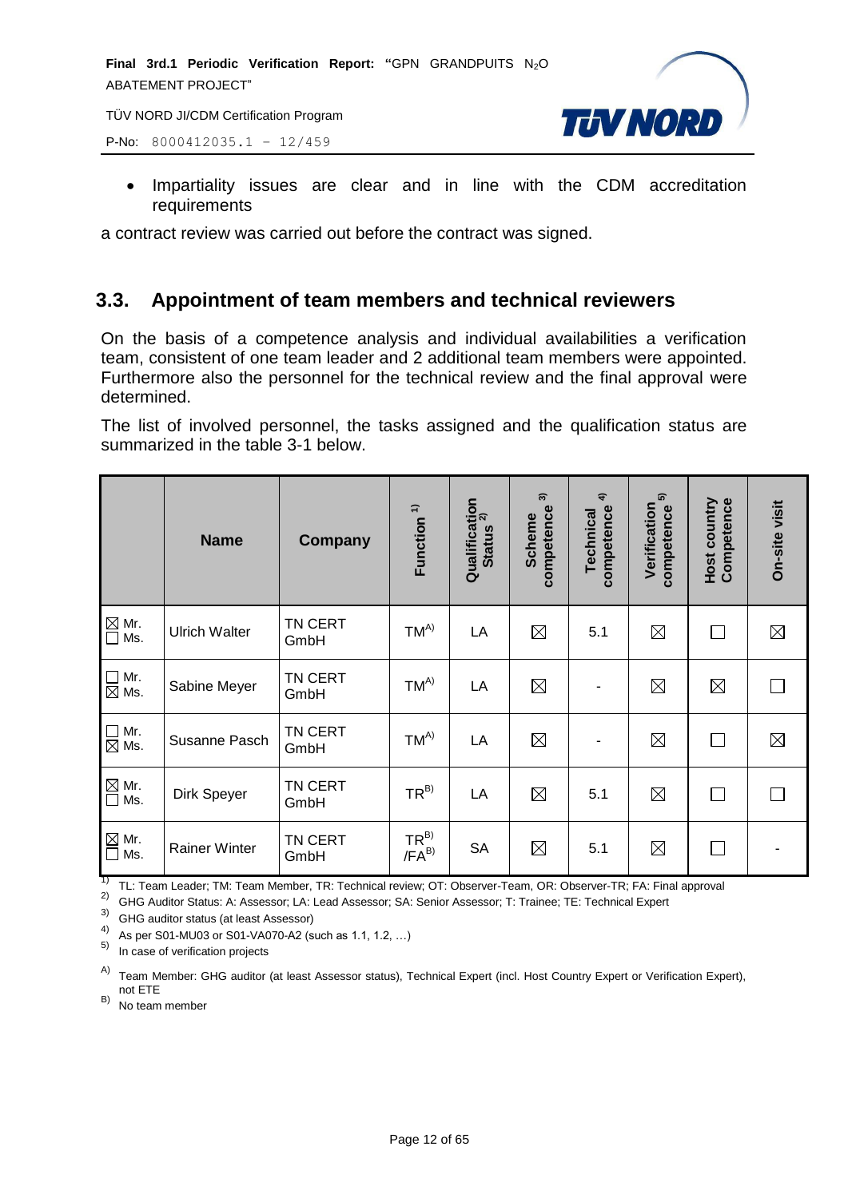- Impartiality issues are clear and in line with the CDM accreditation requirements

a contract review was carried out before the contract was signed.

## 3.3. Appointment of team members and technical reviewers

On the basis of a competence analysis and individual availabilities a verification team, consistent of one team leader and 2 additional team members were appointed. Furthermore also the personnel for the technical review and the final approval were determined.

The list of involved personnel, the tasks assigned and the qualification status are summarized in the table 3-1 below.

| | Name | Company | Function [1] | Qualification Status [2] | Scheme competence [3] | Technical competence [4] | Verification competence [5] | Host country Competence | On-site visit |
|---|---|---|---|---|---|---|---|---|---|
| ☒ Mr. ☐ Ms. | Ulrich Walter | TN CERT GmbH | TM[A)] | LA | ☒ | 5.1 | ☒ | ☐ | ☒ |
| ☐ Mr. ☒ Ms. | Sabine Meyer | TN CERT GmbH | TM[A)] | LA | ☒ | - | ☒ | ☒ | ☐ |
| ☐ Mr. ☒ Ms. | Susanne Pasch | TN CERT GmbH | TM[A)] | LA | ☒ | - | ☒ | ☐ | ☒ |
| ☒ Mr. ☐ Ms. | Dirk Speyer | TN CERT GmbH | TR[B)] | LA | ☒ | 5.1 | ☒ | ☐ | ☐ |
| ☒ Mr. ☐ Ms. | Rainer Winter | TN CERT GmbH | TR[B)] /FA[B)] | SA | ☒ | 5.1 | ☒ | ☐ | - |

1) TL: Team Leader; TM: Team Member, TR: Technical review; OT: Observer-Team, OR: Observer-TR; FA: Final approval
2) GHG Auditor Status: A: Assessor; LA: Lead Assessor; SA: Senior Assessor; T: Trainee; TE: Technical Expert
3) GHG auditor status (at least Assessor)
4) As per S01-MU03 or S01-VA070-A2 (such as 1.1, 1.2, …)
5) In case of verification projects

A) Team Member: GHG auditor (at least Assessor status), Technical Expert (incl. Host Country Expert or Verification Expert), not ETE
B) No team member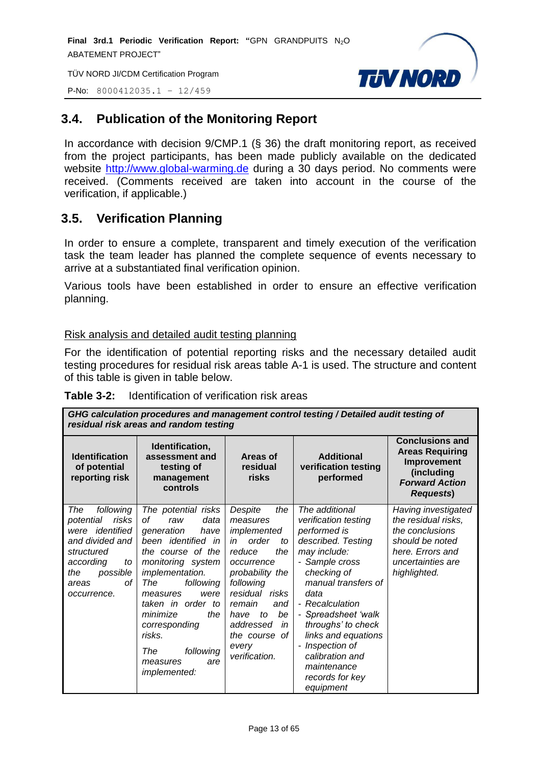## 3.4. Publication of the Monitoring Report

In accordance with decision 9/CMP.1 (§ 36) the draft monitoring report, as received from the project participants, has been made publicly available on the dedicated website http://www.global-warming.de during a 30 days period. No comments were received. (Comments received are taken into account in the course of the verification, if applicable.)

## 3.5. Verification Planning

In order to ensure a complete, transparent and timely execution of the verification task the team leader has planned the complete sequence of events necessary to arrive at a substantiated final verification opinion.

Various tools have been established in order to ensure an effective verification planning.

Risk analysis and detailed audit testing planning

For the identification of potential reporting risks and the necessary detailed audit testing procedures for residual risk areas table A-1 is used. The structure and content of this table is given in table below.

**Table 3-2:** Identification of verification risk areas

| ***GHG calculation procedures and management control testing / Detailed audit testing of residual risk areas and random testing*** | | | | |
|---|---|---|---|---|
| **Identification of potential reporting risk** | **Identification, assessment and testing of management controls** | **Areas of residual risks** | **Additional verification testing performed** | **Conclusions and Areas Requiring Improvement (including *Forward Action Requests*)** |
| *The following potential risks were identified and divided and structured according to the possible areas of occurrence.* | *The potential risks of raw data generation have been identified in the course of the monitoring system implementation. The following measures were taken in order to minimize the corresponding risks.*<br>*The following measures are implemented:* | *Despite the measures implemented in order to reduce the occurrence probability the following residual risks remain and have to be addressed in the course of every verification.* | *The additional verification testing performed is described. Testing may include:*<br>*- Sample cross checking of manual transfers of data*<br>*- Recalculation*<br>*- Spreadsheet 'walk throughs' to check links and equations*<br>*- Inspection of calibration and maintenance records for key equipment* | *Having investigated the residual risks, the conclusions should be noted here. Errors and uncertainties are highlighted.* |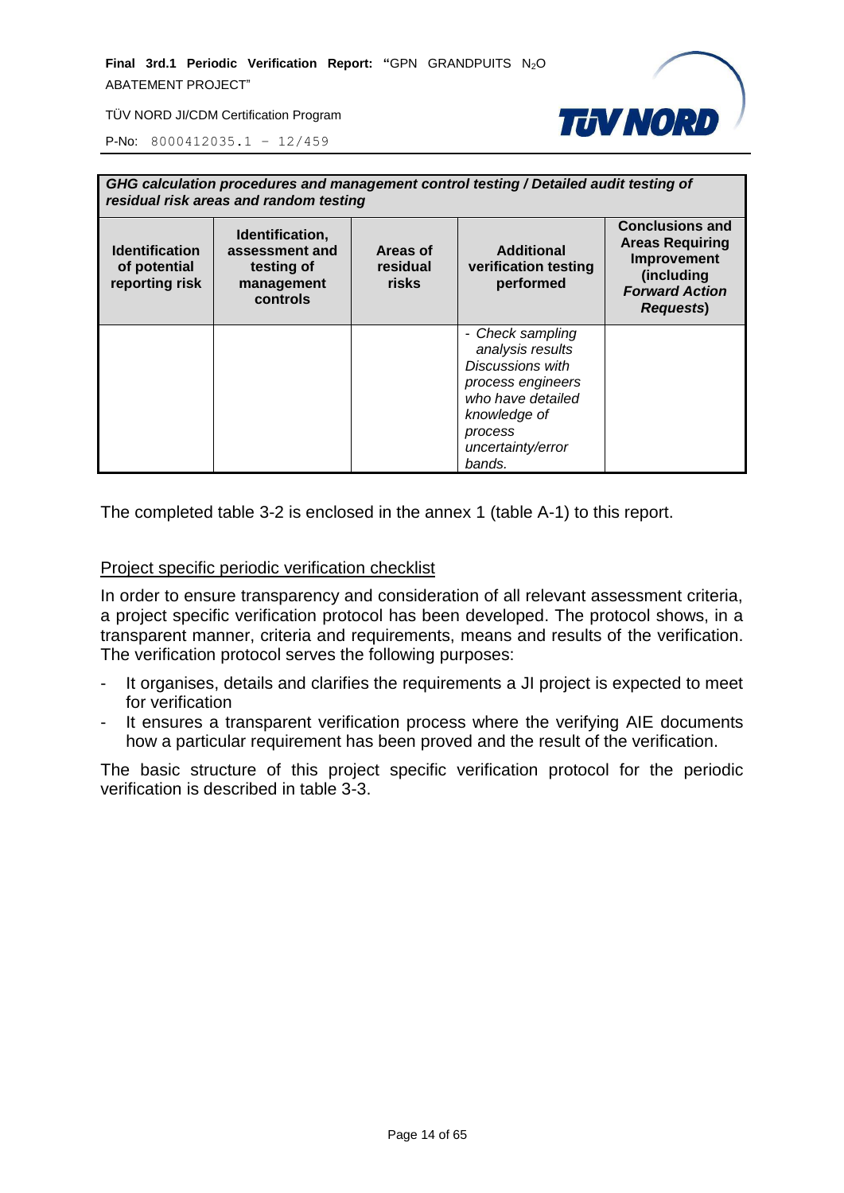| ***GHG calculation procedures and management control testing / Detailed audit testing of residual risk areas and random testing*** | | | | |
|---|---|---|---|---|
| **Identification of potential reporting risk** | **Identification, assessment and testing of management controls** | **Areas of residual risks** | **Additional verification testing performed** | **Conclusions and Areas Requiring Improvement (including *Forward Action Requests*)** |
| | | | *- Check sampling analysis results Discussions with process engineers who have detailed knowledge of process uncertainty/error bands.* | |

The completed table 3-2 is enclosed in the annex 1 (table A-1) to this report.

<u>Project specific periodic verification checklist</u>

In order to ensure transparency and consideration of all relevant assessment criteria, a project specific verification protocol has been developed. The protocol shows, in a transparent manner, criteria and requirements, means and results of the verification. The verification protocol serves the following purposes:

- It organises, details and clarifies the requirements a JI project is expected to meet for verification
- It ensures a transparent verification process where the verifying AIE documents how a particular requirement has been proved and the result of the verification.

The basic structure of this project specific verification protocol for the periodic verification is described in table 3-3.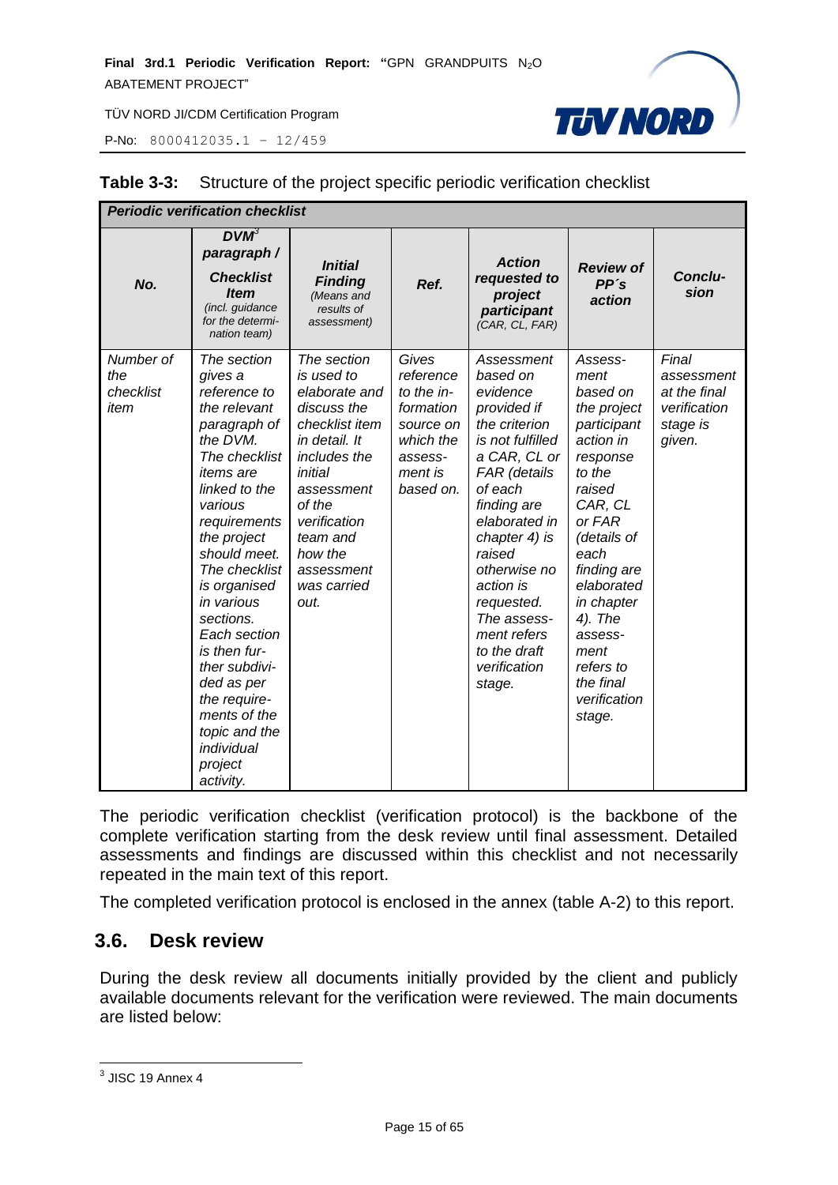**Table 3-3:** Structure of the project specific periodic verification checklist

| *Periodic verification checklist* | | | | | | |
|---|---|---|---|---|---|---|
| ***No.*** | ***DVM[3] paragraph / Checklist Item*** *(incl. guidance for the determination team)* | ***Initial Finding*** *(Means and results of assessment)* | ***Ref.*** | ***Action requested to project participant*** *(CAR, CL, FAR)* | ***Review of PP´s action*** | ***Conclusion*** |
| *Number of the checklist item* | *The section gives a reference to the relevant paragraph of the DVM. The checklist items are linked to the various requirements the project should meet. The checklist is organised in various sections. Each section is then further subdivided as per the requirements of the topic and the individual project activity.* | *The section is used to elaborate and discuss the checklist item in detail. It includes the initial assessment of the verification team and how the assessment was carried out.* | *Gives reference to the information source on which the assessment is based on.* | *Assessment based on evidence provided if the criterion is not fulfilled a CAR, CL or FAR (details of each finding are elaborated in chapter 4) is raised otherwise no action is requested. The assessment refers to the draft verification stage.* | *Assessment based on the project participant action in response to the raised CAR, CL or FAR (details of each finding are elaborated in chapter 4). The assessment refers to the final verification stage.* | *Final assessment at the final verification stage is given.* |

The periodic verification checklist (verification protocol) is the backbone of the complete verification starting from the desk review until final assessment. Detailed assessments and findings are discussed within this checklist and not necessarily repeated in the main text of this report.

The completed verification protocol is enclosed in the annex (table A-2) to this report.

## 3.6. Desk review

During the desk review all documents initially provided by the client and publicly available documents relevant for the verification were reviewed. The main documents are listed below:

[3] JISC 19 Annex 4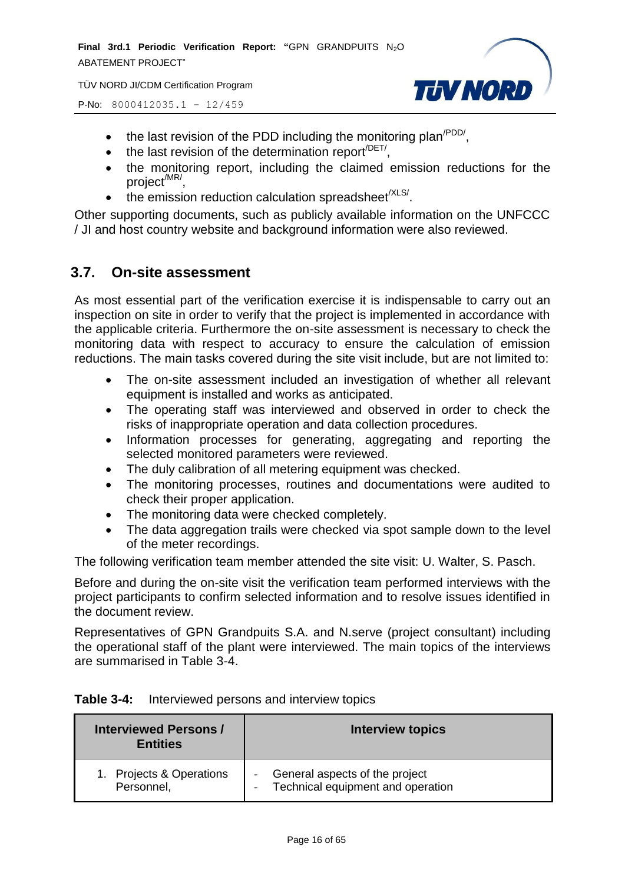- the last revision of the PDD including the monitoring plan[/PDD/],
- the last revision of the determination report[/DET/],
- the monitoring report, including the claimed emission reductions for the project[/MR/],
- the emission reduction calculation spreadsheet[/XLS/].

Other supporting documents, such as publicly available information on the UNFCCC / JI and host country website and background information were also reviewed.

## 3.7. On-site assessment

As most essential part of the verification exercise it is indispensable to carry out an inspection on site in order to verify that the project is implemented in accordance with the applicable criteria. Furthermore the on-site assessment is necessary to check the monitoring data with respect to accuracy to ensure the calculation of emission reductions. The main tasks covered during the site visit include, but are not limited to:

- The on-site assessment included an investigation of whether all relevant equipment is installed and works as anticipated.
- The operating staff was interviewed and observed in order to check the risks of inappropriate operation and data collection procedures.
- Information processes for generating, aggregating and reporting the selected monitored parameters were reviewed.
- The duly calibration of all metering equipment was checked.
- The monitoring processes, routines and documentations were audited to check their proper application.
- The monitoring data were checked completely.
- The data aggregation trails were checked via spot sample down to the level of the meter recordings.

The following verification team member attended the site visit: U. Walter, S. Pasch.

Before and during the on-site visit the verification team performed interviews with the project participants to confirm selected information and to resolve issues identified in the document review.

Representatives of GPN Grandpuits S.A. and N.serve (project consultant) including the operational staff of the plant were interviewed. The main topics of the interviews are summarised in Table 3-4.

**Table 3-4:** Interviewed persons and interview topics

| Interviewed Persons / Entities | Interview topics |
|---|---|
| 1. Projects & Operations Personnel, | - General aspects of the project<br>- Technical equipment and operation |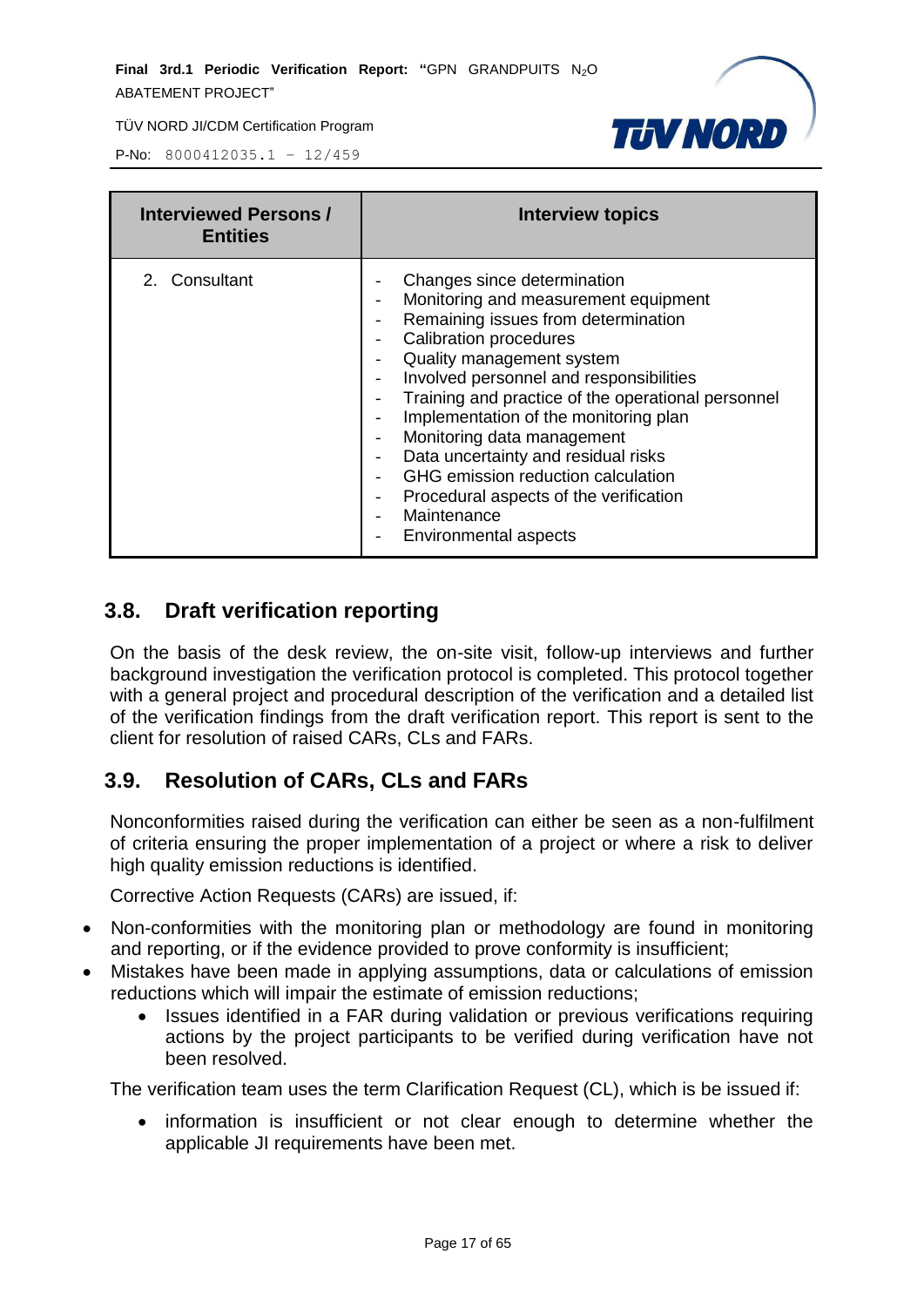| Interviewed Persons / Entities | Interview topics |
| --- | --- |
| 2. Consultant | - Changes since determination<br>- Monitoring and measurement equipment<br>- Remaining issues from determination<br>- Calibration procedures<br>- Quality management system<br>- Involved personnel and responsibilities<br>- Training and practice of the operational personnel<br>- Implementation of the monitoring plan<br>- Monitoring data management<br>- Data uncertainty and residual risks<br>- GHG emission reduction calculation<br>- Procedural aspects of the verification<br>- Maintenance<br>- Environmental aspects |

## 3.8. Draft verification reporting

On the basis of the desk review, the on-site visit, follow-up interviews and further background investigation the verification protocol is completed. This protocol together with a general project and procedural description of the verification and a detailed list of the verification findings from the draft verification report. This report is sent to the client for resolution of raised CARs, CLs and FARs.

## 3.9. Resolution of CARs, CLs and FARs

Nonconformities raised during the verification can either be seen as a non-fulfilment of criteria ensuring the proper implementation of a project or where a risk to deliver high quality emission reductions is identified.

Corrective Action Requests (CARs) are issued, if:

- Non-conformities with the monitoring plan or methodology are found in monitoring and reporting, or if the evidence provided to prove conformity is insufficient;
- Mistakes have been made in applying assumptions, data or calculations of emission reductions which will impair the estimate of emission reductions;
  - Issues identified in a FAR during validation or previous verifications requiring actions by the project participants to be verified during verification have not been resolved.

The verification team uses the term Clarification Request (CL), which is be issued if:

- information is insufficient or not clear enough to determine whether the applicable JI requirements have been met.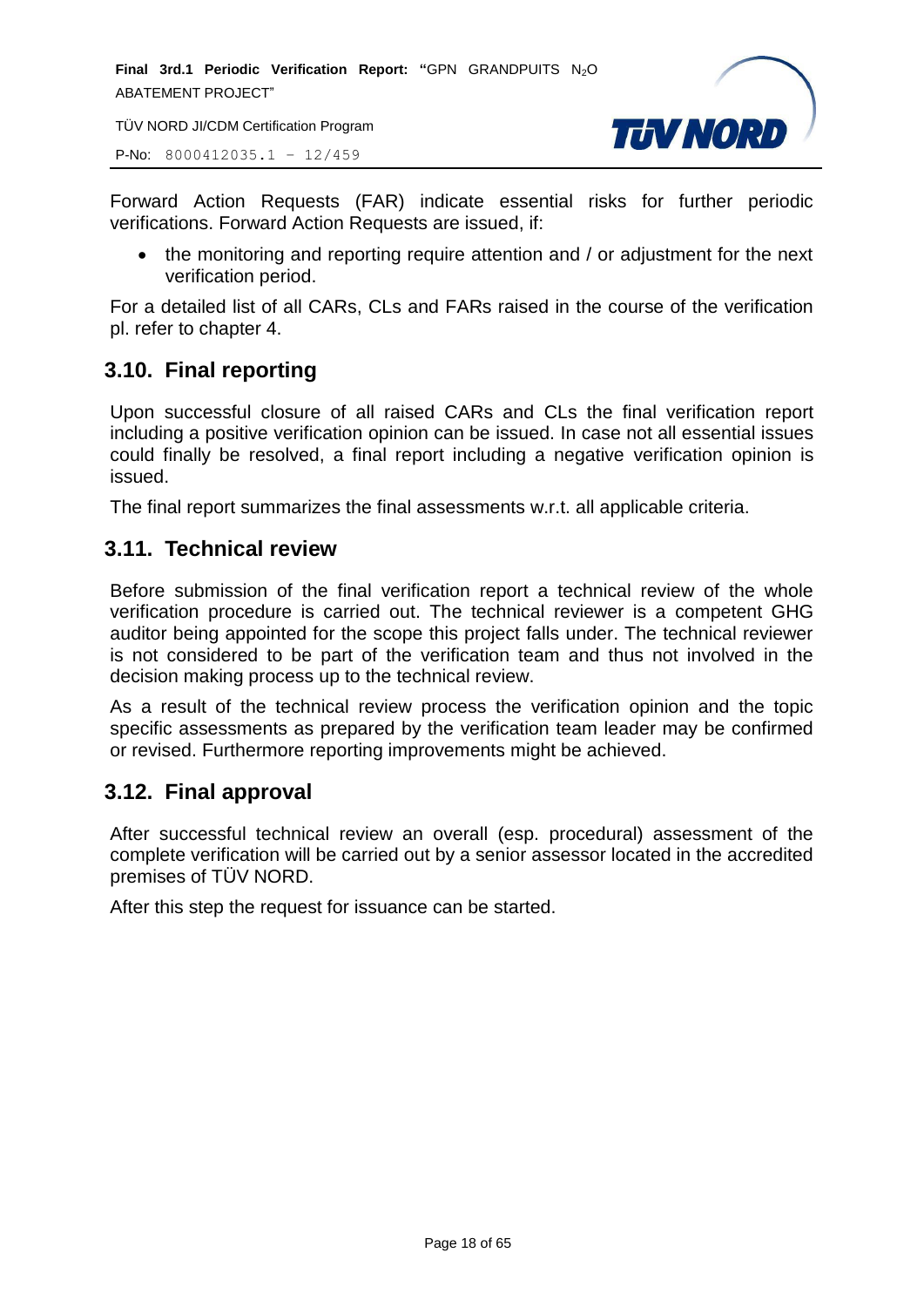Forward Action Requests (FAR) indicate essential risks for further periodic verifications. Forward Action Requests are issued, if:

- the monitoring and reporting require attention and / or adjustment for the next verification period.

For a detailed list of all CARs, CLs and FARs raised in the course of the verification pl. refer to chapter 4.

## 3.10. Final reporting

Upon successful closure of all raised CARs and CLs the final verification report including a positive verification opinion can be issued. In case not all essential issues could finally be resolved, a final report including a negative verification opinion is issued.

The final report summarizes the final assessments w.r.t. all applicable criteria.

## 3.11. Technical review

Before submission of the final verification report a technical review of the whole verification procedure is carried out. The technical reviewer is a competent GHG auditor being appointed for the scope this project falls under. The technical reviewer is not considered to be part of the verification team and thus not involved in the decision making process up to the technical review.

As a result of the technical review process the verification opinion and the topic specific assessments as prepared by the verification team leader may be confirmed or revised. Furthermore reporting improvements might be achieved.

## 3.12. Final approval

After successful technical review an overall (esp. procedural) assessment of the complete verification will be carried out by a senior assessor located in the accredited premises of TÜV NORD.

After this step the request for issuance can be started.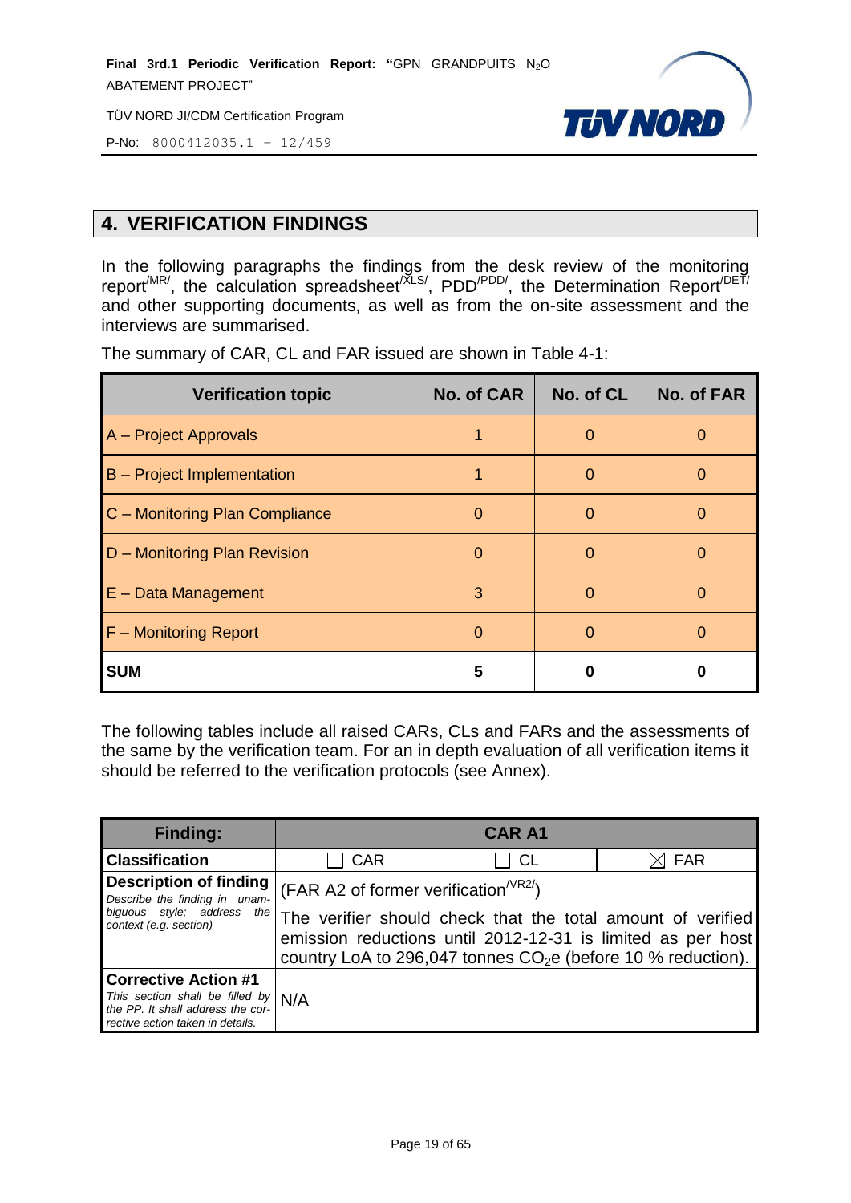## 4. VERIFICATION FINDINGS

In the following paragraphs the findings from the desk review of the monitoring report[/MR/], the calculation spreadsheet[/XLS/], PDD[/PDD/], the Determination Report[/DET/] and other supporting documents, as well as from the on-site assessment and the interviews are summarised.

The summary of CAR, CL and FAR issued are shown in Table 4-1:

| Verification topic | No. of CAR | No. of CL | No. of FAR |
|---|---|---|---|
| A – Project Approvals | 1 | 0 | 0 |
| B – Project Implementation | 1 | 0 | 0 |
| C – Monitoring Plan Compliance | 0 | 0 | 0 |
| D – Monitoring Plan Revision | 0 | 0 | 0 |
| E – Data Management | 3 | 0 | 0 |
| F – Monitoring Report | 0 | 0 | 0 |
| **SUM** | **5** | **0** | **0** |

The following tables include all raised CARs, CLs and FARs and the assessments of the same by the verification team. For an in depth evaluation of all verification items it should be referred to the verification protocols (see Annex).

| **Finding:** | **CAR A1** | | |
|---|---|---|---|
| **Classification** | ☐ CAR | ☐ CL | ☒ FAR |
| **Description of finding** *Describe the finding in unambiguous style; address the context (e.g. section)* | (FAR A2 of former verification[/VR2/]) The verifier should check that the total amount of verified emission reductions until 2012-12-31 is limited as per host country LoA to 296,047 tonnes $CO_2$e (before 10 % reduction). | | |
| **Corrective Action #1** *This section shall be filled by the PP. It shall address the corrective action taken in details.* | N/A | | |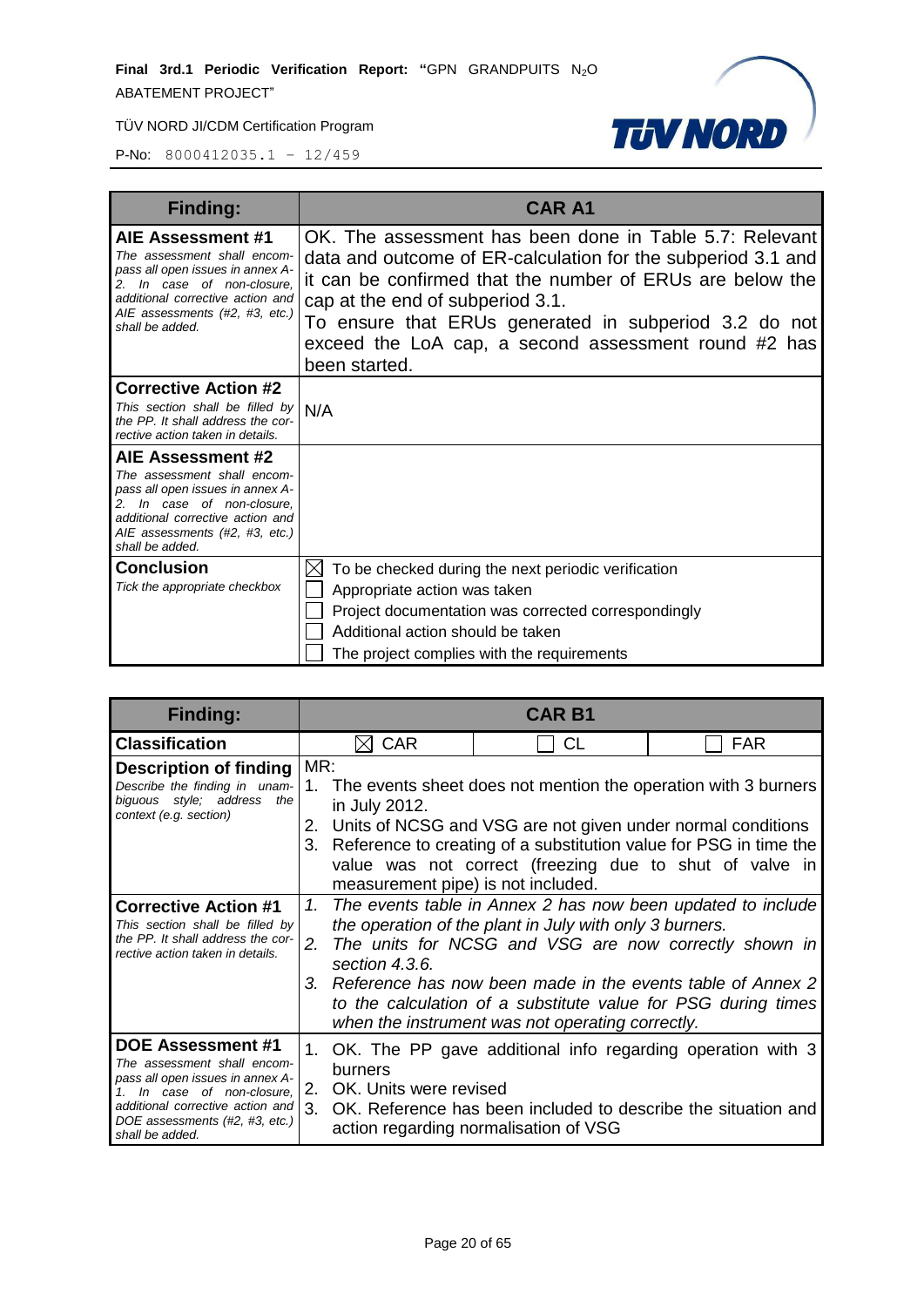| Finding: | CAR A1 |
|---|---|
| **AIE Assessment #1**<br>*The assessment shall encompass all open issues in annex A-2. In case of non-closure, additional corrective action and AIE assessments (#2, #3, etc.) shall be added.* | OK. The assessment has been done in Table 5.7: Relevant data and outcome of ER-calculation for the subperiod 3.1 and it can be confirmed that the number of ERUs are below the cap at the end of subperiod 3.1.<br>To ensure that ERUs generated in subperiod 3.2 do not exceed the LoA cap, a second assessment round #2 has been started. |
| **Corrective Action #2**<br>*This section shall be filled by the PP. It shall address the corrective action taken in details.* | N/A |
| **AIE Assessment #2**<br>*The assessment shall encompass all open issues in annex A-2. In case of non-closure, additional corrective action and AIE assessments (#2, #3, etc.) shall be added.* | |
| **Conclusion**<br>*Tick the appropriate checkbox* | ☒ To be checked during the next periodic verification<br>☐ Appropriate action was taken<br>☐ Project documentation was corrected correspondingly<br>☐ Additional action should be taken<br>☐ The project complies with the requirements |

| Finding: | CAR B1 | | |
|---|---|---|---|
| **Classification** | ☒ CAR | ☐ CL | ☐ FAR |
| **Description of finding**<br>*Describe the finding in unambiguous style; address the context (e.g. section)* | MR:<br>1. The events sheet does not mention the operation with 3 burners in July 2012.<br>2. Units of NCSG and VSG are not given under normal conditions<br>3. Reference to creating of a substitution value for PSG in time the value was not correct (freezing due to shut of valve in measurement pipe) is not included. | | |
| **Corrective Action #1**<br>*This section shall be filled by the PP. It shall address the corrective action taken in details.* | *1. The events table in Annex 2 has now been updated to include the operation of the plant in July with only 3 burners.*<br>*2. The units for NCSG and VSG are now correctly shown in section 4.3.6.*<br>*3. Reference has now been made in the events table of Annex 2 to the calculation of a substitute value for PSG during times when the instrument was not operating correctly.* | | |
| **DOE Assessment #1**<br>*The assessment shall encompass all open issues in annex A-1. In case of non-closure, additional corrective action and DOE assessments (#2, #3, etc.) shall be added.* | 1. OK. The PP gave additional info regarding operation with 3 burners<br>2. OK. Units were revised<br>3. OK. Reference has been included to describe the situation and action regarding normalisation of VSG | | |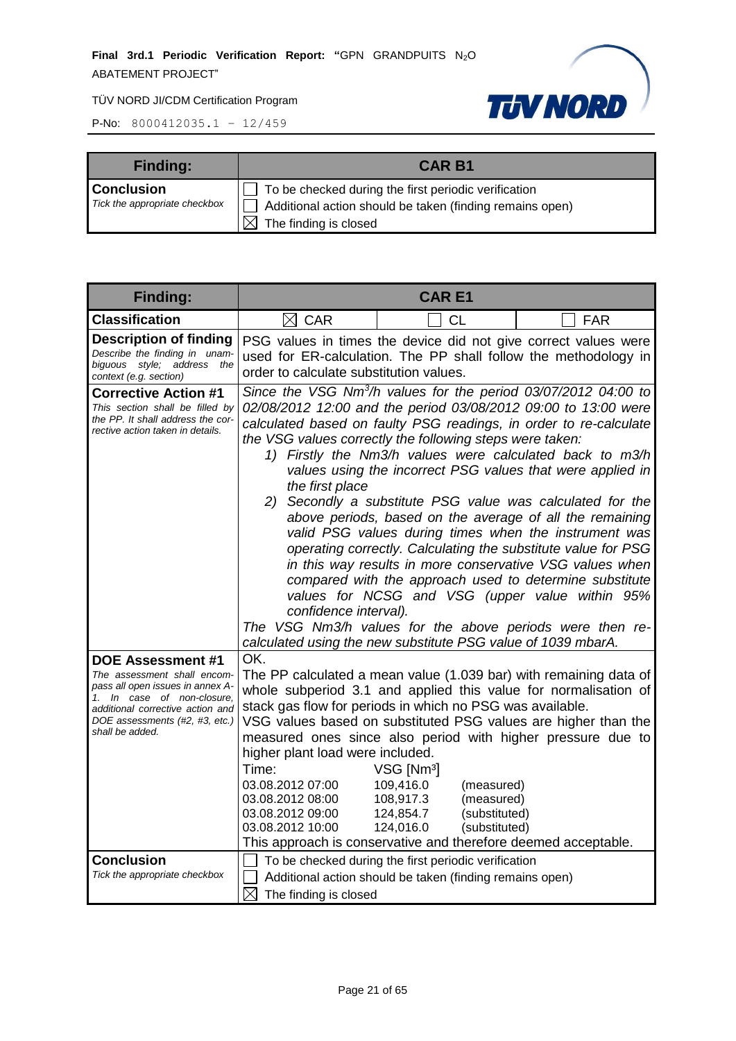| Finding: | CAR B1 |
|---|---|
| **Conclusion**<br>*Tick the appropriate checkbox* | ☐ To be checked during the first periodic verification<br>☐ Additional action should be taken (finding remains open)<br>☒ The finding is closed |

| Finding: | CAR E1 | | |
|---|---|---|---|
| **Classification** | ☒ CAR | ☐ CL | ☐ FAR |
| **Description of finding**<br>*Describe the finding in unambiguous style; address the context (e.g. section)* | PSG values in times the device did not give correct values were used for ER-calculation. The PP shall follow the methodology in order to calculate substitution values. | | |
| **Corrective Action #1**<br>*This section shall be filled by the PP. It shall address the corrective action taken in details.* | *Since the VSG Nm$^3$/h values for the period 03/07/2012 04:00 to 02/08/2012 12:00 and the period 03/08/2012 09:00 to 13:00 were calculated based on faulty PSG readings, in order to re-calculate the VSG values correctly the following steps were taken:*<br>*1) Firstly the Nm3/h values were calculated back to m3/h values using the incorrect PSG values that were applied in the first place*<br>*2) Secondly a substitute PSG value was calculated for the above periods, based on the average of all the remaining valid PSG values during times when the instrument was operating correctly. Calculating the substitute value for PSG in this way results in more conservative VSG values when compared with the approach used to determine substitute values for NCSG and VSG (upper value within 95% confidence interval).*<br>*The VSG Nm3/h values for the above periods were then re-calculated using the new substitute PSG value of 1039 mbarA.* | | |
| **DOE Assessment #1**<br>*The assessment shall encompass all open issues in annex A-1. In case of non-closure, additional corrective action and DOE assessments (#2, #3, etc.) shall be added.* | OK.<br>The PP calculated a mean value (1.039 bar) with remaining data of whole subperiod 3.1 and applied this value for normalisation of stack gas flow for periods in which no PSG was available.<br>VSG values based on substituted PSG values are higher than the measured ones since also period with higher pressure due to higher plant load were included.<br>Time: VSG [Nm³]<br>03.08.2012 07:00 109,416.0 (measured)<br>03.08.2012 08:00 108,917.3 (measured)<br>03.08.2012 09:00 124,854.7 (substituted)<br>03.08.2012 10:00 124,016.0 (substituted)<br>This approach is conservative and therefore deemed acceptable. | | |
| **Conclusion**<br>*Tick the appropriate checkbox* | ☐ To be checked during the first periodic verification<br>☐ Additional action should be taken (finding remains open)<br>☒ The finding is closed | | |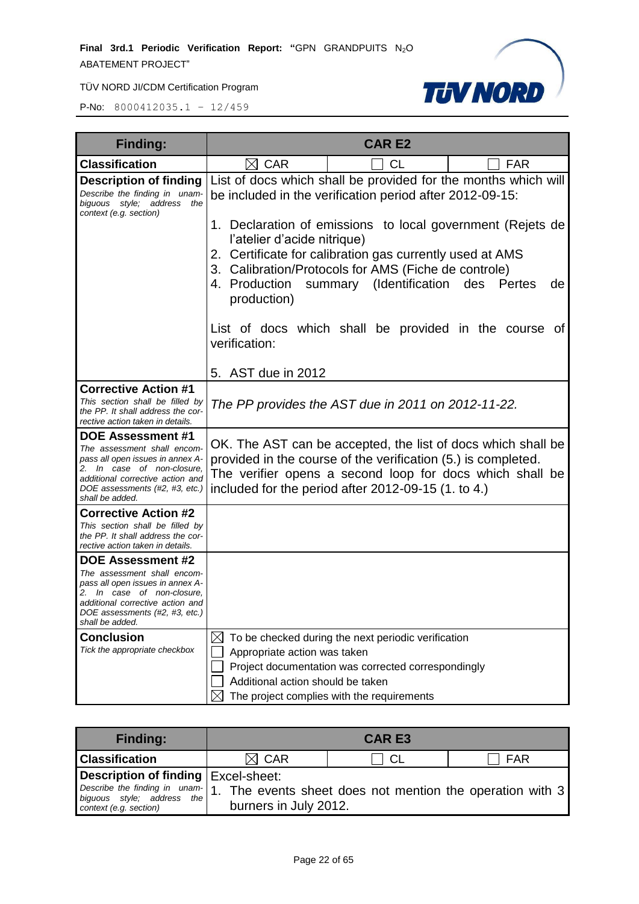| Finding: | CAR E2 | | |
|---|---|---|---|
| **Classification** | ☒ CAR | ☐ CL | ☐ FAR |
| **Description of finding** *Describe the finding in unambiguous style; address the context (e.g. section)* | List of docs which shall be provided for the months which will be included in the verification period after 2012-09-15:<br><br>1. Declaration of emissions to local government (Rejets de l'atelier d'acide nitrique)<br>2. Certificate for calibration gas currently used at AMS<br>3. Calibration/Protocols for AMS (Fiche de controle)<br>4. Production summary (Identification des Pertes de production)<br><br>List of docs which shall be provided in the course of verification:<br><br>5. AST due in 2012 | | |
| **Corrective Action #1** *This section shall be filled by the PP. It shall address the corrective action taken in details.* | *The PP provides the AST due in 2011 on 2012-11-22.* | | |
| **DOE Assessment #1** *The assessment shall encompass all open issues in annex A-2. In case of non-closure, additional corrective action and DOE assessments (#2, #3, etc.) shall be added.* | OK. The AST can be accepted, the list of docs which shall be provided in the course of the verification (5.) is completed. The verifier opens a second loop for docs which shall be included for the period after 2012-09-15 (1. to 4.) | | |
| **Corrective Action #2** *This section shall be filled by the PP. It shall address the corrective action taken in details.* | | | |
| **DOE Assessment #2** *The assessment shall encompass all open issues in annex A-2. In case of non-closure, additional corrective action and DOE assessments (#2, #3, etc.) shall be added.* | | | |
| **Conclusion** *Tick the appropriate checkbox* | ☒ To be checked during the next periodic verification<br>☐ Appropriate action was taken<br>☐ Project documentation was corrected correspondingly<br>☐ Additional action should be taken<br>☒ The project complies with the requirements | | |

| Finding: | CAR E3 | | |
|---|---|---|---|
| **Classification** | ☒ CAR | ☐ CL | ☐ FAR |
| **Description of finding** *Describe the finding in unambiguous style; address the context (e.g. section)* | Excel-sheet:<br>1. The events sheet does not mention the operation with 3 burners in July 2012. | | |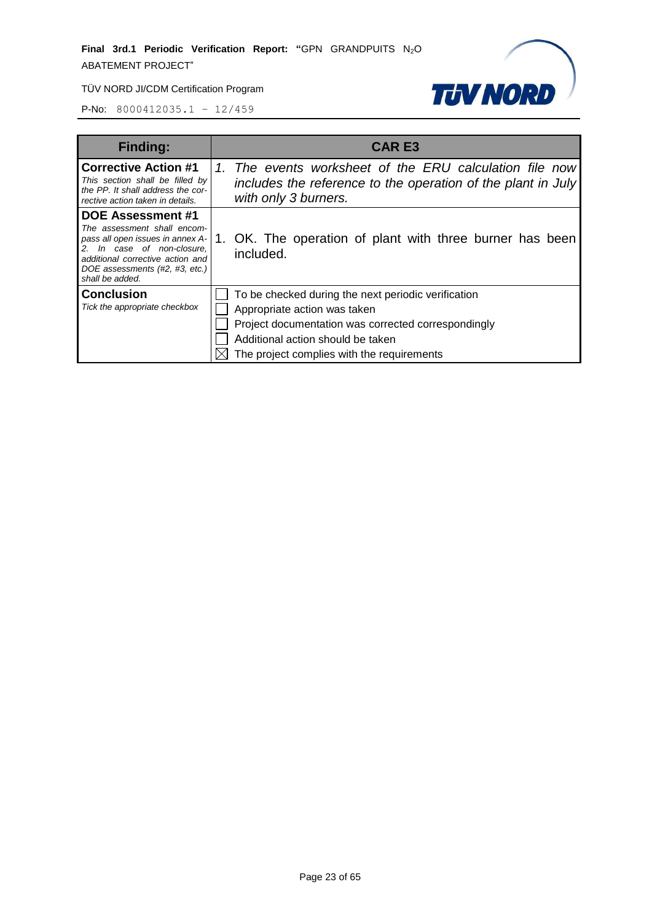| Finding: | CAR E3 |
| --- | --- |
| **Corrective Action #1**<br>*This section shall be filled by the PP. It shall address the corrective action taken in details.* | *1. The events worksheet of the ERU calculation file now includes the reference to the operation of the plant in July with only 3 burners.* |
| **DOE Assessment #1**<br>*The assessment shall encompass all open issues in annex A-2. In case of non-closure, additional corrective action and DOE assessments (#2, #3, etc.) shall be added.* | 1. OK. The operation of plant with three burner has been included. |
| **Conclusion**<br>*Tick the appropriate checkbox* | ☐ To be checked during the next periodic verification<br>☐ Appropriate action was taken<br>☐ Project documentation was corrected correspondingly<br>☐ Additional action should be taken<br>☒ The project complies with the requirements |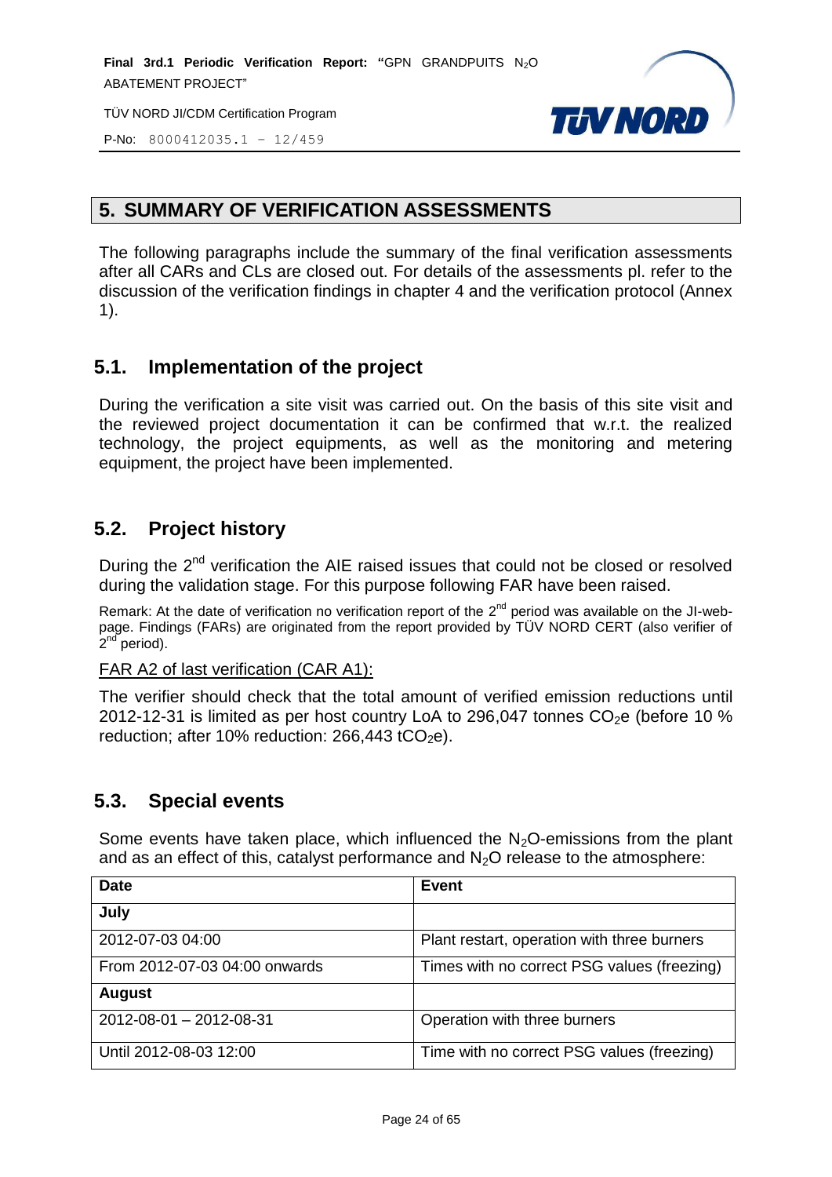## 5. SUMMARY OF VERIFICATION ASSESSMENTS

The following paragraphs include the summary of the final verification assessments after all CARs and CLs are closed out. For details of the assessments pl. refer to the discussion of the verification findings in chapter 4 and the verification protocol (Annex 1).

### 5.1. Implementation of the project

During the verification a site visit was carried out. On the basis of this site visit and the reviewed project documentation it can be confirmed that w.r.t. the realized technology, the project equipments, as well as the monitoring and metering equipment, the project have been implemented.

### 5.2. Project history

During the 2nd verification the AIE raised issues that could not be closed or resolved during the validation stage. For this purpose following FAR have been raised.

Remark: At the date of verification no verification report of the 2nd period was available on the JI-web-page. Findings (FARs) are originated from the report provided by TÜV NORD CERT (also verifier of 2nd period).

FAR A2 of last verification (CAR A1):

The verifier should check that the total amount of verified emission reductions until 2012-12-31 is limited as per host country LoA to 296,047 tonnes $CO_2$e (before 10 % reduction; after 10% reduction: 266,443 t$CO_2$e).

### 5.3. Special events

Some events have taken place, which influenced the $N_2O$-emissions from the plant and as an effect of this, catalyst performance and $N_2O$ release to the atmosphere:

| Date | Event |
|---|---|
| **July** | |
| 2012-07-03 04:00 | Plant restart, operation with three burners |
| From 2012-07-03 04:00 onwards | Times with no correct PSG values (freezing) |
| **August** | |
| 2012-08-01 – 2012-08-31 | Operation with three burners |
| Until 2012-08-03 12:00 | Time with no correct PSG values (freezing) |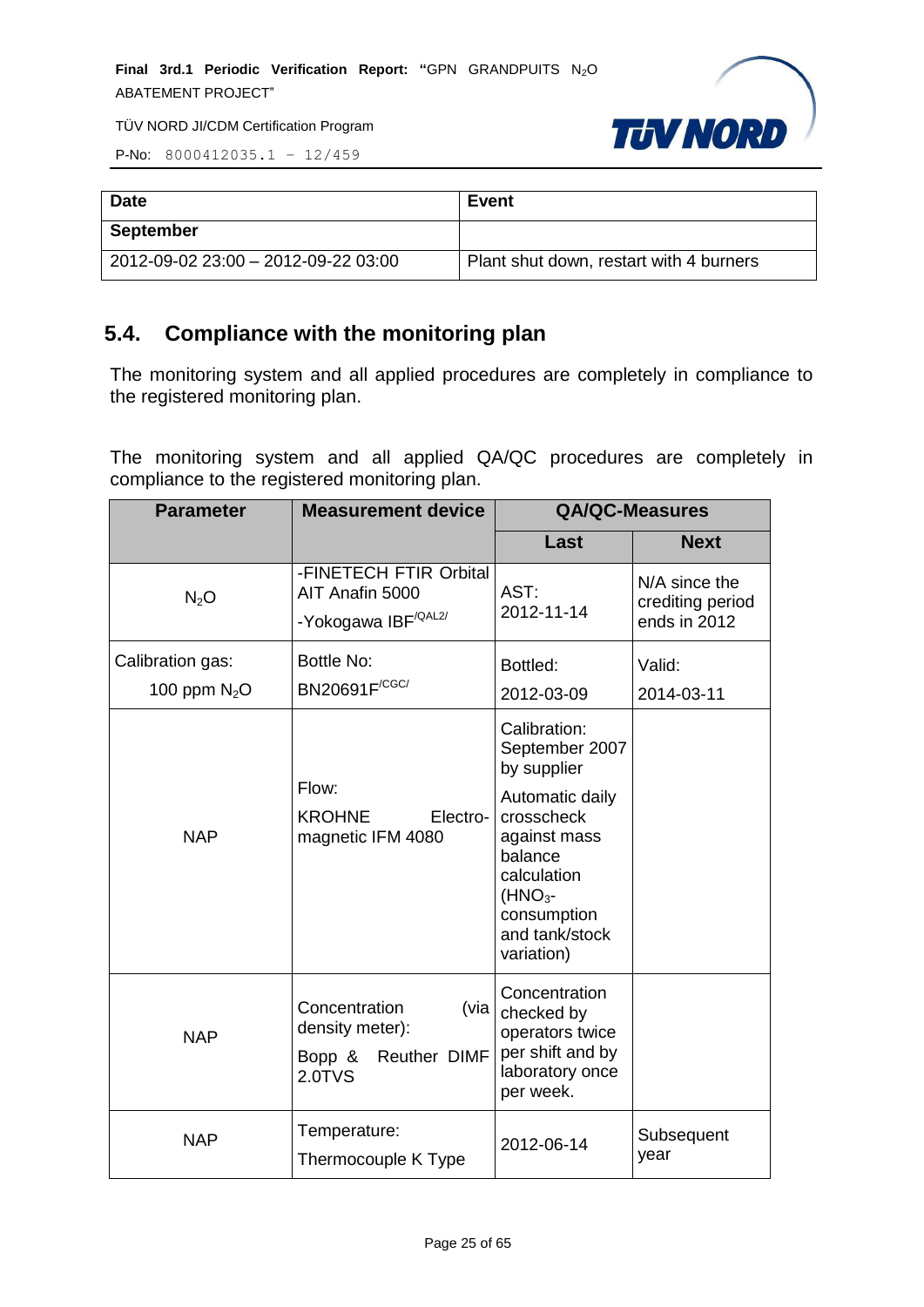| Date | Event |
|---|---|
| **September** | |
| 2012-09-02 23:00 – 2012-09-22 03:00 | Plant shut down, restart with 4 burners |

## 5.4. Compliance with the monitoring plan

The monitoring system and all applied procedures are completely in compliance to the registered monitoring plan.

The monitoring system and all applied QA/QC procedures are completely in compliance to the registered monitoring plan.

| Parameter | Measurement device | QA/QC-Measures | |
|---|---|---|---|
| | | **Last** | **Next** |
| $N_2O$ | -FINETECH FTIR Orbital AIT Anafin 5000 -Yokogawa IBF/QAL2/ | AST: 2012-11-14 | N/A since the crediting period ends in 2012 |
| Calibration gas: 100 ppm $N_2O$ | Bottle No: BN20691F/CGC/ | Bottled: 2012-03-09 | Valid: 2014-03-11 |
| NAP | Flow: KROHNE Electro-magnetic IFM 4080 | Calibration: September 2007 by supplier<br>Automatic daily crosscheck against mass balance calculation ($HNO_3$-consumption and tank/stock variation) | |
| NAP | Concentration (via density meter): Bopp & Reuther DIMF 2.0TVS | Concentration checked by operators twice per shift and by laboratory once per week. | |
| NAP | Temperature: Thermocouple K Type | 2012-06-14 | Subsequent year |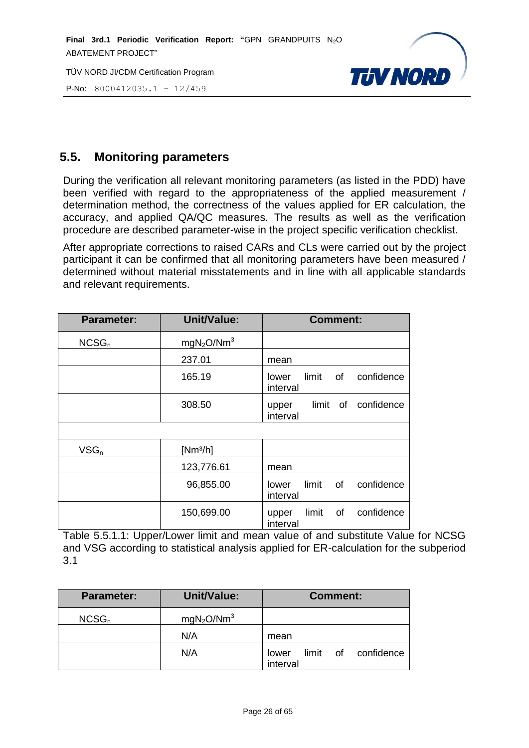## 5.5. Monitoring parameters

During the verification all relevant monitoring parameters (as listed in the PDD) have been verified with regard to the appropriateness of the applied measurement / determination method, the correctness of the values applied for ER calculation, the accuracy, and applied QA/QC measures. The results as well as the verification procedure are described parameter-wise in the project specific verification checklist.

After appropriate corrections to raised CARs and CLs were carried out by the project participant it can be confirmed that all monitoring parameters have been measured / determined without material misstatements and in line with all applicable standards and relevant requirements.

| Parameter: | Unit/Value: | Comment: |
|---|---|---|
| $NCSG_n$ | $mgN_2O/Nm^3$ | |
| | 237.01 | mean |
| | 165.19 | lower limit of confidence interval |
| | 308.50 | upper limit of confidence interval |
| | | |
| $VSG_n$ | [$Nm^3/h$] | |
| | 123,776.61 | mean |
| | 96,855.00 | lower limit of confidence interval |
| | 150,699.00 | upper limit of confidence interval |

Table 5.5.1.1: Upper/Lower limit and mean value of and substitute Value for NCSG and VSG according to statistical analysis applied for ER-calculation for the subperiod 3.1

| Parameter: | Unit/Value: | Comment: |
|---|---|---|
| $NCSG_n$ | $mgN_2O/Nm^3$ | |
| | N/A | mean |
| | N/A | lower limit of confidence interval |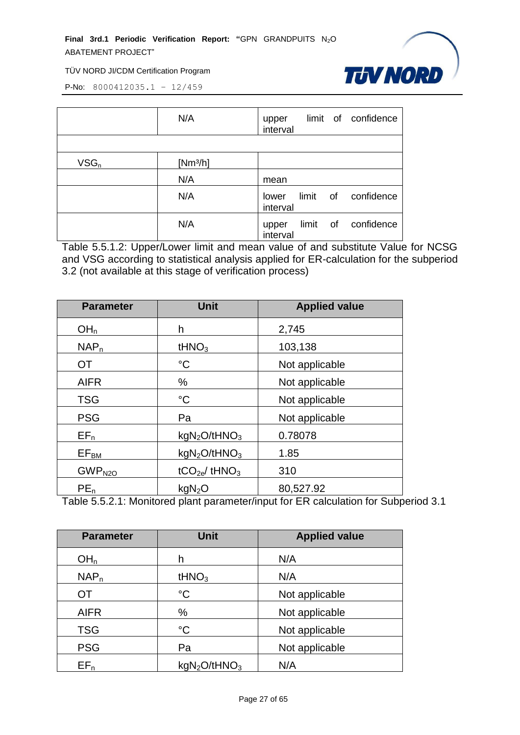|  | N/A | upper limit of confidence interval |
|---|---|---|
|  |  |  |
| $VSG_n$ | [Nm³/h] |  |
|  | N/A | mean |
|  | N/A | lower limit of confidence interval |
|  | N/A | upper limit of confidence interval |

Table 5.5.1.2: Upper/Lower limit and mean value of and substitute Value for NCSG and VSG according to statistical analysis applied for ER-calculation for the subperiod 3.2 (not available at this stage of verification process)

| Parameter | Unit | Applied value |
|---|---|---|
| $OH_n$ | h | 2,745 |
| $NAP_n$ | $tHNO_3$ | 103,138 |
| OT | °C | Not applicable |
| AIFR | % | Not applicable |
| TSG | °C | Not applicable |
| PSG | Pa | Not applicable |
| $EF_n$ | $kgN_2O/tHNO_3$ | 0.78078 |
| $EF_{BM}$ | $kgN_2O/tHNO_3$ | 1.85 |
| $GWP_{N2O}$ | $tCO_{2e}/ tHNO_3$ | 310 |
| $PE_n$ | $kgN_2O$ | 80,527.92 |

Table 5.5.2.1: Monitored plant parameter/input for ER calculation for Subperiod 3.1

| Parameter | Unit | Applied value |
|---|---|---|
| $OH_n$ | h | N/A |
| $NAP_n$ | $tHNO_3$ | N/A |
| OT | °C | Not applicable |
| AIFR | % | Not applicable |
| TSG | °C | Not applicable |
| PSG | Pa | Not applicable |
| $EF_n$ | $kgN_2O/tHNO_3$ | N/A |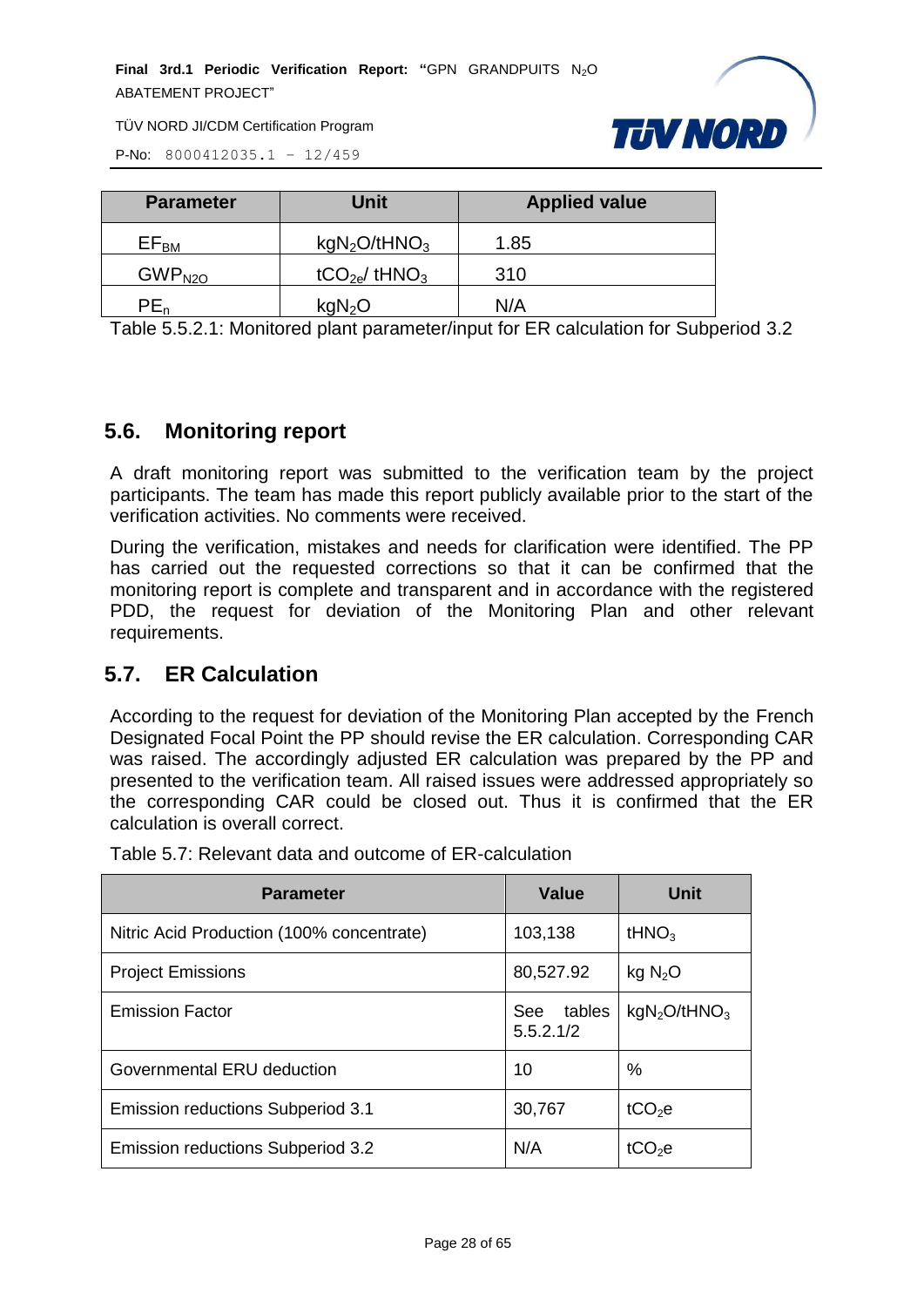| Parameter | Unit | Applied value |
|---|---|---|
| $EF_{BM}$ | $kgN_2O/tHNO_3$ | 1.85 |
| $GWP_{N2O}$ | $tCO_{2e}/ tHNO_3$ | 310 |
| $PE_n$ | $kgN_2O$ | N/A |

Table 5.5.2.1: Monitored plant parameter/input for ER calculation for Subperiod 3.2

## 5.6. Monitoring report

A draft monitoring report was submitted to the verification team by the project participants. The team has made this report publicly available prior to the start of the verification activities. No comments were received.

During the verification, mistakes and needs for clarification were identified. The PP has carried out the requested corrections so that it can be confirmed that the monitoring report is complete and transparent and in accordance with the registered PDD, the request for deviation of the Monitoring Plan and other relevant requirements.

## 5.7. ER Calculation

According to the request for deviation of the Monitoring Plan accepted by the French Designated Focal Point the PP should revise the ER calculation. Corresponding CAR was raised. The accordingly adjusted ER calculation was prepared by the PP and presented to the verification team. All raised issues were addressed appropriately so the corresponding CAR could be closed out. Thus it is confirmed that the ER calculation is overall correct.

Table 5.7: Relevant data and outcome of ER-calculation

| Parameter | Value | Unit |
|---|---|---|
| Nitric Acid Production (100% concentrate) | 103,138 | $tHNO_3$ |
| Project Emissions | 80,527.92 | kg $N_2O$ |
| Emission Factor | See tables 5.5.2.1/2 | $kgN_2O/tHNO_3$ |
| Governmental ERU deduction | 10 | % |
| Emission reductions Subperiod 3.1 | 30,767 | $tCO_2e$ |
| Emission reductions Subperiod 3.2 | N/A | $tCO_2e$ |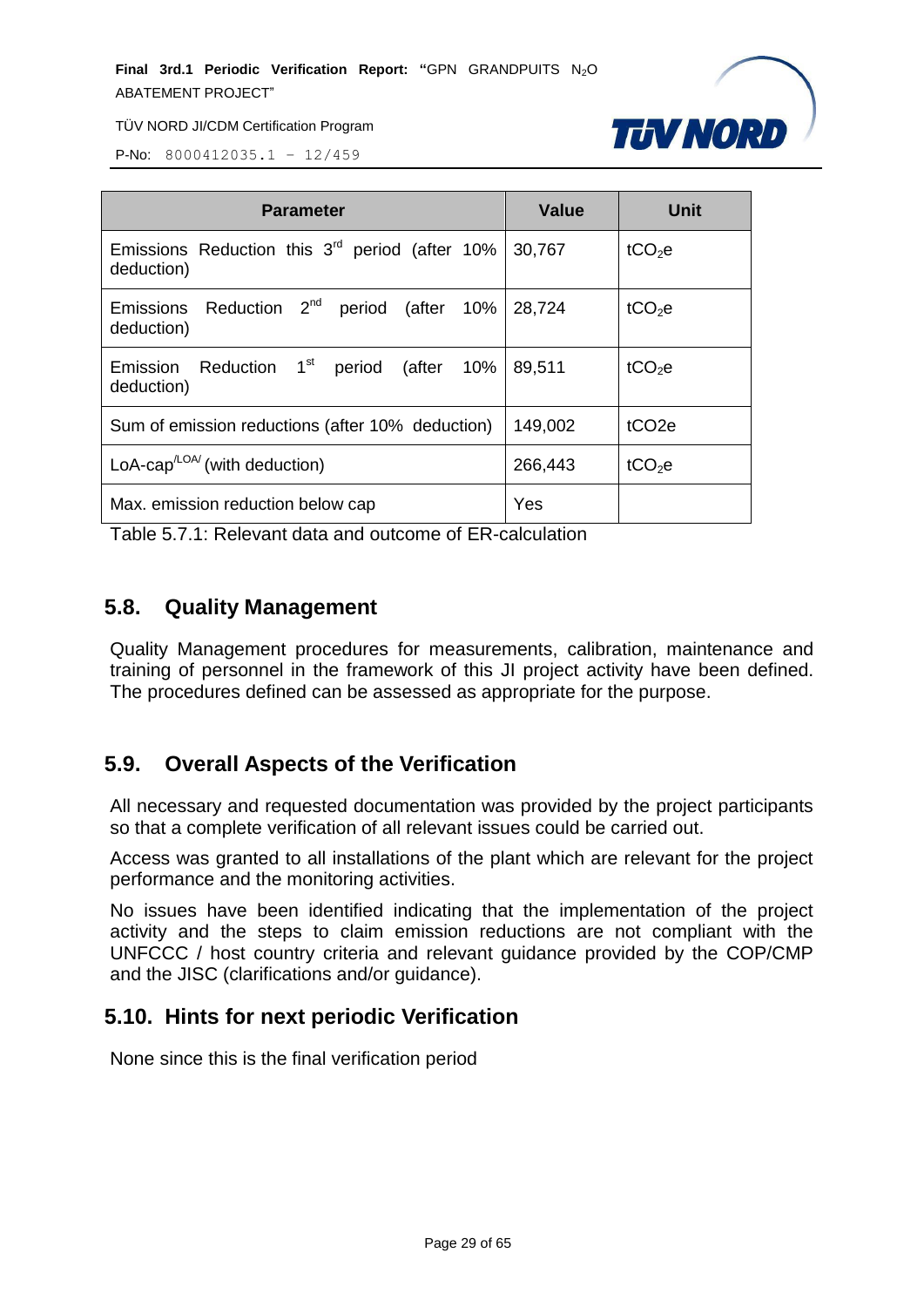| Parameter | Value | Unit |
| --- | --- | --- |
| Emissions Reduction this 3[rd] period (after 10% deduction) | 30,767 | $tCO_2e$ |
| Emissions Reduction 2[nd] period (after 10% deduction) | 28,724 | $tCO_2e$ |
| Emission Reduction 1[st] period (after 10% deduction) | 89,511 | $tCO_2e$ |
| Sum of emission reductions (after 10% deduction) | 149,002 | tCO2e |
| LoA-cap[/LOA/] (with deduction) | 266,443 | $tCO_2e$ |
| Max. emission reduction below cap | Yes | |

Table 5.7.1: Relevant data and outcome of ER-calculation

## 5.8. Quality Management

Quality Management procedures for measurements, calibration, maintenance and training of personnel in the framework of this JI project activity have been defined. The procedures defined can be assessed as appropriate for the purpose.

## 5.9. Overall Aspects of the Verification

All necessary and requested documentation was provided by the project participants so that a complete verification of all relevant issues could be carried out.

Access was granted to all installations of the plant which are relevant for the project performance and the monitoring activities.

No issues have been identified indicating that the implementation of the project activity and the steps to claim emission reductions are not compliant with the UNFCCC / host country criteria and relevant guidance provided by the COP/CMP and the JISC (clarifications and/or guidance).

## 5.10. Hints for next periodic Verification

None since this is the final verification period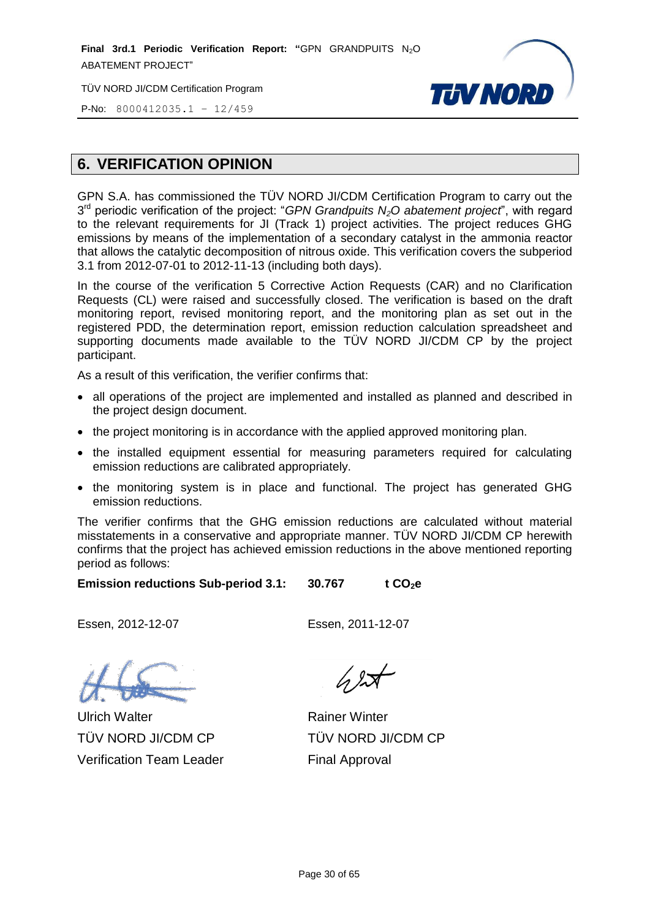## 6. VERIFICATION OPINION

GPN S.A. has commissioned the TÜV NORD JI/CDM Certification Program to carry out the 3rd periodic verification of the project: "*GPN Grandpuits $N_2O$ abatement project*", with regard to the relevant requirements for JI (Track 1) project activities. The project reduces GHG emissions by means of the implementation of a secondary catalyst in the ammonia reactor that allows the catalytic decomposition of nitrous oxide. This verification covers the subperiod 3.1 from 2012-07-01 to 2012-11-13 (including both days).

In the course of the verification 5 Corrective Action Requests (CAR) and no Clarification Requests (CL) were raised and successfully closed. The verification is based on the draft monitoring report, revised monitoring report, and the monitoring plan as set out in the registered PDD, the determination report, emission reduction calculation spreadsheet and supporting documents made available to the TÜV NORD JI/CDM CP by the project participant.

As a result of this verification, the verifier confirms that:

- all operations of the project are implemented and installed as planned and described in the project design document.
- the project monitoring is in accordance with the applied approved monitoring plan.
- the installed equipment essential for measuring parameters required for calculating emission reductions are calibrated appropriately.
- the monitoring system is in place and functional. The project has generated GHG emission reductions.

The verifier confirms that the GHG emission reductions are calculated without material misstatements in a conservative and appropriate manner. TÜV NORD JI/CDM CP herewith confirms that the project has achieved emission reductions in the above mentioned reporting period as follows:

**Emission reductions Sub-period 3.1: 30.767 t $CO_2$e**

Essen, 2012-12-07

Ulrich Walter
TÜV NORD JI/CDM CP
Verification Team Leader

Essen, 2011-12-07

Rainer Winter
TÜV NORD JI/CDM CP
Final Approval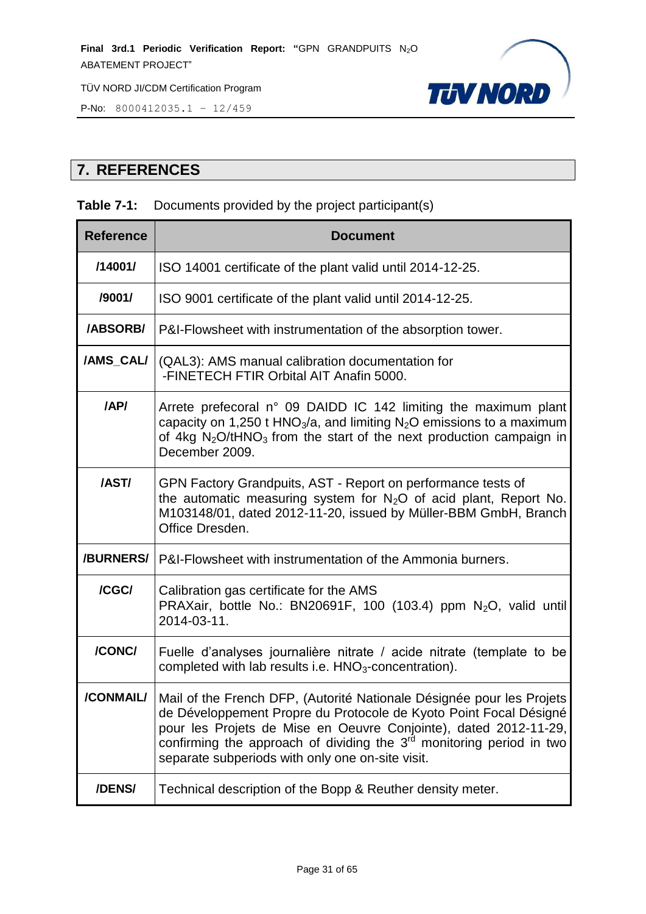## 7. REFERENCES

**Table 7-1:** Documents provided by the project participant(s)

| Reference | Document |
|---|---|
| /14001/ | ISO 14001 certificate of the plant valid until 2014-12-25. |
| /9001/ | ISO 9001 certificate of the plant valid until 2014-12-25. |
| /ABSORB/ | P&I-Flowsheet with instrumentation of the absorption tower. |
| /AMS_CAL/ | (QAL3): AMS manual calibration documentation for -FINETECH FTIR Orbital AIT Anafin 5000. |
| /AP/ | Arrete prefecoral n° 09 DAIDD IC 142 limiting the maximum plant capacity on 1,250 t $HNO_3$/a, and limiting $N_2O$ emissions to a maximum of 4kg $N_2O$/t$HNO_3$ from the start of the next production campaign in December 2009. |
| /AST/ | GPN Factory Grandpuits, AST - Report on performance tests of the automatic measuring system for $N_2O$ of acid plant, Report No. M103148/01, dated 2012-11-20, issued by Müller-BBM GmbH, Branch Office Dresden. |
| /BURNERS/ | P&I-Flowsheet with instrumentation of the Ammonia burners. |
| /CGC/ | Calibration gas certificate for the AMS PRAXair, bottle No.: BN20691F, 100 (103.4) ppm $N_2O$, valid until 2014-03-11. |
| /CONC/ | Fuelle d'analyses journalière nitrate / acide nitrate (template to be completed with lab results i.e. $HNO_3$-concentration). |
| /CONMAIL/ | Mail of the French DFP, (Autorité Nationale Désignée pour les Projets de Développement Propre du Protocole de Kyoto Point Focal Désigné pour les Projets de Mise en Oeuvre Conjointe), dated 2012-11-29, confirming the approach of dividing the 3rd monitoring period in two separate subperiods with only one on-site visit. |
| /DENS/ | Technical description of the Bopp & Reuther density meter. |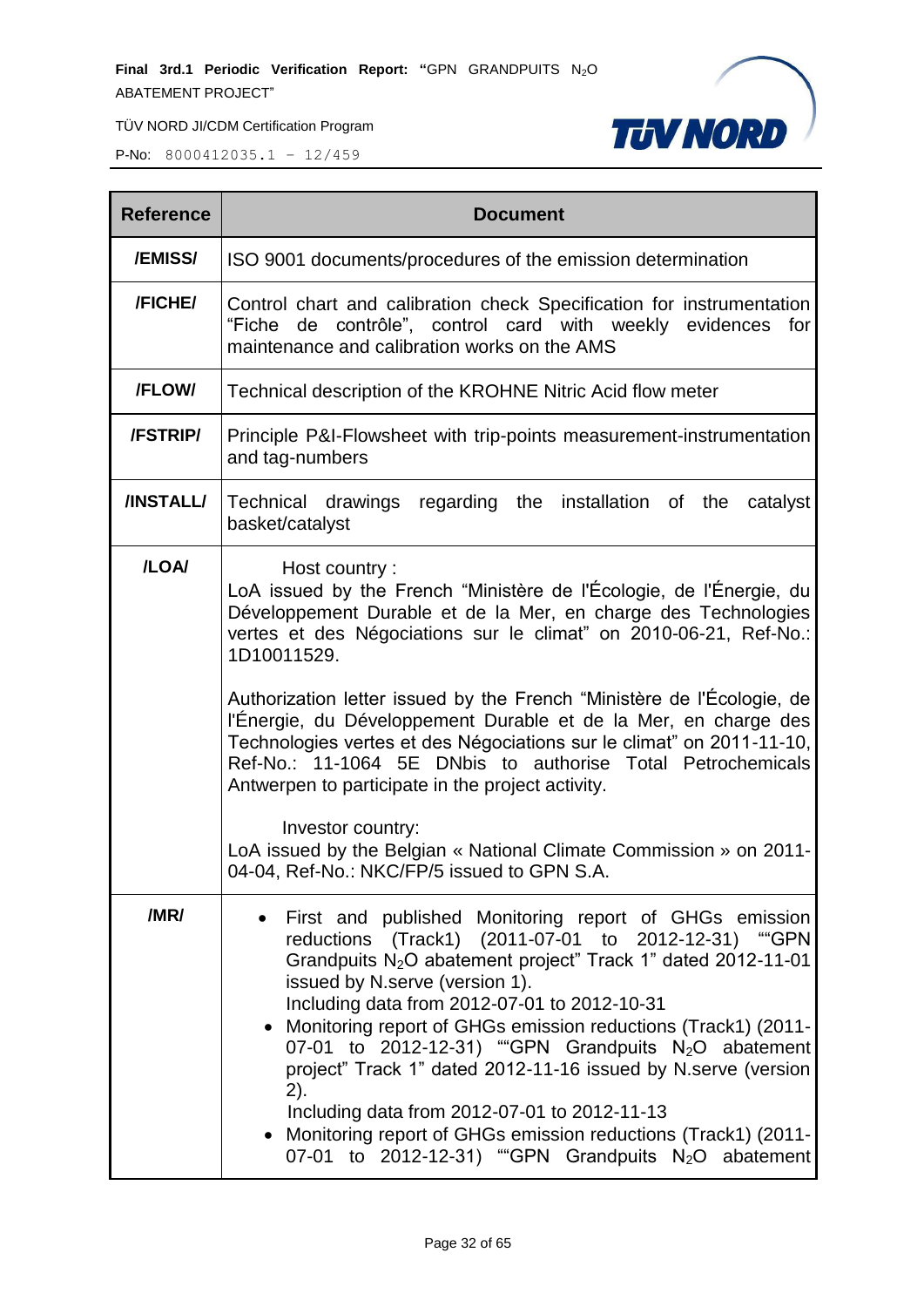| Reference | Document |
|---|---|
| /EMISS/ | ISO 9001 documents/procedures of the emission determination |
| /FICHE/ | Control chart and calibration check Specification for instrumentation "Fiche de contrôle", control card with weekly evidences for maintenance and calibration works on the AMS |
| /FLOW/ | Technical description of the KROHNE Nitric Acid flow meter |
| /FSTRIP/ | Principle P&I-Flowsheet with trip-points measurement-instrumentation and tag-numbers |
| /INSTALL/ | Technical drawings regarding the installation of the catalyst basket/catalyst |
| /LOA/ | Host country :<br>LoA issued by the French "Ministère de l'Écologie, de l'Énergie, du Développement Durable et de la Mer, en charge des Technologies vertes et des Négociations sur le climat" on 2010-06-21, Ref-No.: 1D10011529.<br><br>Authorization letter issued by the French "Ministère de l'Écologie, de l'Énergie, du Développement Durable et de la Mer, en charge des Technologies vertes et des Négociations sur le climat" on 2011-11-10, Ref-No.: 11-1064 5E DNbis to authorise Total Petrochemicals Antwerpen to participate in the project activity.<br><br>Investor country:<br>LoA issued by the Belgian « National Climate Commission » on 2011-04-04, Ref-No.: NKC/FP/5 issued to GPN S.A. |
| /MR/ | • First and published Monitoring report of GHGs emission reductions (Track1) (2011-07-01 to 2012-12-31) ""GPN Grandpuits $N_2O$ abatement project" Track 1" dated 2012-11-01 issued by N.serve (version 1).<br>Including data from 2012-07-01 to 2012-10-31<br>• Monitoring report of GHGs emission reductions (Track1) (2011-07-01 to 2012-12-31) ""GPN Grandpuits $N_2O$ abatement project" Track 1" dated 2012-11-16 issued by N.serve (version 2).<br>Including data from 2012-07-01 to 2012-11-13<br>• Monitoring report of GHGs emission reductions (Track1) (2011-07-01 to 2012-12-31) ""GPN Grandpuits $N_2O$ abatement |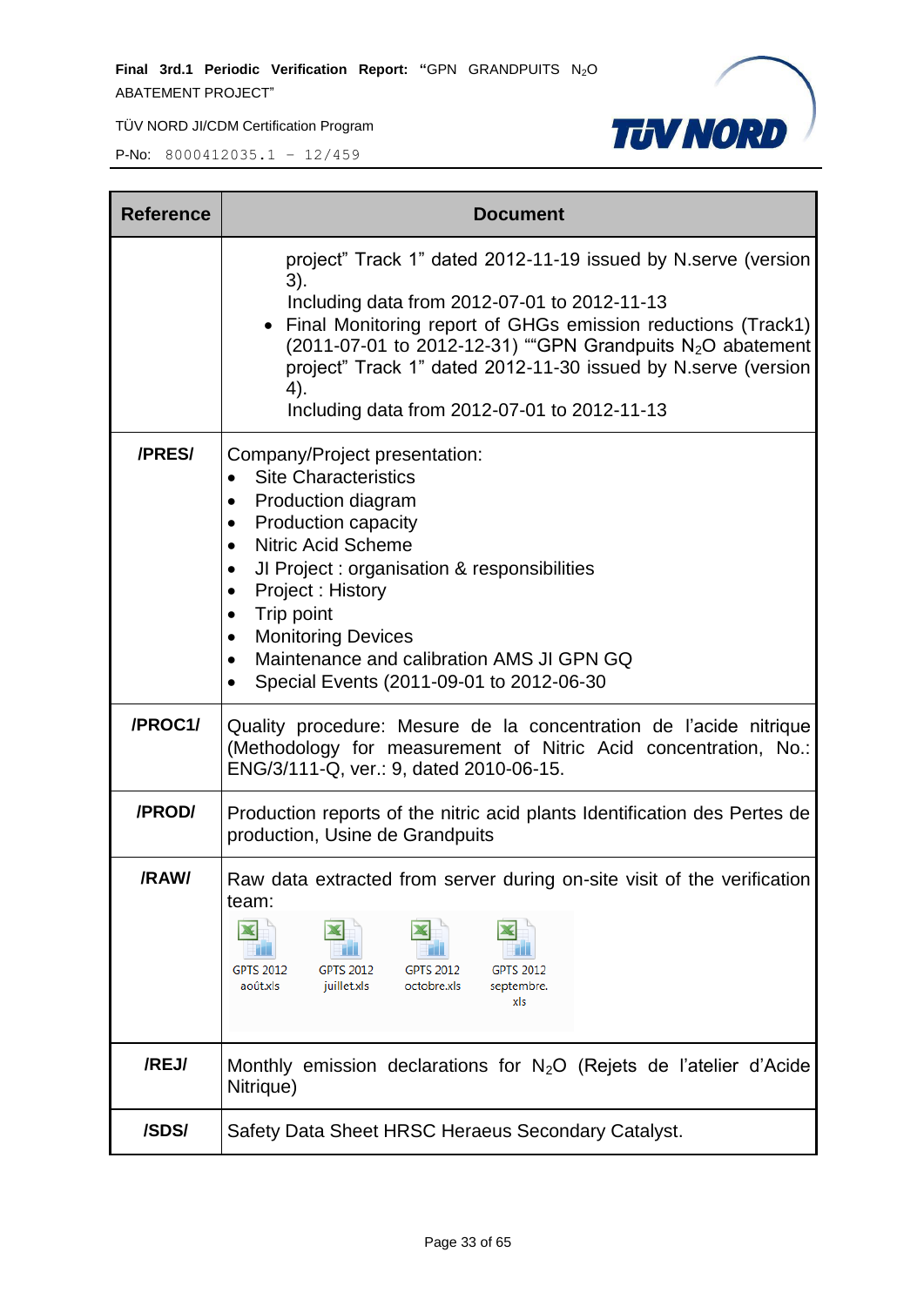| Reference | Document |
|---|---|
| | project" Track 1" dated 2012-11-19 issued by N.serve (version 3).<br>Including data from 2012-07-01 to 2012-11-13<br>• Final Monitoring report of GHGs emission reductions (Track1) (2011-07-01 to 2012-12-31) ""GPN Grandpuits $N_2O$ abatement project" Track 1" dated 2012-11-30 issued by N.serve (version 4).<br>Including data from 2012-07-01 to 2012-11-13 |
| /PRES/ | Company/Project presentation:<br>• Site Characteristics<br>• Production diagram<br>• Production capacity<br>• Nitric Acid Scheme<br>• JI Project : organisation & responsibilities<br>• Project : History<br>• Trip point<br>• Monitoring Devices<br>• Maintenance and calibration AMS JI GPN GQ<br>• Special Events (2011-09-01 to 2012-06-30 |
| /PROC1/ | Quality procedure: Mesure de la concentration de l'acide nitrique (Methodology for measurement of Nitric Acid concentration, No.: ENG/3/111-Q, ver.: 9, dated 2010-06-15. |
| /PROD/ | Production reports of the nitric acid plants Identification des Pertes de production, Usine de Grandpuits |
| /RAW/ | Raw data extracted from server during on-site visit of the verification team:<br>GPTS 2012 août.xls GPTS 2012 juillet.xls GPTS 2012 octobre.xls GPTS 2012 septembre.xls |
| /REJ/ | Monthly emission declarations for $N_2O$ (Rejets de l'atelier d'Acide Nitrique) |
| /SDS/ | Safety Data Sheet HRSC Heraeus Secondary Catalyst. |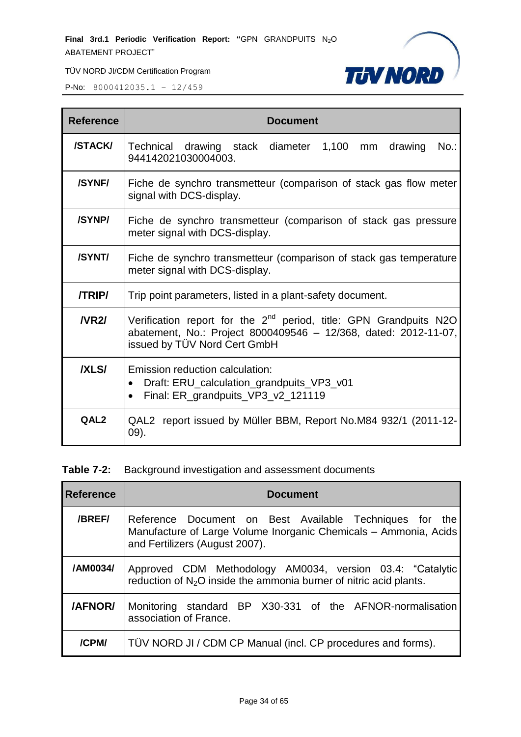| Reference | Document |
|---|---|
| /STACK/ | Technical drawing stack diameter 1,100 mm drawing No.: 944142021030004003. |
| /SYNF/ | Fiche de synchro transmetteur (comparison of stack gas flow meter signal with DCS-display. |
| /SYNP/ | Fiche de synchro transmetteur (comparison of stack gas pressure meter signal with DCS-display. |
| /SYNT/ | Fiche de synchro transmetteur (comparison of stack gas temperature meter signal with DCS-display. |
| /TRIP/ | Trip point parameters, listed in a plant-safety document. |
| /VR2/ | Verification report for the 2nd period, title: GPN Grandpuits N2O abatement, No.: Project 8000409546 – 12/368, dated: 2012-11-07, issued by TÜV Nord Cert GmbH |
| /XLS/ | Emission reduction calculation:<br>• Draft: ERU_calculation_grandpuits_VP3_v01<br>• Final: ER_grandpuits_VP3_v2_121119 |
| QAL2 | QAL2 report issued by Müller BBM, Report No.M84 932/1 (2011-12-09). |

**Table 7-2:** Background investigation and assessment documents

| Reference | Document |
|---|---|
| /BREF/ | Reference Document on Best Available Techniques for the Manufacture of Large Volume Inorganic Chemicals – Ammonia, Acids and Fertilizers (August 2007). |
| /AM0034/ | Approved CDM Methodology AM0034, version 03.4: "Catalytic reduction of $N_2O$ inside the ammonia burner of nitric acid plants. |
| /AFNOR/ | Monitoring standard BP X30-331 of the AFNOR-normalisation association of France. |
| /CPM/ | TÜV NORD JI / CDM CP Manual (incl. CP procedures and forms). |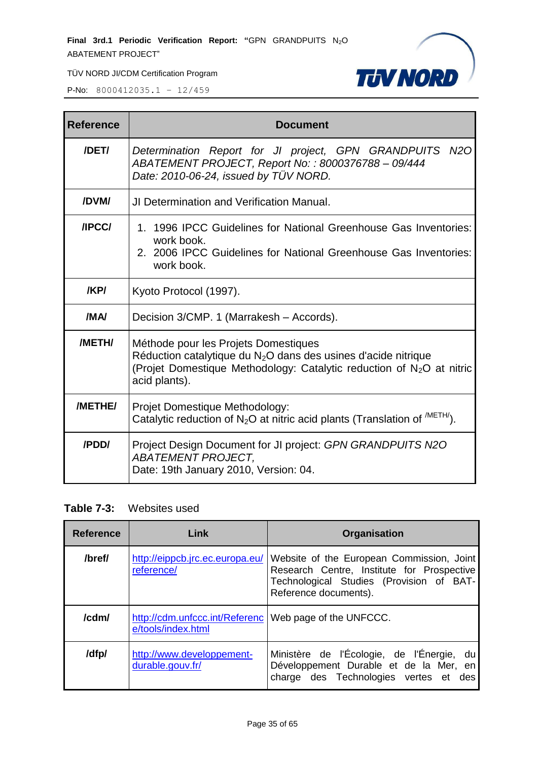| Reference | Document |
|---|---|
| /DET/ | *Determination Report for JI project, GPN GRANDPUITS N2O ABATEMENT PROJECT, Report No: : 8000376788 – 09/444 Date: 2010-06-24, issued by TÜV NORD.* |
| /DVM/ | JI Determination and Verification Manual. |
| /IPCC/ | 1. 1996 IPCC Guidelines for National Greenhouse Gas Inventories: work book. 2. 2006 IPCC Guidelines for National Greenhouse Gas Inventories: work book. |
| /KP/ | Kyoto Protocol (1997). |
| /MA/ | Decision 3/CMP. 1 (Marrakesh – Accords). |
| /METH/ | Méthode pour les Projets Domestiques Réduction catalytique du $N_2O$ dans des usines d'acide nitrique (Projet Domestique Methodology: Catalytic reduction of $N_2O$ at nitric acid plants). |
| /METHE/ | Projet Domestique Methodology: Catalytic reduction of $N_2O$ at nitric acid plants (Translation of /METH/). |
| /PDD/ | Project Design Document for JI project: *GPN GRANDPUITS N2O ABATEMENT PROJECT,* Date: 19th January 2010, Version: 04. |

**Table 7-3:** Websites used

| Reference | Link | Organisation |
|---|---|---|
| /bref/ | http://eippcb.jrc.ec.europa.eu/reference/ | Website of the European Commission, Joint Research Centre, Institute for Prospective Technological Studies (Provision of BAT-Reference documents). |
| /cdm/ | http://cdm.unfccc.int/Reference/tools/index.html | Web page of the UNFCCC. |
| /dfp/ | http://www.developpement-durable.gouv.fr/ | Ministère de l'Écologie, de l'Énergie, du Développement Durable et de la Mer, en charge des Technologies vertes et des |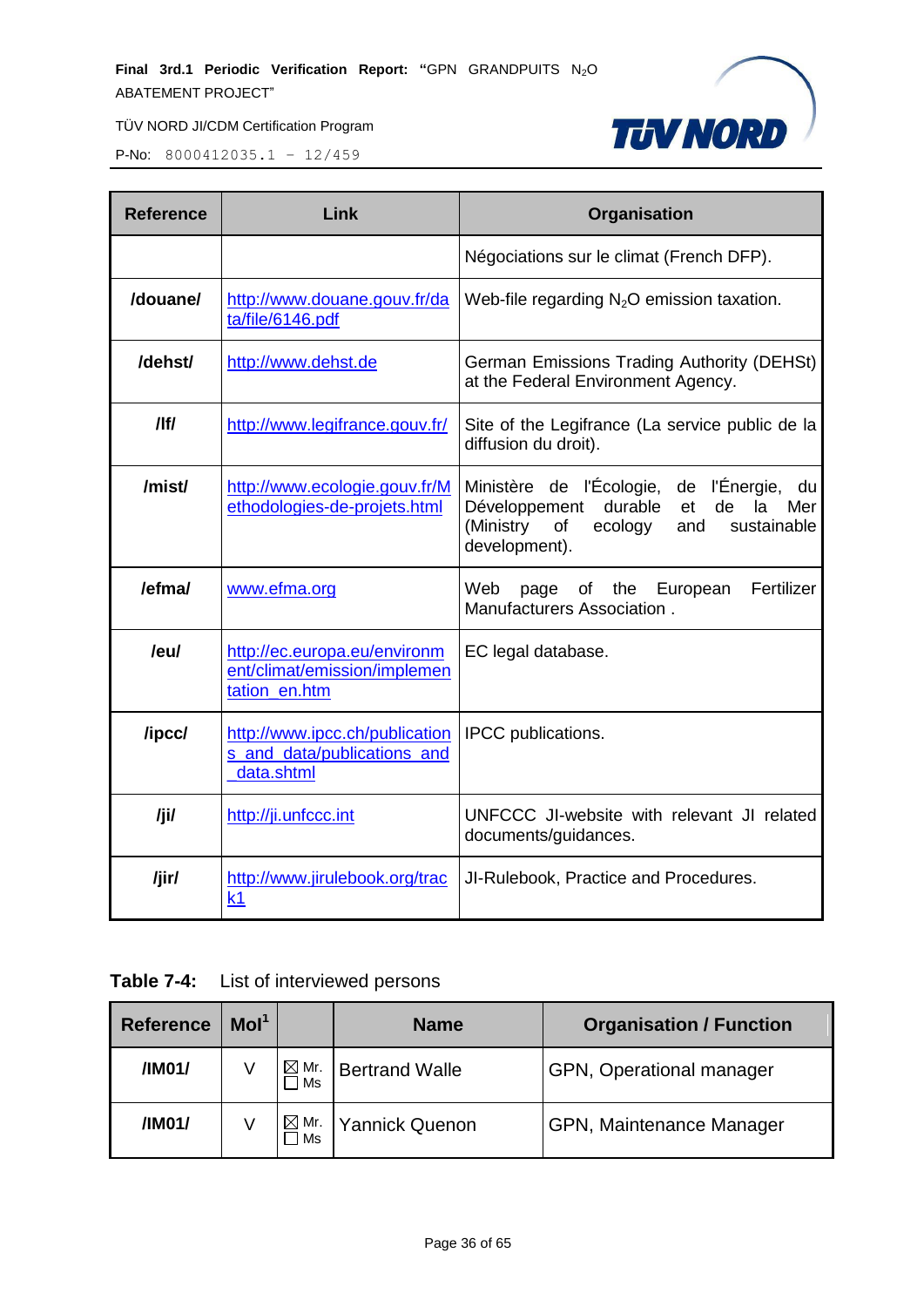| Reference | Link | Organisation |
|---|---|---|
| | | Négociations sur le climat (French DFP). |
| /douane/ | http://www.douane.gouv.fr/data/file/6146.pdf | Web-file regarding $N_2O$ emission taxation. |
| /dehst/ | http://www.dehst.de | German Emissions Trading Authority (DEHSt) at the Federal Environment Agency. |
| /lf/ | http://www.legifrance.gouv.fr/ | Site of the Legifrance (La service public de la diffusion du droit). |
| /mist/ | http://www.ecologie.gouv.fr/Methodologies-de-projets.html | Ministère de l'Écologie, de l'Énergie, du Développement durable et de la Mer (Ministry of ecology and sustainable development). |
| /efma/ | www.efma.org | Web page of the European Fertilizer Manufacturers Association . |
| /eu/ | http://ec.europa.eu/environment/climat/emission/implementation_en.htm | EC legal database. |
| /ipcc/ | http://www.ipcc.ch/publications_and_data/publications_and_data.shtml | IPCC publications. |
| /ji/ | http://ji.unfccc.int | UNFCCC JI-website with relevant JI related documents/guidances. |
| /jir/ | http://www.jirulebook.org/track1 | JI-Rulebook, Practice and Procedures. |

**Table 7-4:** List of interviewed persons

| Reference | MoI[1] | | Name | Organisation / Function |
|---|---|---|---|---|
| /IM01/ | V | ☒ Mr. ☐ Ms | Bertrand Walle | GPN, Operational manager |
| /IM01/ | V | ☒ Mr. ☐ Ms | Yannick Quenon | GPN, Maintenance Manager |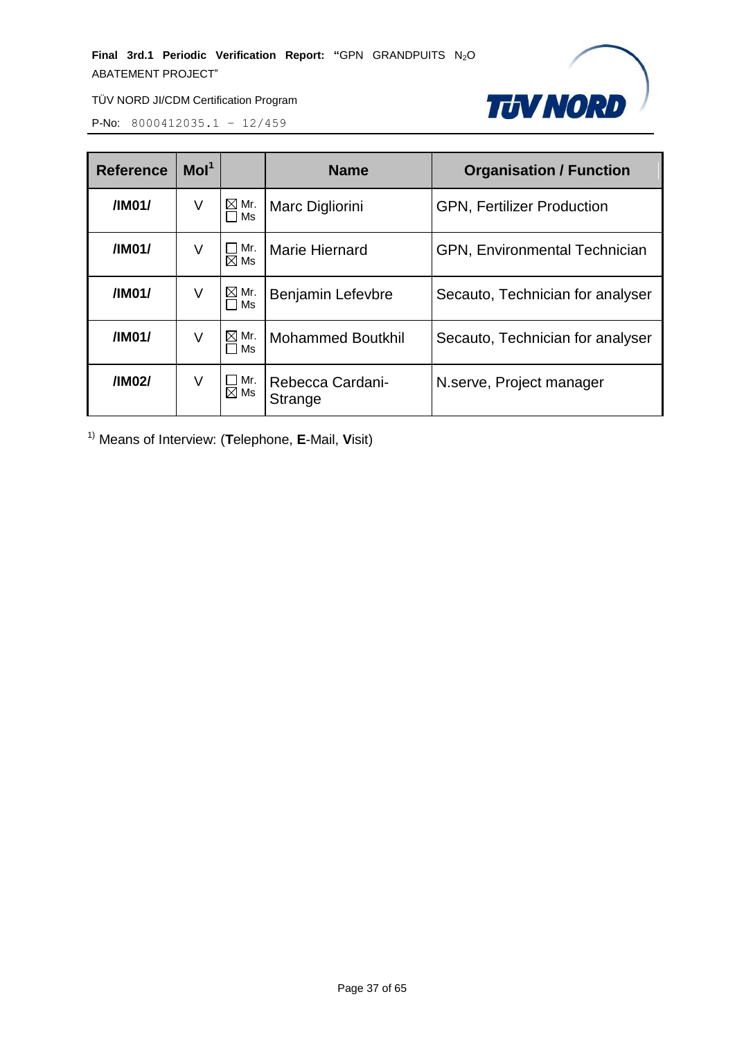| Reference | MoI[1] | | Name | Organisation / Function |
|---|---|---|---|---|
| **/IM01/** | V | ☒ Mr. ☐ Ms | Marc Digliorini | GPN, Fertilizer Production |
| **/IM01/** | V | ☐ Mr. ☒ Ms | Marie Hiernard | GPN, Environmental Technician |
| **/IM01/** | V | ☒ Mr. ☐ Ms | Benjamin Lefevbre | Secauto, Technician for analyser |
| **/IM01/** | V | ☒ Mr. ☐ Ms | Mohammed Boutkhil | Secauto, Technician for analyser |
| **/IM02/** | V | ☐ Mr. ☒ Ms | Rebecca Cardani-Strange | N.serve, Project manager |

[1)] Means of Interview: (**T**elephone, **E**-Mail, **V**isit)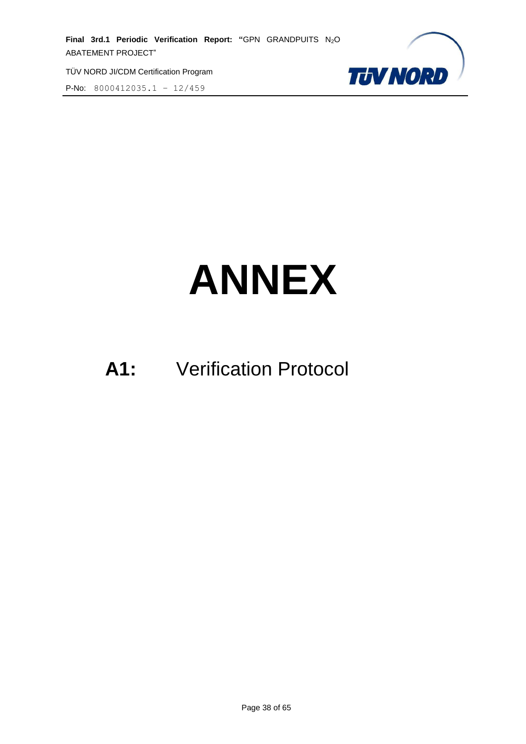# ANNEX

## A1: Verification Protocol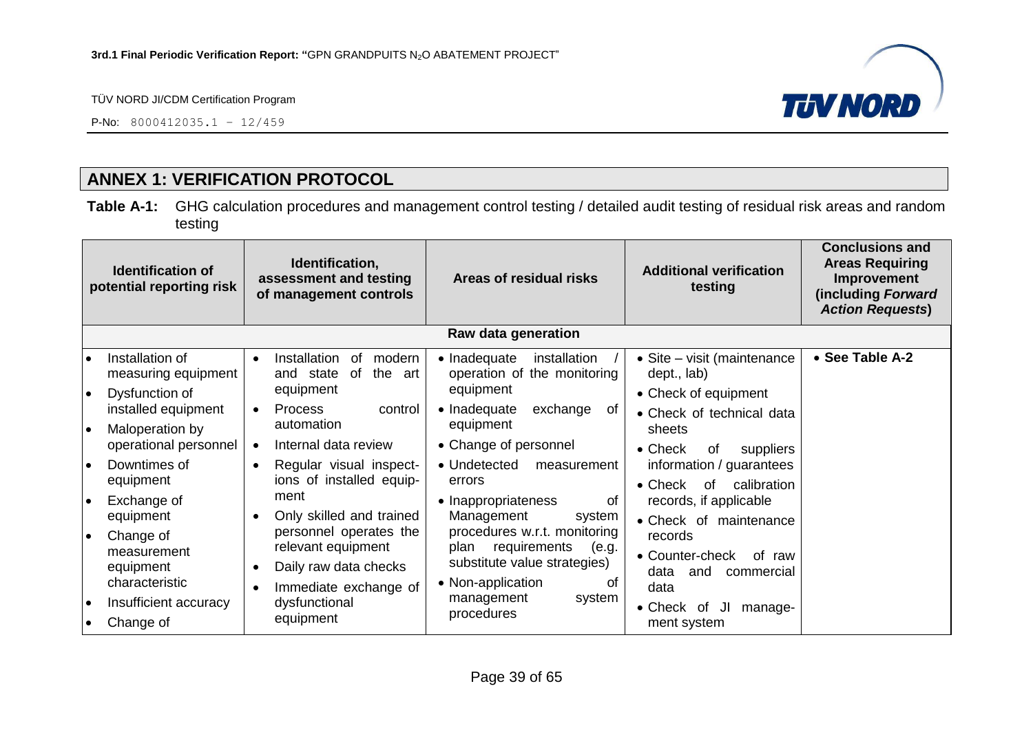## ANNEX 1: VERIFICATION PROTOCOL

**Table A-1:** GHG calculation procedures and management control testing / detailed audit testing of residual risk areas and random testing

| Identification of potential reporting risk | Identification, assessment and testing of management controls | Areas of residual risks | Additional verification testing | Conclusions and Areas Requiring Improvement (including *Forward Action Requests*) |
|---|---|---|---|---|
| **Raw data generation** | | | | |
| • Installation of measuring equipment<br>• Dysfunction of installed equipment<br>• Maloperation by operational personnel<br>• Downtimes of equipment<br>• Exchange of equipment<br>• Change of measurement equipment characteristic<br>• Insufficient accuracy<br>• Change of | • Installation of modern and state of the art equipment<br>• Process control automation<br>• Internal data review<br>• Regular visual inspections of installed equipment<br>• Only skilled and trained personnel operates the relevant equipment<br>• Daily raw data checks<br>• Immediate exchange of dysfunctional equipment | • Inadequate installation / operation of the monitoring equipment<br>• Inadequate exchange of equipment<br>• Change of personnel<br>• Undetected measurement errors<br>• Inappropriateness of Management system procedures w.r.t. monitoring plan requirements (e.g. substitute value strategies)<br>• Non-application of management system procedures | • Site – visit (maintenance dept., lab)<br>• Check of equipment<br>• Check of technical data sheets<br>• Check of suppliers information / guarantees<br>• Check of calibration records, if applicable<br>• Check of maintenance records<br>• Counter-check of raw data and commercial data<br>• Check of JI management system | • **See Table A-2** |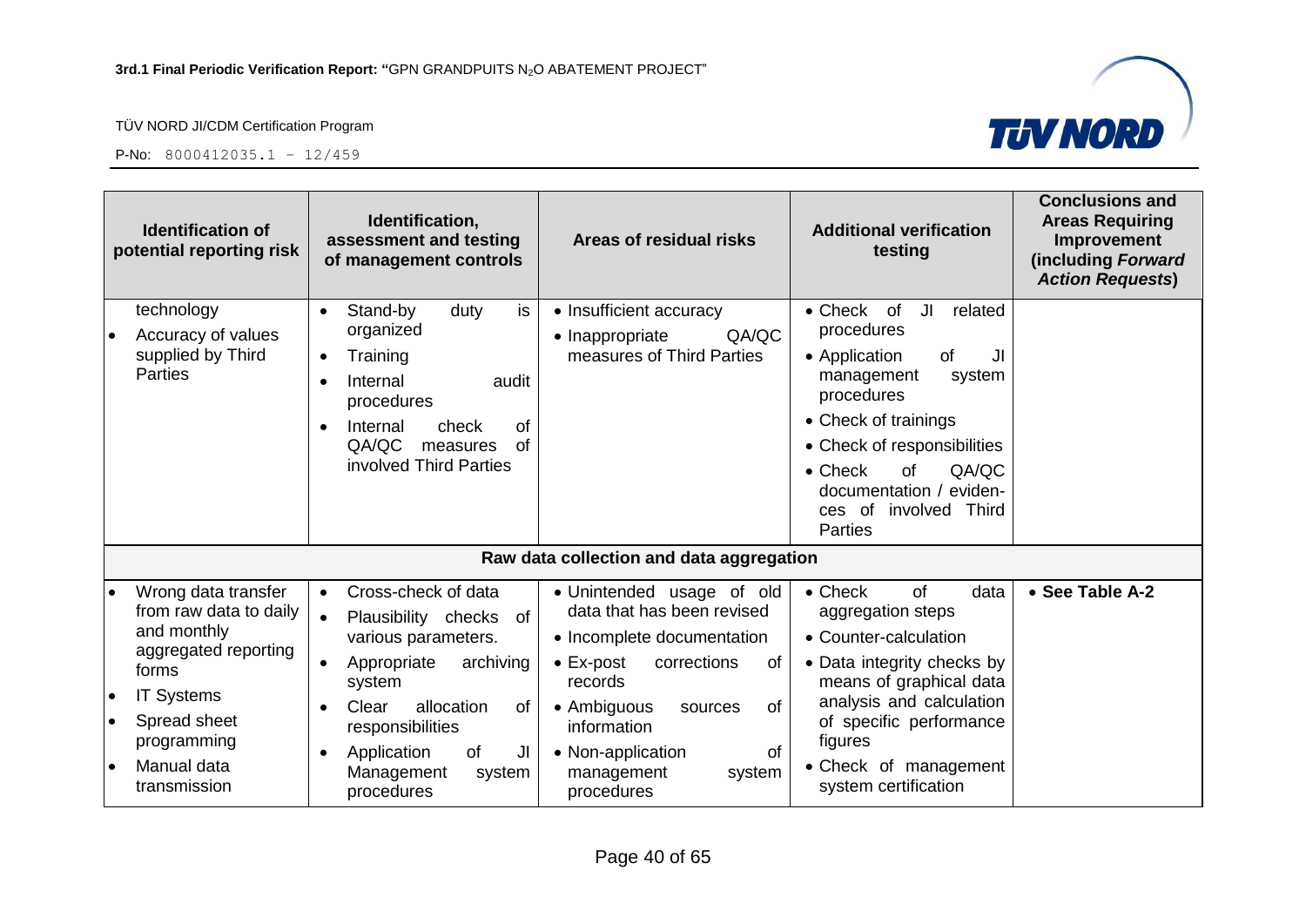| Identification of potential reporting risk | Identification, assessment and testing of management controls | Areas of residual risks | Additional verification testing | Conclusions and Areas Requiring Improvement (including *Forward Action Requests*) |
|---|---|---|---|---|
| technology<br>• Accuracy of values supplied by Third Parties | • Stand-by duty is organized<br>• Training<br>• Internal audit procedures<br>• Internal check of QA/QC measures of involved Third Parties | • Insufficient accuracy<br>• Inappropriate QA/QC measures of Third Parties | • Check of JI related procedures<br>• Application of JI management system procedures<br>• Check of trainings<br>• Check of responsibilities<br>• Check of QA/QC documentation / evidences of involved Third Parties | |
| **Raw data collection and data aggregation** | | | | |
| • Wrong data transfer from raw data to daily and monthly aggregated reporting forms<br>• IT Systems<br>• Spread sheet programming<br>• Manual data transmission | • Cross-check of data<br>• Plausibility checks of various parameters.<br>• Appropriate archiving system<br>• Clear allocation of responsibilities<br>• Application of JI Management system procedures | • Unintended usage of old data that has been revised<br>• Incomplete documentation<br>• Ex-post corrections of records<br>• Ambiguous sources of information<br>• Non-application of management system procedures | • Check of data aggregation steps<br>• Counter-calculation<br>• Data integrity checks by means of graphical data analysis and calculation of specific performance figures<br>• Check of management system certification | • **See Table A-2** |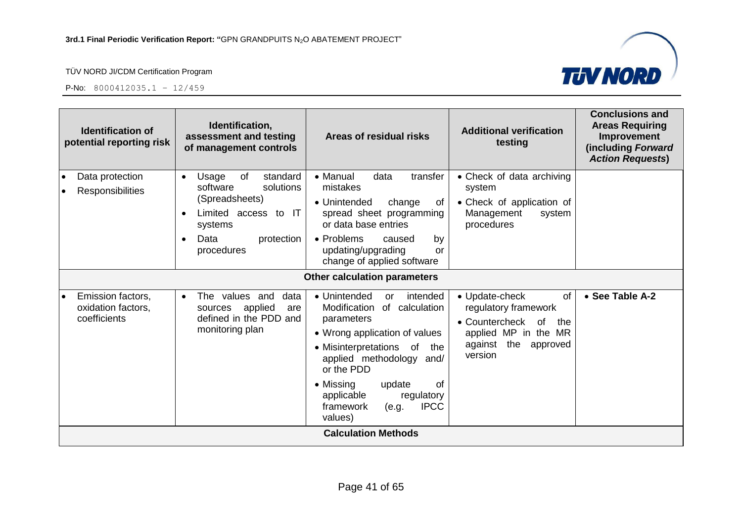| Identification of potential reporting risk | Identification, assessment and testing of management controls | Areas of residual risks | Additional verification testing | Conclusions and Areas Requiring Improvement (including *Forward Action Requests*) |
|---|---|---|---|---|
| • Data protection<br>• Responsibilities | • Usage of standard software solutions (Spreadsheets)<br>• Limited access to IT systems<br>• Data protection procedures | • Manual data transfer mistakes<br>• Unintended change of spread sheet programming or data base entries<br>• Problems caused by updating/upgrading or change of applied software | • Check of data archiving system<br>• Check of application of Management system procedures | |
| **Other calculation parameters** | | | | |
| • Emission factors, oxidation factors, coefficients | • The values and data sources applied are defined in the PDD and monitoring plan | • Unintended or intended Modification of calculation parameters<br>• Wrong application of values<br>• Misinterpretations of the applied methodology and/ or the PDD<br>• Missing update of applicable regulatory framework (e.g. IPCC values) | • Update-check of regulatory framework<br>• Countercheck of the applied MP in the MR against the approved version | • **See Table A-2** |
| **Calculation Methods** | | | | |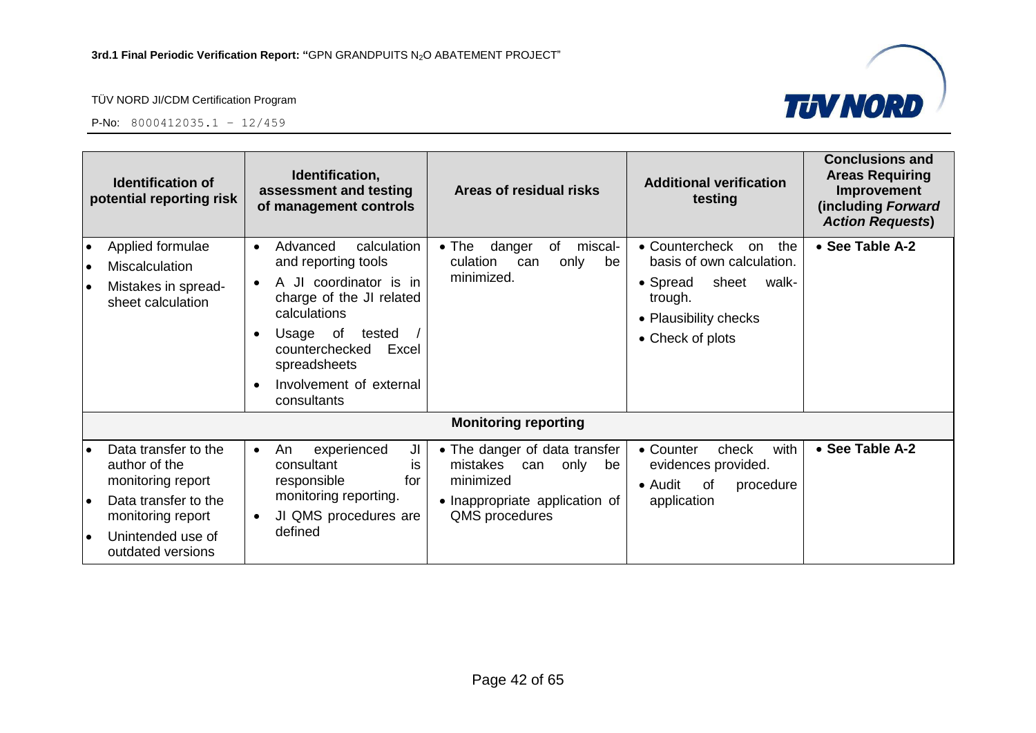| Identification of potential reporting risk | Identification, assessment and testing of management controls | Areas of residual risks | Additional verification testing | Conclusions and Areas Requiring Improvement (including *Forward Action Requests*) |
|---|---|---|---|---|
| • Applied formulae<br>• Miscalculation<br>• Mistakes in spread-sheet calculation | • Advanced calculation and reporting tools<br>• A JI coordinator is in charge of the JI related calculations<br>• Usage of tested / counterchecked Excel spreadsheets<br>• Involvement of external consultants | • The danger of miscal-culation can only be minimized. | • Countercheck on the basis of own calculation.<br>• Spread sheet walk-trough.<br>• Plausibility checks<br>• Check of plots | • **See Table A-2** |
| **Monitoring reporting** | | | | |
| • Data transfer to the author of the monitoring report<br>• Data transfer to the monitoring report<br>• Unintended use of outdated versions | • An experienced JI consultant is responsible for monitoring reporting.<br>• JI QMS procedures are defined | • The danger of data transfer mistakes can only be minimized<br>• Inappropriate application of QMS procedures | • Counter check with evidences provided.<br>• Audit of procedure application | • **See Table A-2** |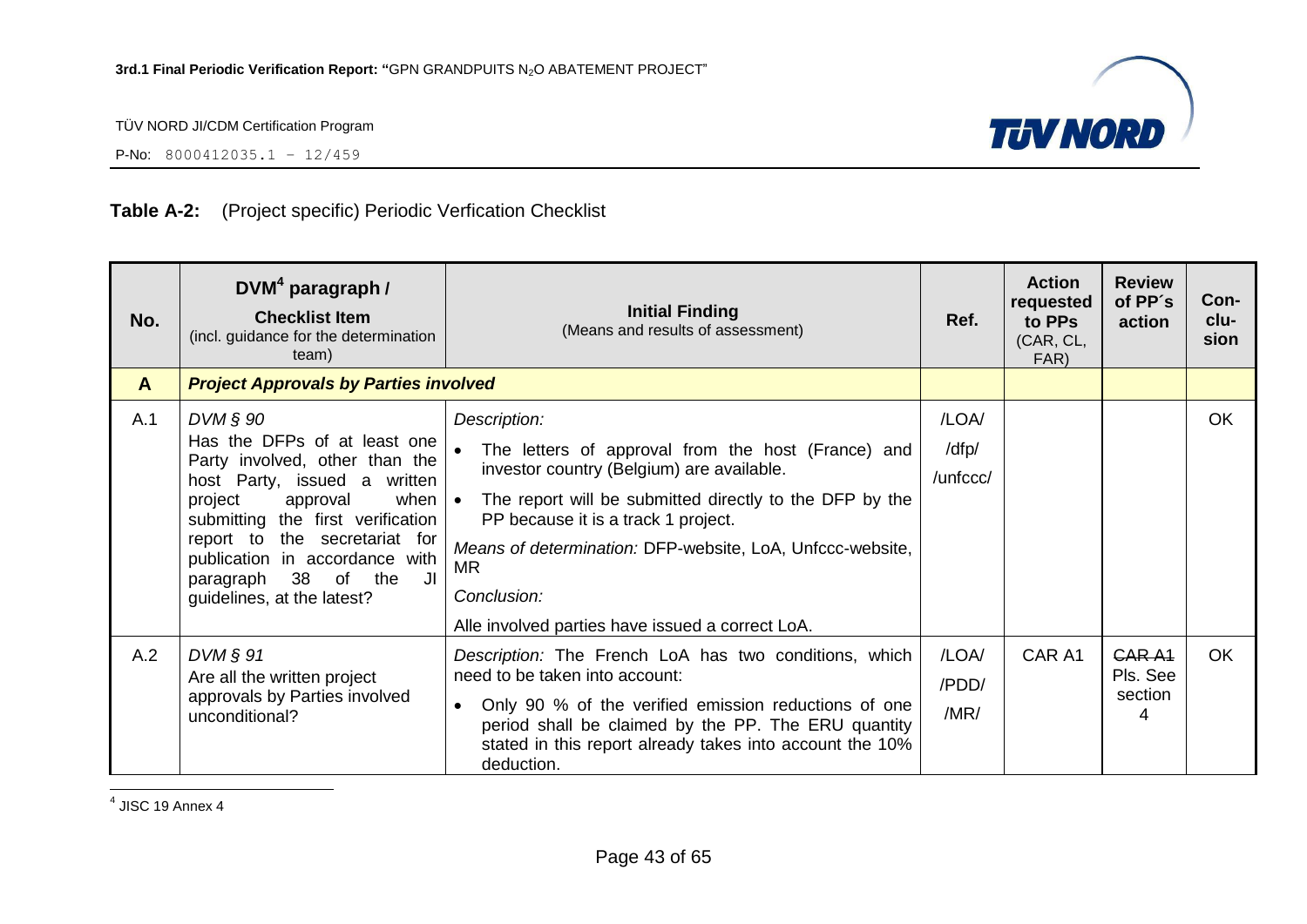**Table A-2:** (Project specific) Periodic Verfication Checklist

| No. | DVM[4] paragraph / **Checklist Item** (incl. guidance for the determination team) | **Initial Finding** (Means and results of assessment) | Ref. | Action requested to PPs (CAR, CL, FAR) | Review of PP´s action | Con-clu-sion |
|---|---|---|---|---|---|---|
| **A** | ***Project Approvals by Parties involved*** | | | | | |
| A.1 | *DVM § 90* Has the DFPs of at least one Party involved, other than the host Party, issued a written project approval when submitting the first verification report to the secretariat for publication in accordance with paragraph 38 of the JI guidelines, at the latest? | *Description:* • The letters of approval from the host (France) and investor country (Belgium) are available. • The report will be submitted directly to the DFP by the PP because it is a track 1 project. *Means of determination:* DFP-website, LoA, Unfccc-website, MR *Conclusion:* Alle involved parties have issued a correct LoA. | /LOA/ /dfp/ /unfccc/ | | | OK |
| A.2 | *DVM § 91* Are all the written project approvals by Parties involved unconditional? | *Description:* The French LoA has two conditions, which need to be taken into account: • Only 90 % of the verified emission reductions of one period shall be claimed by the PP. The ERU quantity stated in this report already takes into account the 10% deduction. | /LOA/ /PDD/ /MR/ | CAR A1 | ~~CAR A1~~ Pls. See section 4 | OK |

[4] JISC 19 Annex 4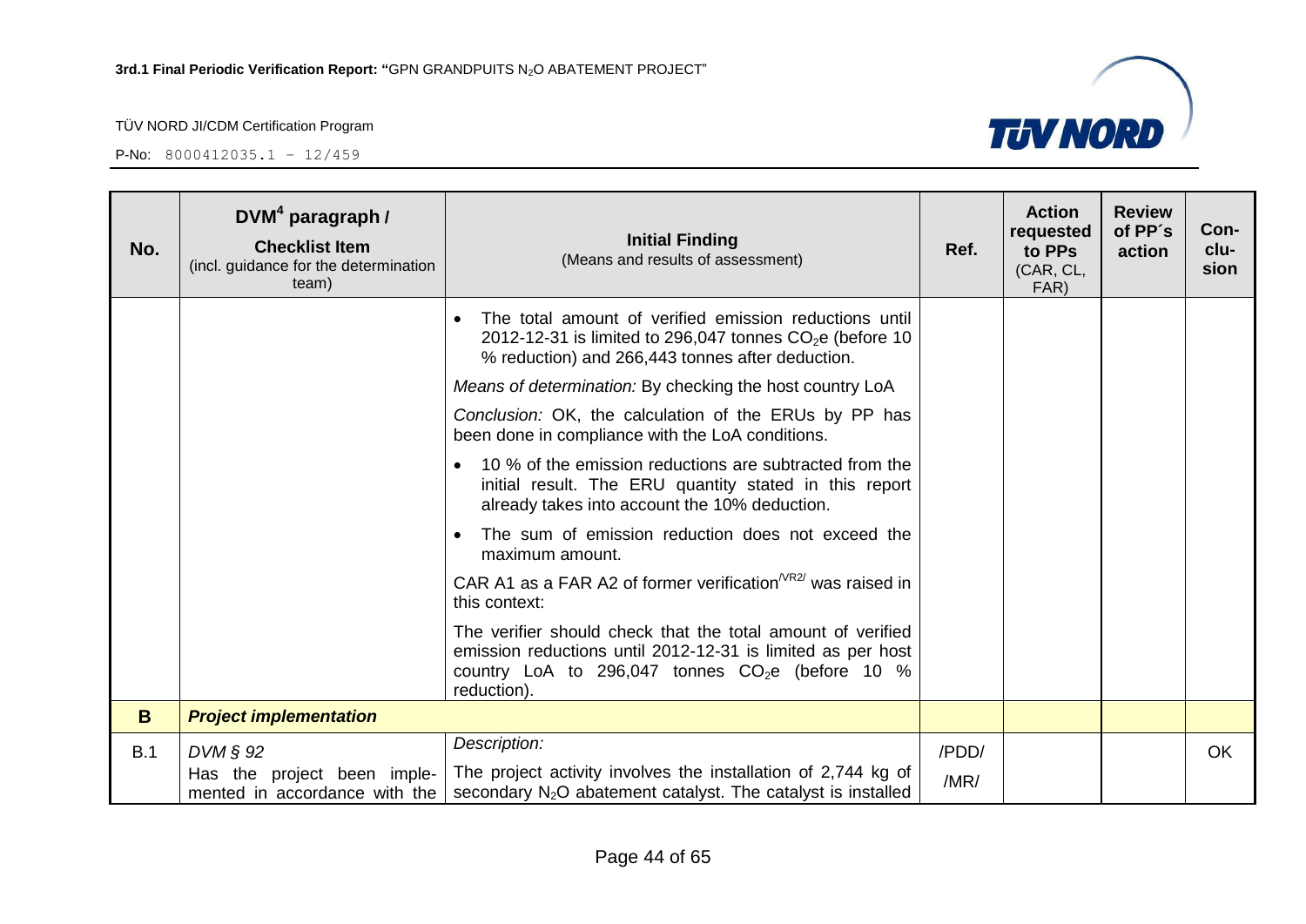| No. | DVM[4] paragraph / **Checklist Item** (incl. guidance for the determination team) | **Initial Finding** (Means and results of assessment) | Ref. | Action requested to PPs (CAR, CL, FAR) | Review of PP´s action | Con-clu-sion |
|---|---|---|---|---|---|---|
| | | • The total amount of verified emission reductions until 2012-12-31 is limited to 296,047 tonnes $CO_2$e (before 10 % reduction) and 266,443 tonnes after deduction.<br>*Means of determination:* By checking the host country LoA<br>*Conclusion:* OK, the calculation of the ERUs by PP has been done in compliance with the LoA conditions.<br>• 10 % of the emission reductions are subtracted from the initial result. The ERU quantity stated in this report already takes into account the 10% deduction.<br>• The sum of emission reduction does not exceed the maximum amount.<br>CAR A1 as a FAR A2 of former verification[/VR2/] was raised in this context:<br>The verifier should check that the total amount of verified emission reductions until 2012-12-31 is limited as per host country LoA to 296,047 tonnes $CO_2$e (before 10 % reduction). | | | | |
| **B** | ***Project implementation*** | | | | | |
| B.1 | *DVM § 92*<br>Has the project been imple-mented in accordance with the | *Description:*<br>The project activity involves the installation of 2,744 kg of secondary $N_2O$ abatement catalyst. The catalyst is installed | /PDD/<br>/MR/ | | | OK |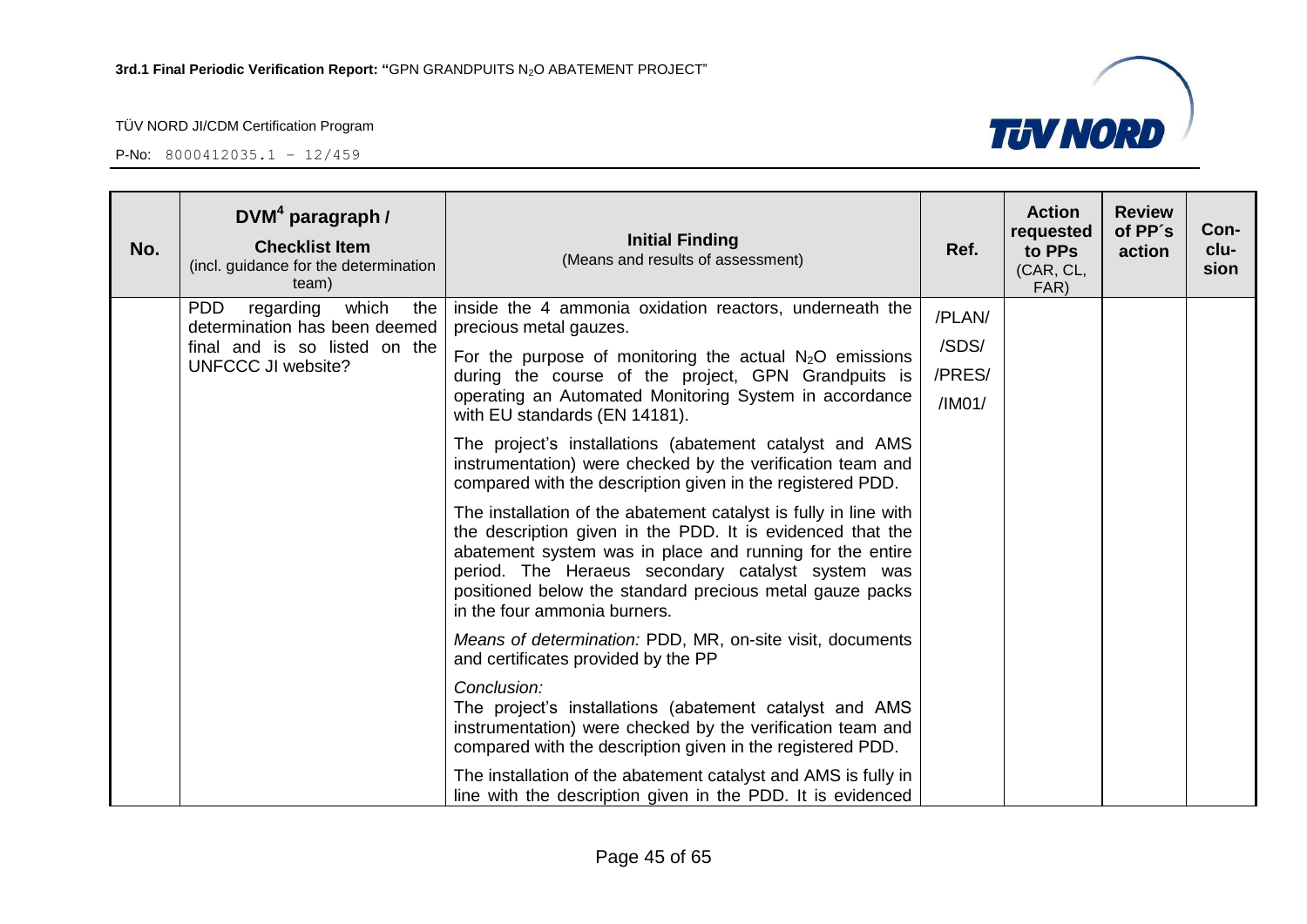| No. | DVM[4] paragraph / **Checklist Item** (incl. guidance for the determination team) | **Initial Finding** (Means and results of assessment) | Ref. | Action requested to PPs (CAR, CL, FAR) | Review of PP´s action | Con-clu-sion |
|---|---|---|---|---|---|---|
| | PDD regarding which the determination has been deemed final and is so listed on the UNFCCC JI website? | inside the 4 ammonia oxidation reactors, underneath the precious metal gauzes.<br><br>For the purpose of monitoring the actual $N_2O$ emissions during the course of the project, GPN Grandpuits is operating an Automated Monitoring System in accordance with EU standards (EN 14181).<br><br>The project's installations (abatement catalyst and AMS instrumentation) were checked by the verification team and compared with the description given in the registered PDD.<br><br>The installation of the abatement catalyst is fully in line with the description given in the PDD. It is evidenced that the abatement system was in place and running for the entire period. The Heraeus secondary catalyst system was positioned below the standard precious metal gauze packs in the four ammonia burners.<br><br>*Means of determination:* PDD, MR, on-site visit, documents and certificates provided by the PP<br><br>*Conclusion:*<br>The project's installations (abatement catalyst and AMS instrumentation) were checked by the verification team and compared with the description given in the registered PDD.<br><br>The installation of the abatement catalyst and AMS is fully in line with the description given in the PDD. It is evidenced | /PLAN/<br>/SDS/<br>/PRES/<br>/IM01/ | | | |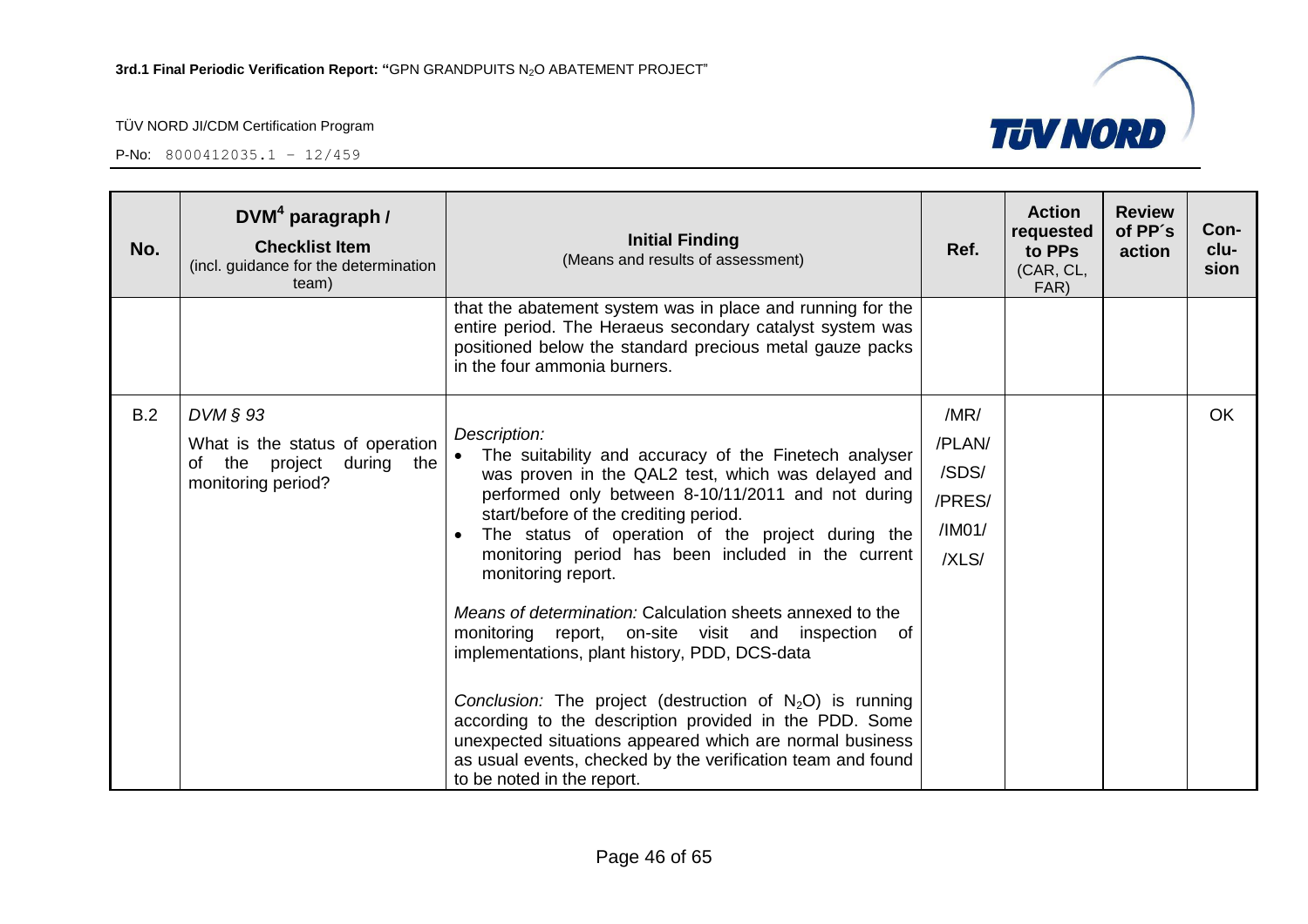| No. | DVM[4] paragraph / **Checklist Item** (incl. guidance for the determination team) | **Initial Finding** (Means and results of assessment) | Ref. | Action requested to PPs (CAR, CL, FAR) | Review of PP´s action | Con-clu-sion |
|---|---|---|---|---|---|---|
| | | that the abatement system was in place and running for the entire period. The Heraeus secondary catalyst system was positioned below the standard precious metal gauze packs in the four ammonia burners. | | | | |
| B.2 | *DVM § 93*<br>What is the status of operation of the project during the monitoring period? | *Description:*<br>• The suitability and accuracy of the Finetech analyser was proven in the QAL2 test, which was delayed and performed only between 8-10/11/2011 and not during start/before of the crediting period.<br>• The status of operation of the project during the monitoring period has been included in the current monitoring report.<br><br>*Means of determination:* Calculation sheets annexed to the monitoring report, on-site visit and inspection of implementations, plant history, PDD, DCS-data<br><br>*Conclusion:* The project (destruction of $N_2O$) is running according to the description provided in the PDD. Some unexpected situations appeared which are normal business as usual events, checked by the verification team and found to be noted in the report. | /MR/<br>/PLAN/<br>/SDS/<br>/PRES/<br>/IM01/<br>/XLS/ | | | OK |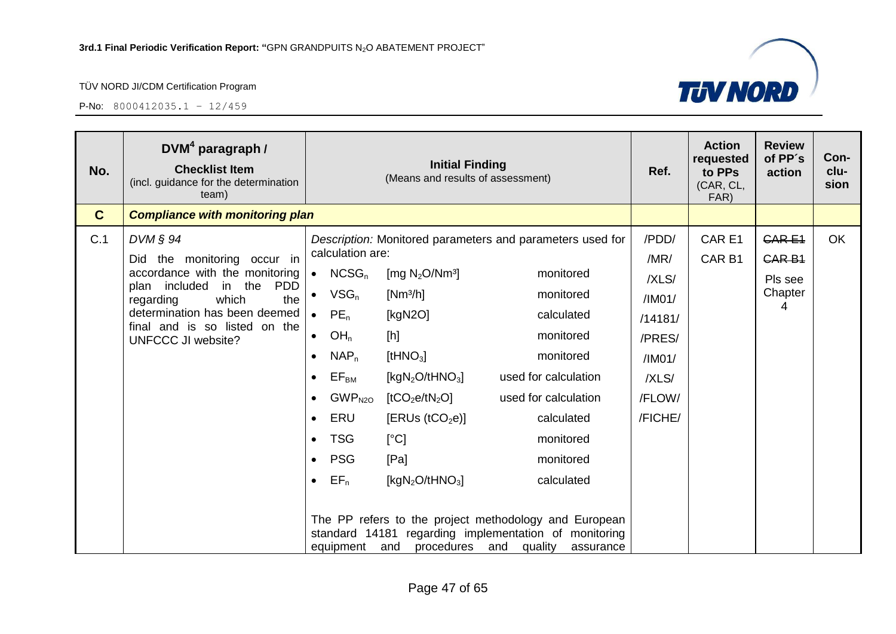| No. | DVM[4] paragraph / **Checklist Item** (incl. guidance for the determination team) | **Initial Finding** (Means and results of assessment) | Ref. | Action requested to PPs (CAR, CL, FAR) | Review of PP´s action | Con-clu-sion |
|---|---|---|---|---|---|---|
| **C** | ***Compliance with monitoring plan*** | | | | | |
| C.1 | *DVM § 94* Did the monitoring occur in accordance with the monitoring plan included in the PDD regarding which the determination has been deemed final and is so listed on the UNFCCC JI website? | *Description:* Monitored parameters and parameters used for calculation are: <br>• $NCSG_n$ [mg $N_2O$/Nm³] monitored <br>• $VSG_n$ [Nm³/h] monitored <br>• $PE_n$ [kgN2O] calculated <br>• $OH_n$ [h] monitored <br>• $NAP_n$ [t$HNO_3$] monitored <br>• $EF_{BM}$ [kg$N_2O$/t$HNO_3$] used for calculation <br>• $GWP_{N2O}$ [t$CO_2$e/t$N_2O$] used for calculation <br>• ERU [ERUs (t$CO_2$e)] calculated <br>• TSG [°C] monitored <br>• PSG [Pa] monitored <br>• $EF_n$ [kg$N_2O$/t$HNO_3$] calculated <br><br>The PP refers to the project methodology and European standard 14181 regarding implementation of monitoring equipment and procedures and quality assurance | /PDD/ /MR/ /XLS/ /IM01/ /14181/ /PRES/ /IM01/ /XLS/ /FLOW/ /FICHE/ | CAR E1 CAR B1 | ~~CAR E1~~ ~~CAR B1~~ Pls see Chapter 4 | OK |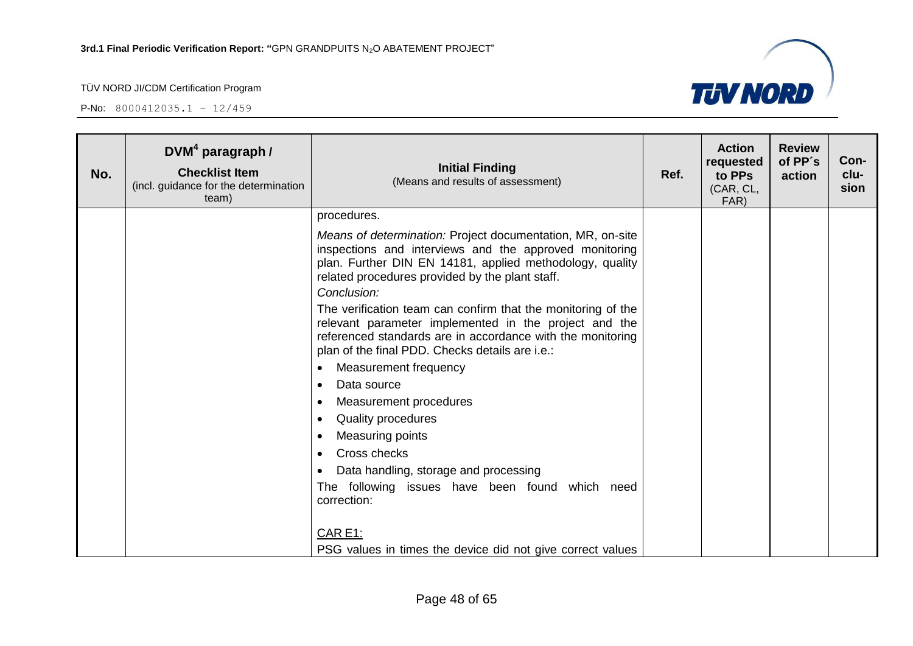| No. | DVM[4] paragraph / **Checklist Item** (incl. guidance for the determination team) | **Initial Finding** (Means and results of assessment) | Ref. | Action requested to PPs (CAR, CL, FAR) | Review of PP´s action | Con-clu-sion |
|---|---|---|---|---|---|---|
| | | procedures.<br><br>*Means of determination:* Project documentation, MR, on-site inspections and interviews and the approved monitoring plan. Further DIN EN 14181, applied methodology, quality related procedures provided by the plant staff.<br>*Conclusion:*<br>The verification team can confirm that the monitoring of the relevant parameter implemented in the project and the referenced standards are in accordance with the monitoring plan of the final PDD. Checks details are i.e.:<br>• Measurement frequency<br>• Data source<br>• Measurement procedures<br>• Quality procedures<br>• Measuring points<br>• Cross checks<br>• Data handling, storage and processing<br>The following issues have been found which need correction:<br><br><u>CAR E1:</u><br>PSG values in times the device did not give correct values | | | | |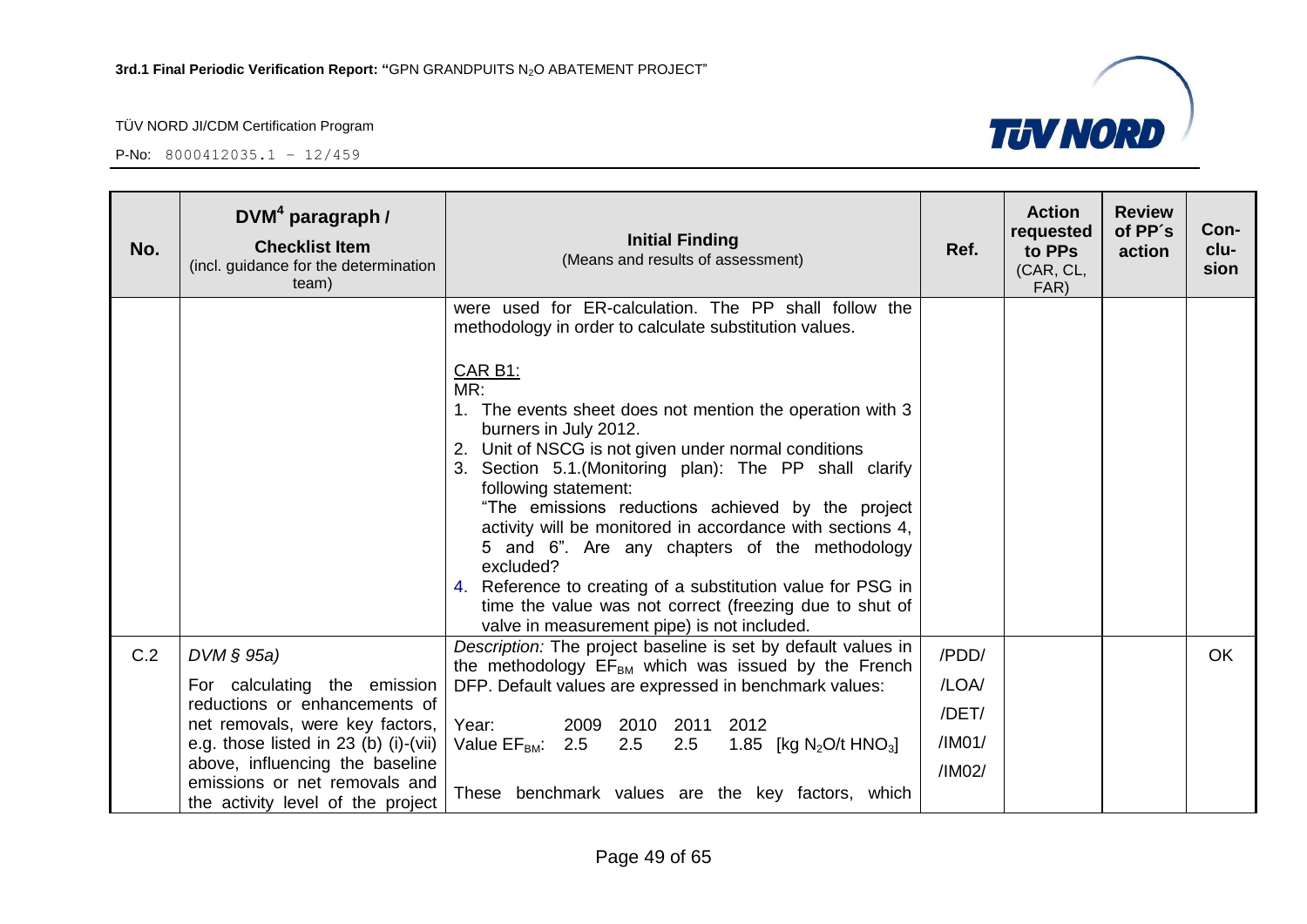| No. | $DVM^4$ paragraph / **Checklist Item** (incl. guidance for the determination team) | **Initial Finding** (Means and results of assessment) | Ref. | Action requested to PPs (CAR, CL, FAR) | Review of PP´s action | Con-clu-sion |
|---|---|---|---|---|---|---|
| | | were used for ER-calculation. The PP shall follow the methodology in order to calculate substitution values.<br><br><u>CAR B1:</u><br>MR:<br>1. The events sheet does not mention the operation with 3 burners in July 2012.<br>2. Unit of NSCG is not given under normal conditions<br>3. Section 5.1.(Monitoring plan): The PP shall clarify following statement: "The emissions reductions achieved by the project activity will be monitored in accordance with sections 4, 5 and 6". Are any chapters of the methodology excluded?<br>4. Reference to creating of a substitution value for PSG in time the value was not correct (freezing due to shut of valve in measurement pipe) is not included. | | | | |
| C.2 | *DVM § 95a)*<br>For calculating the emission reductions or enhancements of net removals, were key factors, e.g. those listed in 23 (b) (i)-(vii) above, influencing the baseline emissions or net removals and the activity level of the project | *Description:* The project baseline is set by default values in the methodology $EF_{BM}$ which was issued by the French DFP. Default values are expressed in benchmark values:<br><br>Year: 2009 2010 2011 2012<br>Value $EF_{BM}$: 2.5 2.5 2.5 1.85 [kg $N_2O$/t $HNO_3$]<br><br>These benchmark values are the key factors, which | /PDD/<br>/LOA/<br>/DET/<br>/IM01/<br>/IM02/ | | | OK |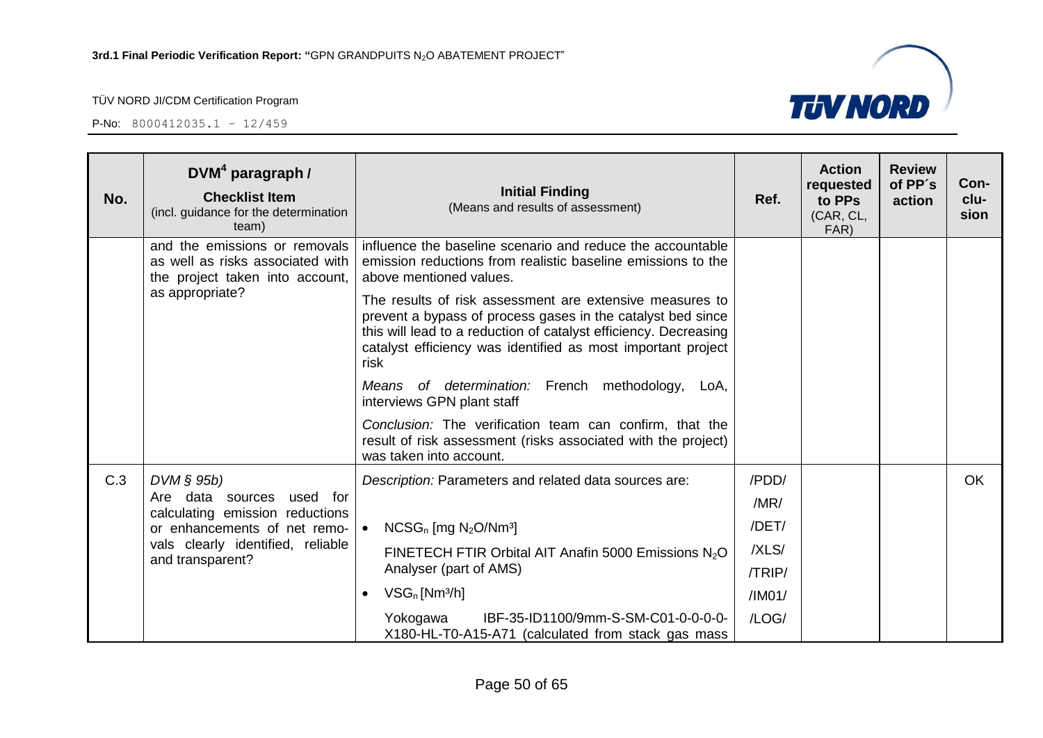| No. | DVM[4] paragraph / **Checklist Item** (incl. guidance for the determination team) | **Initial Finding** (Means and results of assessment) | Ref. | Action requested to PPs (CAR, CL, FAR) | Review of PP´s action | Con-clu-sion |
|---|---|---|---|---|---|---|
| | and the emissions or removals as well as risks associated with the project taken into account, as appropriate? | influence the baseline scenario and reduce the accountable emission reductions from realistic baseline emissions to the above mentioned values.<br><br>The results of risk assessment are extensive measures to prevent a bypass of process gases in the catalyst bed since this will lead to a reduction of catalyst efficiency. Decreasing catalyst efficiency was identified as most important project risk<br><br>*Means of determination:* French methodology, LoA, interviews GPN plant staff<br><br>*Conclusion:* The verification team can confirm, that the result of risk assessment (risks associated with the project) was taken into account. | | | | |
| C.3 | *DVM § 95b)*<br>Are data sources used for calculating emission reductions or enhancements of net removals clearly identified, reliable and transparent? | *Description:* Parameters and related data sources are:<br><br>• $NCSG_n$ [mg $N_2O$/Nm³]<br>FINETECH FTIR Orbital AIT Anafin 5000 Emissions $N_2O$ Analyser (part of AMS)<br>• $VSG_n$ [Nm³/h]<br>Yokogawa IBF-35-ID1100/9mm-S-SM-C01-0-0-0-0-X180-HL-T0-A15-A71 (calculated from stack gas mass | /PDD/<br>/MR/<br>/DET/<br>/XLS/<br>/TRIP/<br>/IM01/<br>/LOG/ | | | OK |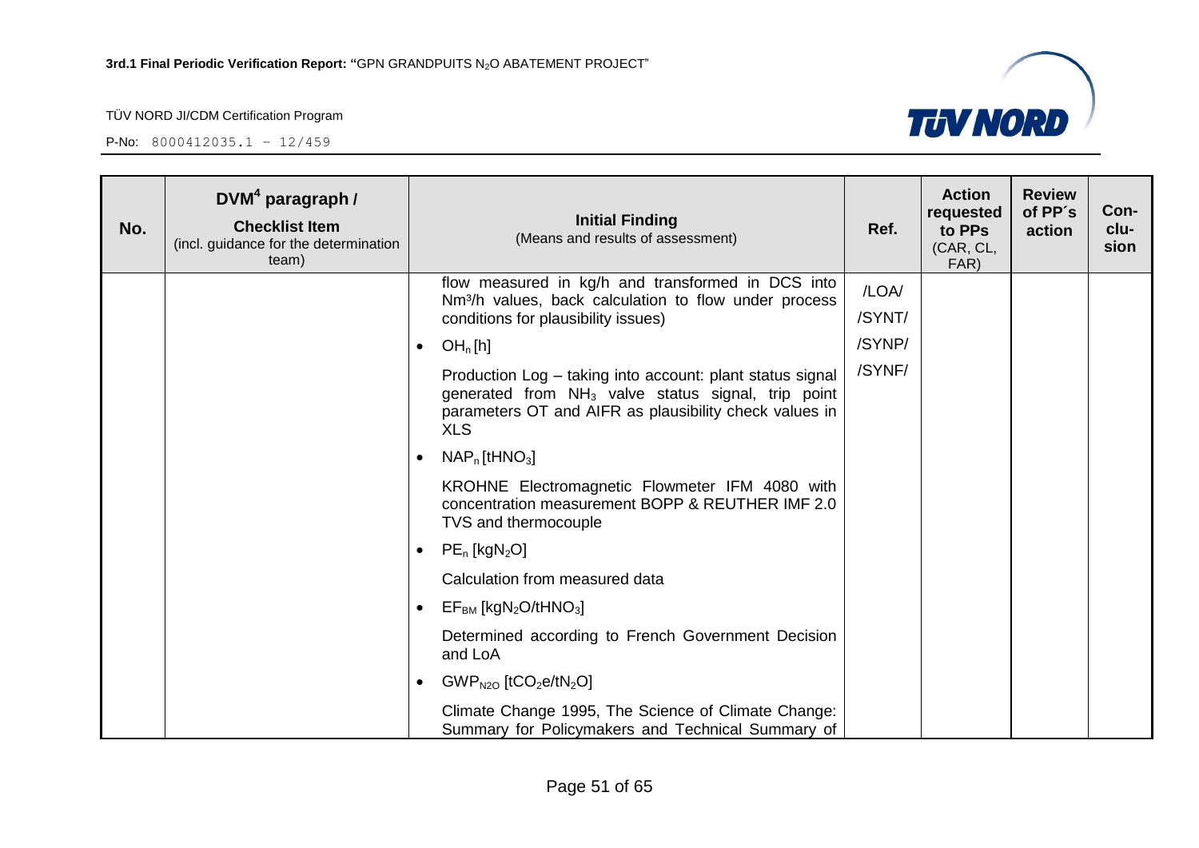| No. | DVM[4] paragraph / **Checklist Item** (incl. guidance for the determination team) | **Initial Finding** (Means and results of assessment) | Ref. | Action requested to PPs (CAR, CL, FAR) | Review of PP´s action | Con-clu-sion |
|---|---|---|---|---|---|---|
| | | flow measured in kg/h and transformed in DCS into Nm³/h values, back calculation to flow under process conditions for plausibility issues)<br><br>• $OH_n$ [h]<br><br>Production Log – taking into account: plant status signal generated from $NH_3$ valve status signal, trip point parameters OT and AIFR as plausibility check values in XLS<br><br>• $NAP_n$ [$tHNO_3$]<br><br>KROHNE Electromagnetic Flowmeter IFM 4080 with concentration measurement BOPP & REUTHER IMF 2.0 TVS and thermocouple<br><br>• $PE_n$ [$kgN_2O$]<br><br>Calculation from measured data<br><br>• $EF_{BM}$ [$kgN_2O/tHNO_3$]<br><br>Determined according to French Government Decision and LoA<br><br>• $GWP_{N2O}$ [$tCO_2e/tN_2O$]<br><br>Climate Change 1995, The Science of Climate Change: Summary for Policymakers and Technical Summary of | /LOA/<br>/SYNT/<br>/SYNP/<br>/SYNF/ | | | |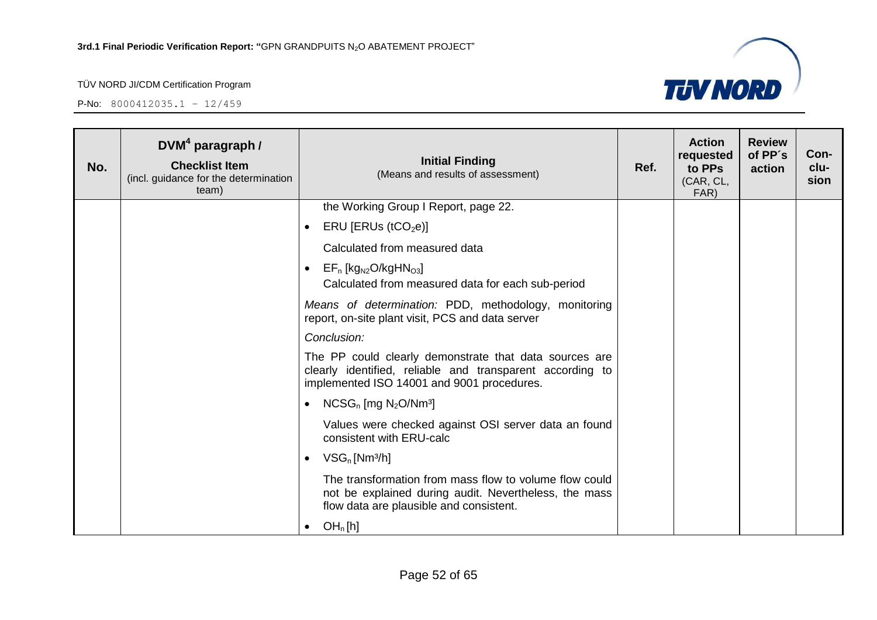| No. | DVM[4] paragraph / Checklist Item (incl. guidance for the determination team) | Initial Finding (Means and results of assessment) | Ref. | Action requested to PPs (CAR, CL, FAR) | Review of PP´s action | Conclusion |
|---|---|---|---|---|---|---|
| | | the Working Group I Report, page 22.<br><br>• ERU [ERUs ($tCO_2e$)]<br><br>Calculated from measured data<br><br>• $EF_n$ [$kg_{N2}O/kgHN_{O3}$]<br>Calculated from measured data for each sub-period<br><br>*Means of determination:* PDD, methodology, monitoring report, on-site plant visit, PCS and data server<br><br>*Conclusion:*<br><br>The PP could clearly demonstrate that data sources are clearly identified, reliable and transparent according to implemented ISO 14001 and 9001 procedures.<br><br>• $NCSG_n$ [mg $N_2O/Nm^3$]<br><br>Values were checked against OSI server data an found consistent with ERU-calc<br><br>• $VSG_n$ [$Nm^3/h$]<br><br>The transformation from mass flow to volume flow could not be explained during audit. Nevertheless, the mass flow data are plausible and consistent.<br><br>• $OH_n$ [h] | | | | |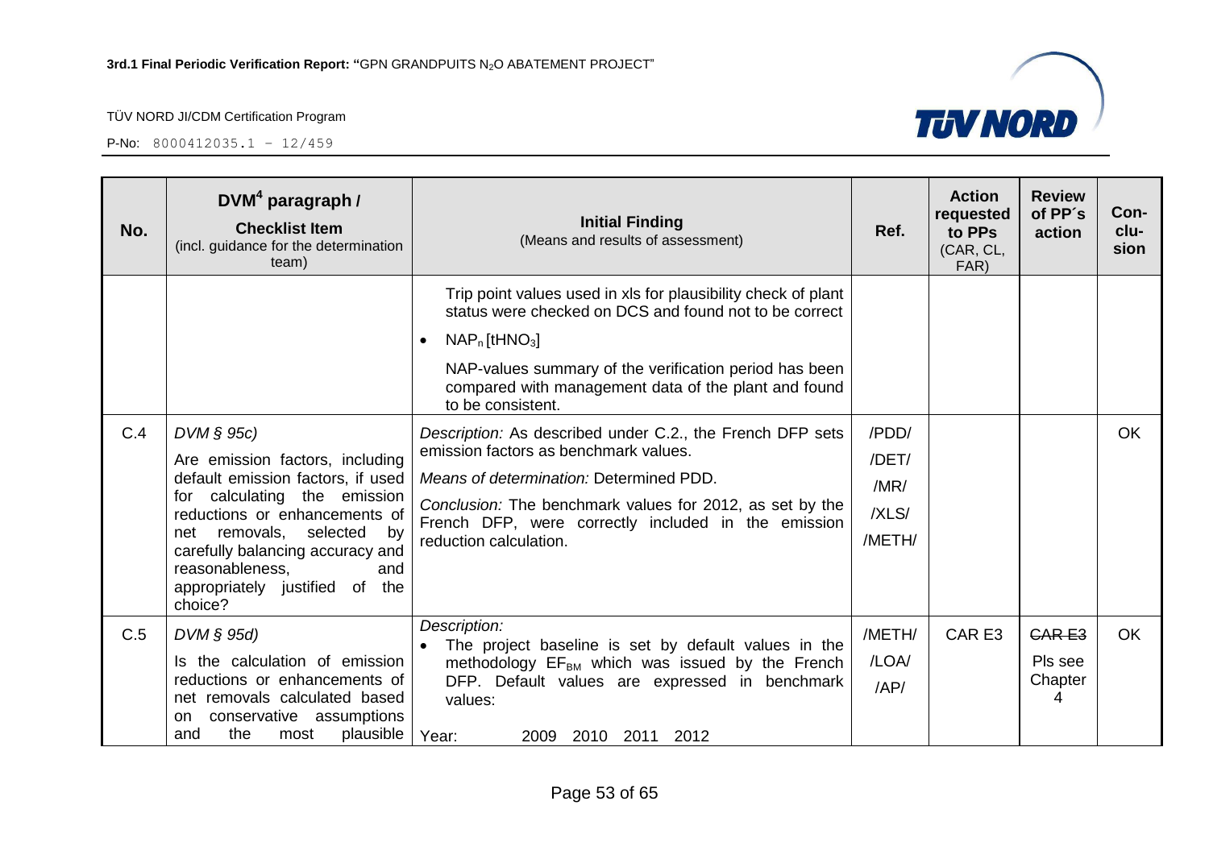| No. | DVM[4] paragraph / **Checklist Item** (incl. guidance for the determination team) | **Initial Finding** (Means and results of assessment) | Ref. | Action requested to PPs (CAR, CL, FAR) | Review of PP´s action | Con-clu-sion |
|---|---|---|---|---|---|---|
| | | Trip point values used in xls for plausibility check of plant status were checked on DCS and found not to be correct<br>• $NAP_n$ [$tHNO_3$]<br>NAP-values summary of the verification period has been compared with management data of the plant and found to be consistent. | | | | |
| C.4 | *DVM § 95c)*<br>Are emission factors, including default emission factors, if used for calculating the emission reductions or enhancements of net removals, selected by carefully balancing accuracy and reasonableness, and appropriately justified of the choice? | *Description:* As described under C.2., the French DFP sets emission factors as benchmark values.<br>*Means of determination:* Determined PDD.<br>*Conclusion:* The benchmark values for 2012, as set by the French DFP, were correctly included in the emission reduction calculation. | /PDD/<br>/DET/<br>/MR/<br>/XLS/<br>/METH/ | | | OK |
| C.5 | *DVM § 95d)*<br>Is the calculation of emission reductions or enhancements of net removals calculated based on conservative assumptions and the most plausible | *Description:*<br>• The project baseline is set by default values in the methodology $EF_{BM}$ which was issued by the French DFP. Default values are expressed in benchmark values:<br>Year: 2009 2010 2011 2012 | /METH/<br>/LOA/<br>/AP/ | CAR E3 | ~~CAR E3~~<br>Pls see Chapter 4 | OK |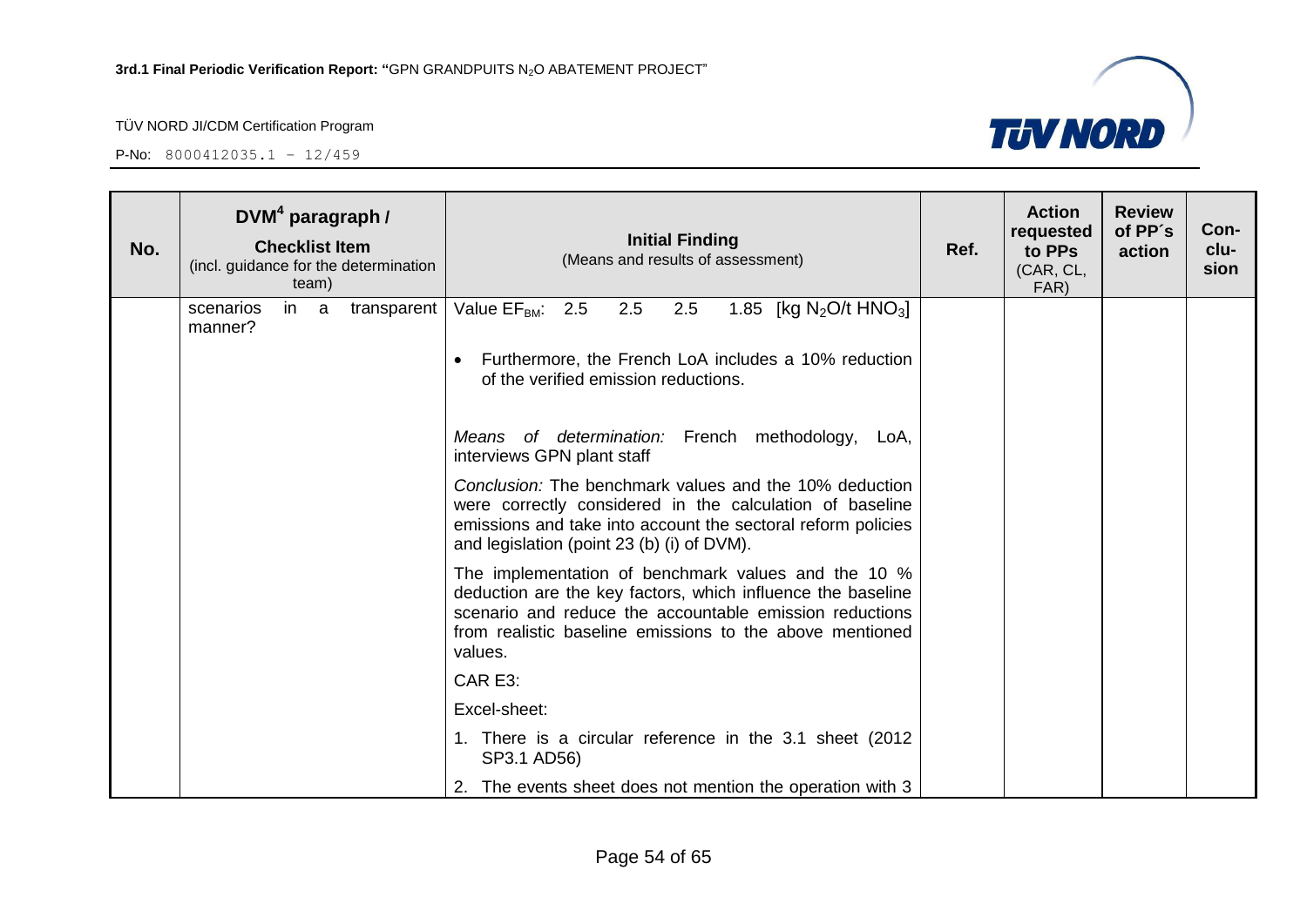| No. | DVM[4] paragraph / **Checklist Item** (incl. guidance for the determination team) | **Initial Finding** (Means and results of assessment) | Ref. | Action requested to PPs (CAR, CL, FAR) | Review of PP´s action | Con-clu-sion |
|---|---|---|---|---|---|---|
| | scenarios in a transparent manner? | Value $EF_{BM}$: 2.5 2.5 2.5 1.85 [kg $N_2O$/t $HNO_3$]<br><br>• Furthermore, the French LoA includes a 10% reduction of the verified emission reductions.<br><br>*Means of determination:* French methodology, LoA, interviews GPN plant staff<br><br>*Conclusion:* The benchmark values and the 10% deduction were correctly considered in the calculation of baseline emissions and take into account the sectoral reform policies and legislation (point 23 (b) (i) of DVM).<br><br>The implementation of benchmark values and the 10 % deduction are the key factors, which influence the baseline scenario and reduce the accountable emission reductions from realistic baseline emissions to the above mentioned values.<br><br>CAR E3:<br><br>Excel-sheet:<br><br>1. There is a circular reference in the 3.1 sheet (2012 SP3.1 AD56)<br>2. The events sheet does not mention the operation with 3 | | | | |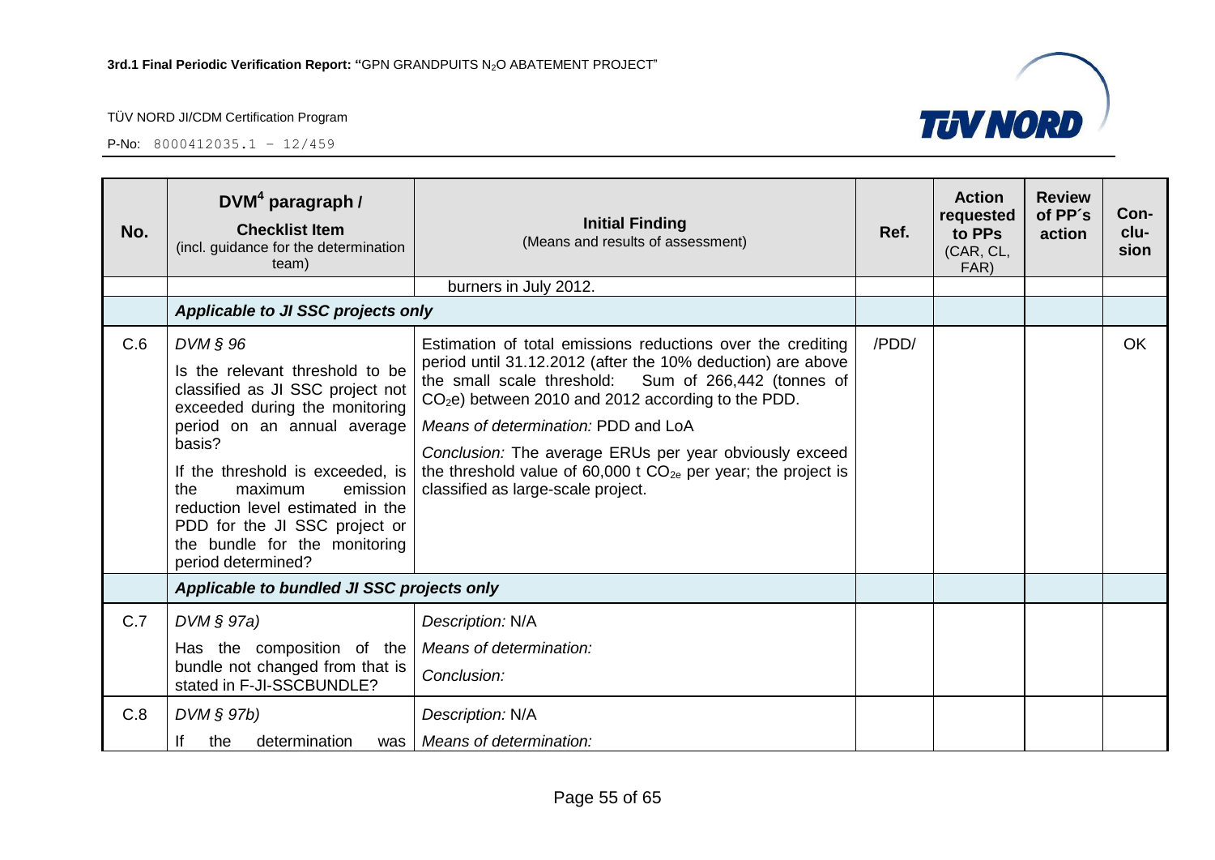| No. | DVM[4] paragraph / **Checklist Item** (incl. guidance for the determination team) | **Initial Finding** (Means and results of assessment) | Ref. | Action requested to PPs (CAR, CL, FAR) | Review of PP´s action | Con-clu-sion |
|---|---|---|---|---|---|---|
| | | burners in July 2012. | | | | |
| | ***Applicable to JI SSC projects only*** | | | | | |
| C.6 | *DVM § 96*<br>Is the relevant threshold to be classified as JI SSC project not exceeded during the monitoring period on an annual average basis?<br>If the threshold is exceeded, is the maximum emission reduction level estimated in the PDD for the JI SSC project or the bundle for the monitoring period determined? | Estimation of total emissions reductions over the crediting period until 31.12.2012 (after the 10% deduction) are above the small scale threshold: Sum of 266,442 (tonnes of $CO_2$e) between 2010 and 2012 according to the PDD.<br>*Means of determination:* PDD and LoA<br>*Conclusion:* The average ERUs per year obviously exceed the threshold value of 60,000 t $CO_{2e}$ per year; the project is classified as large-scale project. | /PDD/ | | | OK |
| | ***Applicable to bundled JI SSC projects only*** | | | | | |
| C.7 | *DVM § 97a)*<br>Has the composition of the bundle not changed from that is stated in F-JI-SSCBUNDLE? | *Description:* N/A<br>*Means of determination:*<br>*Conclusion:* | | | | |
| C.8 | *DVM § 97b)*<br>If the determination was | *Description:* N/A<br>*Means of determination:* | | | | |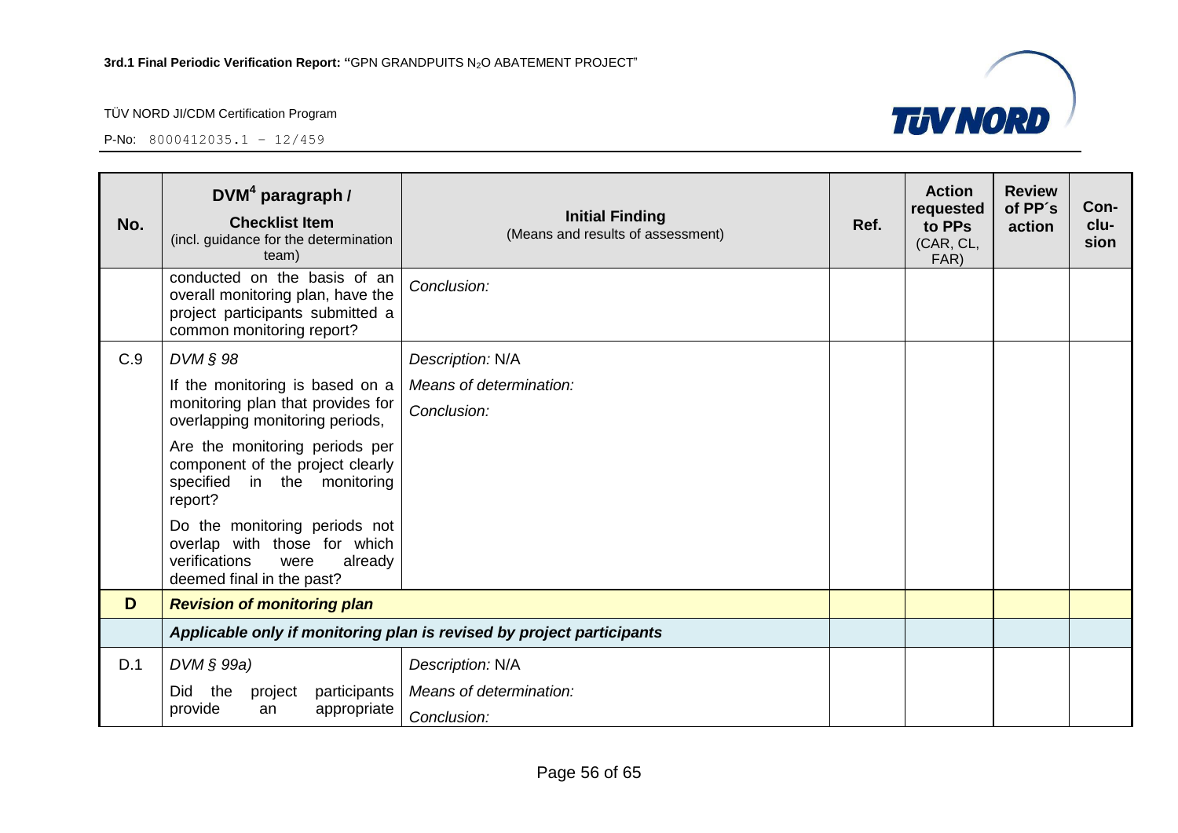| No. | DVM[4] paragraph / **Checklist Item** (incl. guidance for the determination team) | **Initial Finding** (Means and results of assessment) | Ref. | Action requested to PPs (CAR, CL, FAR) | Review of PP´s action | Con-clu-sion |
|---|---|---|---|---|---|---|
| | conducted on the basis of an overall monitoring plan, have the project participants submitted a common monitoring report? | *Conclusion:* | | | | |
| C.9 | *DVM § 98*<br><br>If the monitoring is based on a monitoring plan that provides for overlapping monitoring periods,<br><br>Are the monitoring periods per component of the project clearly specified in the monitoring report?<br><br>Do the monitoring periods not overlap with those for which verifications were already deemed final in the past? | *Description:* N/A<br><br>*Means of determination:*<br><br>*Conclusion:* | | | | |
| **D** | ***Revision of monitoring plan*** | | | | | |
| | ***Applicable only if monitoring plan is revised by project participants*** | | | | | |
| D.1 | *DVM § 99a)*<br><br>Did the project participants provide an appropriate | *Description:* N/A<br><br>*Means of determination:*<br><br>*Conclusion:* | | | | |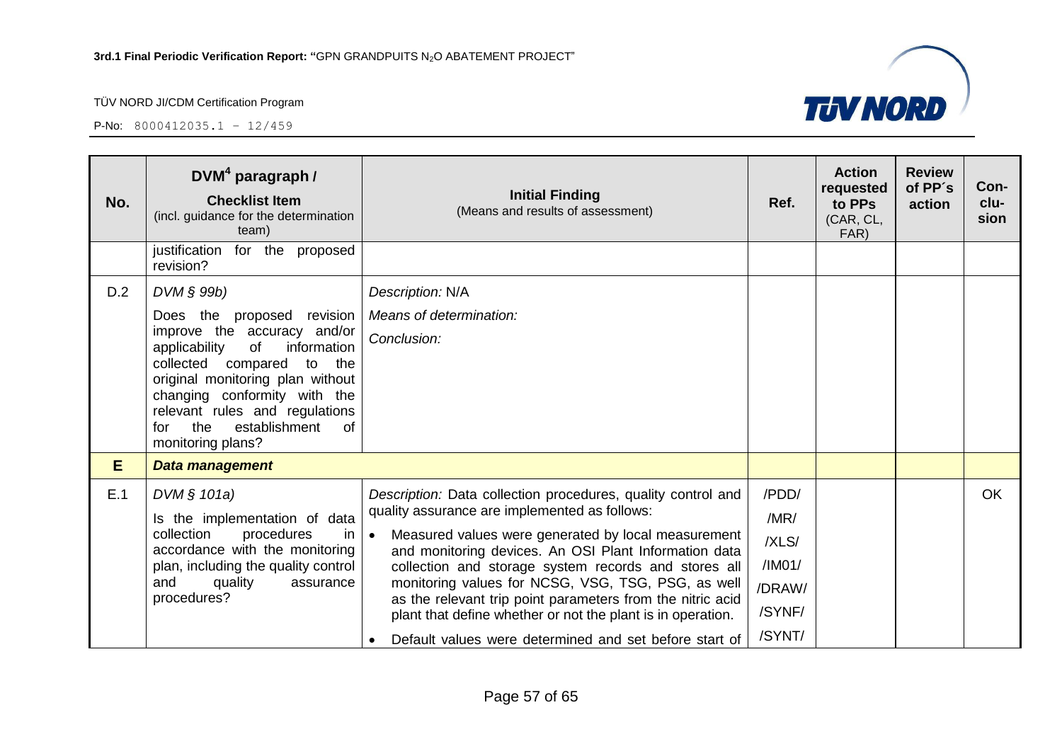| No. | DVM[4] paragraph / **Checklist Item** (incl. guidance for the determination team) | **Initial Finding** (Means and results of assessment) | Ref. | Action requested to PPs (CAR, CL, FAR) | Review of PP´s action | Con-clu-sion |
|---|---|---|---|---|---|---|
| | justification for the proposed revision? | | | | | |
| D.2 | *DVM § 99b)* Does the proposed revision improve the accuracy and/or applicability of information collected compared to the original monitoring plan without changing conformity with the relevant rules and regulations for the establishment of monitoring plans? | *Description:* N/A *Means of determination:* *Conclusion:* | | | | |
| **E** | ***Data management*** | | | | | |
| E.1 | *DVM § 101a)* Is the implementation of data collection procedures in accordance with the monitoring plan, including the quality control and quality assurance procedures? | *Description:* Data collection procedures, quality control and quality assurance are implemented as follows: • Measured values were generated by local measurement and monitoring devices. An OSI Plant Information data collection and storage system records and stores all monitoring values for NCSG, VSG, TSG, PSG, as well as the relevant trip point parameters from the nitric acid plant that define whether or not the plant is in operation. • Default values were determined and set before start of | /PDD/ /MR/ /XLS/ /IM01/ /DRAW/ /SYNF/ /SYNT/ | | | OK |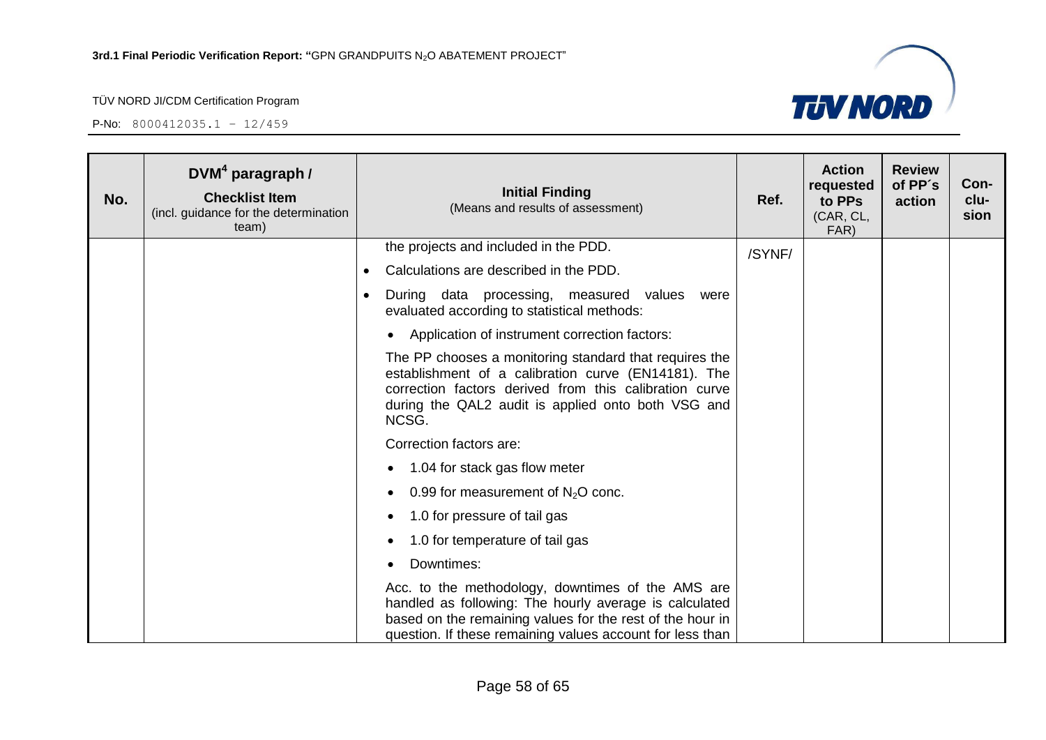| No. | DVM[4] paragraph / Checklist Item (incl. guidance for the determination team) | Initial Finding (Means and results of assessment) | Ref. | Action requested to PPs (CAR, CL, FAR) | Review of PP´s action | Con-clu-sion |
|---|---|---|---|---|---|---|
| | | the projects and included in the PDD.<br>• Calculations are described in the PDD.<br>• During data processing, measured values were evaluated according to statistical methods:<br>• Application of instrument correction factors:<br>The PP chooses a monitoring standard that requires the establishment of a calibration curve (EN14181). The correction factors derived from this calibration curve during the QAL2 audit is applied onto both VSG and NCSG.<br>Correction factors are:<br>• 1.04 for stack gas flow meter<br>• 0.99 for measurement of $N_2O$ conc.<br>• 1.0 for pressure of tail gas<br>• 1.0 for temperature of tail gas<br>• Downtimes:<br>Acc. to the methodology, downtimes of the AMS are handled as following: The hourly average is calculated based on the remaining values for the rest of the hour in question. If these remaining values account for less than | /SYNF/ | | | |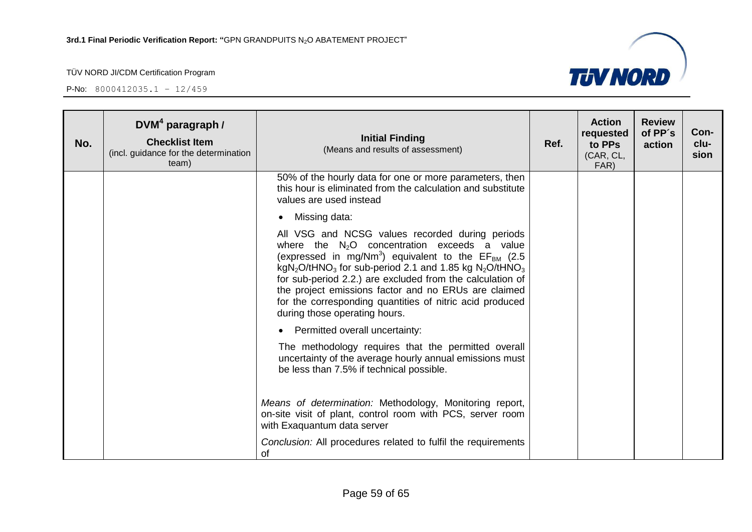| No. | DVM[4] paragraph / <br> **Checklist Item** <br> (incl. guidance for the determination team) | **Initial Finding** <br> (Means and results of assessment) | Ref. | Action requested to PPs (CAR, CL, FAR) | Review of PP´s action | Con-clu-sion |
|---|---|---|---|---|---|---|
| | | 50% of the hourly data for one or more parameters, then this hour is eliminated from the calculation and substitute values are used instead <br><br> • Missing data: <br><br> All VSG and NCSG values recorded during periods where the $N_2O$ concentration exceeds a value (expressed in $mg/Nm^3$) equivalent to the $EF_{BM}$ (2.5 $kgN_2O/tHNO_3$ for sub-period 2.1 and 1.85 kg $N_2O/tHNO_3$ for sub-period 2.2.) are excluded from the calculation of the project emissions factor and no ERUs are claimed for the corresponding quantities of nitric acid produced during those operating hours. <br><br> • Permitted overall uncertainty: <br><br> The methodology requires that the permitted overall uncertainty of the average hourly annual emissions must be less than 7.5% if technical possible. <br><br> *Means of determination:* Methodology, Monitoring report, on-site visit of plant, control room with PCS, server room with Exaquantum data server <br><br> *Conclusion:* All procedures related to fulfil the requirements of | | | | |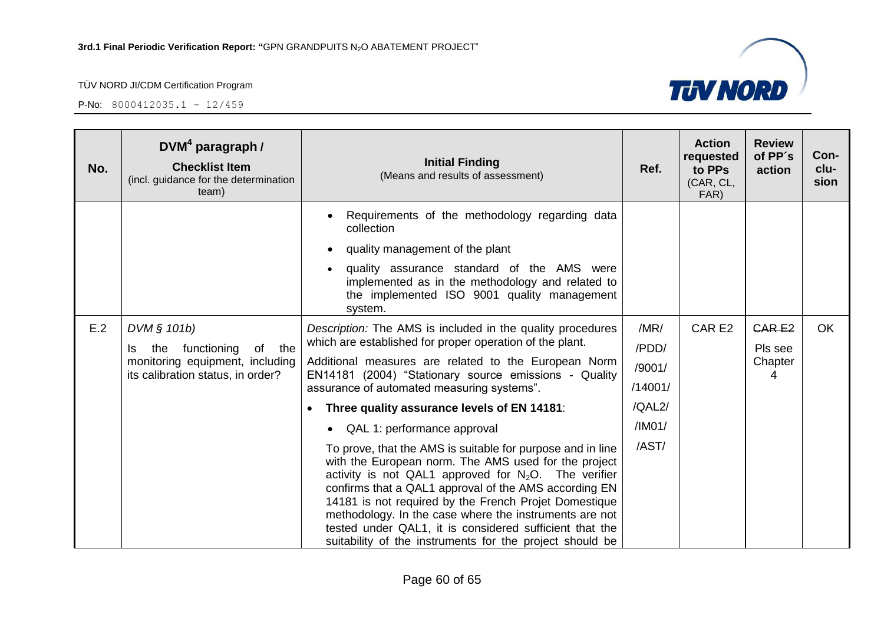| No. | DVM[4] paragraph / **Checklist Item** (incl. guidance for the determination team) | **Initial Finding** (Means and results of assessment) | Ref. | Action requested to PPs (CAR, CL, FAR) | Review of PP´s action | Con-clu-sion |
|---|---|---|---|---|---|---|
| | | • Requirements of the methodology regarding data collection<br>• quality management of the plant<br>• quality assurance standard of the AMS were implemented as in the methodology and related to the implemented ISO 9001 quality management system. | | | | |
| E.2 | *DVM § 101b)*<br>Is the functioning of the monitoring equipment, including its calibration status, in order? | *Description:* The AMS is included in the quality procedures which are established for proper operation of the plant.<br>Additional measures are related to the European Norm EN14181 (2004) "Stationary source emissions - Quality assurance of automated measuring systems".<br>• **Three quality assurance levels of EN 14181**:<br>• QAL 1: performance approval<br>To prove, that the AMS is suitable for purpose and in line with the European norm. The AMS used for the project activity is not QAL1 approved for $N_2O$. The verifier confirms that a QAL1 approval of the AMS according EN 14181 is not required by the French Projet Domestique methodology. In the case where the instruments are not tested under QAL1, it is considered sufficient that the suitability of the instruments for the project should be | /MR/<br>/PDD/<br>/9001/<br>/14001/<br>/QAL2/<br>/IM01/<br>/AST/ | CAR E2 | ~~CAR E2~~<br>Pls see Chapter 4 | OK |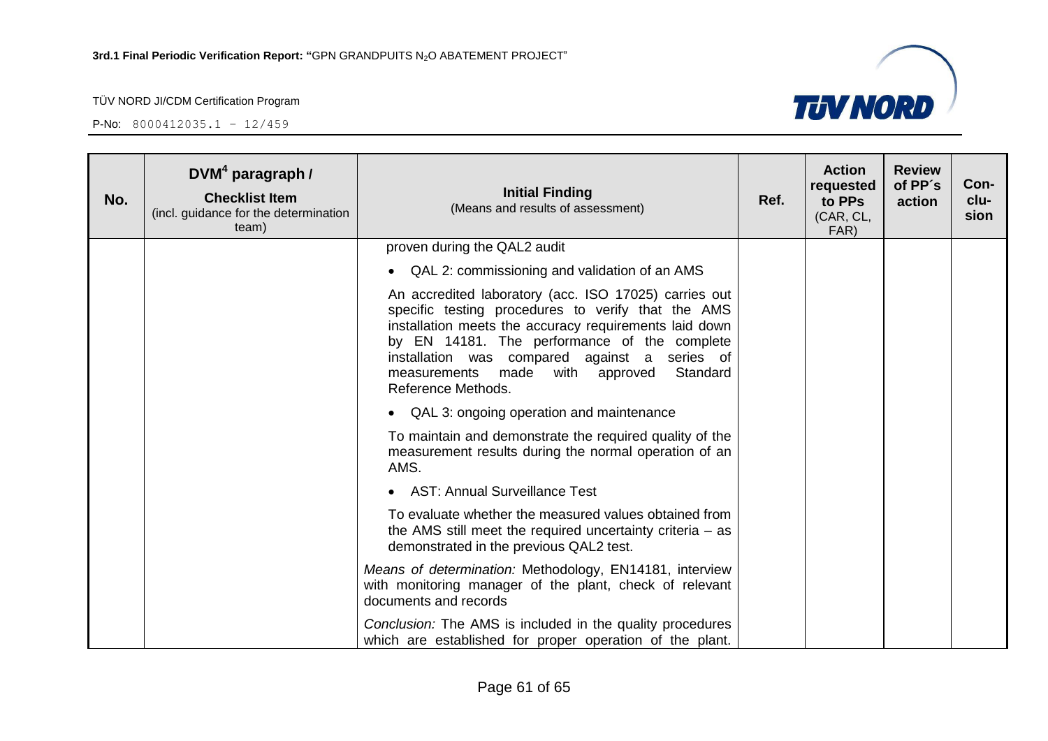| No. | DVM[4] paragraph / Checklist Item (incl. guidance for the determination team) | Initial Finding (Means and results of assessment) | Ref. | Action requested to PPs (CAR, CL, FAR) | Review of PP´s action | Con-clu-sion |
|---|---|---|---|---|---|---|
| | | proven during the QAL2 audit<br><br>• QAL 2: commissioning and validation of an AMS<br><br>An accredited laboratory (acc. ISO 17025) carries out specific testing procedures to verify that the AMS installation meets the accuracy requirements laid down by EN 14181. The performance of the complete installation was compared against a series of measurements made with approved Standard Reference Methods.<br><br>• QAL 3: ongoing operation and maintenance<br><br>To maintain and demonstrate the required quality of the measurement results during the normal operation of an AMS.<br><br>• AST: Annual Surveillance Test<br><br>To evaluate whether the measured values obtained from the AMS still meet the required uncertainty criteria – as demonstrated in the previous QAL2 test.<br><br>*Means of determination:* Methodology, EN14181, interview with monitoring manager of the plant, check of relevant documents and records<br><br>*Conclusion:* The AMS is included in the quality procedures which are established for proper operation of the plant. | | | | |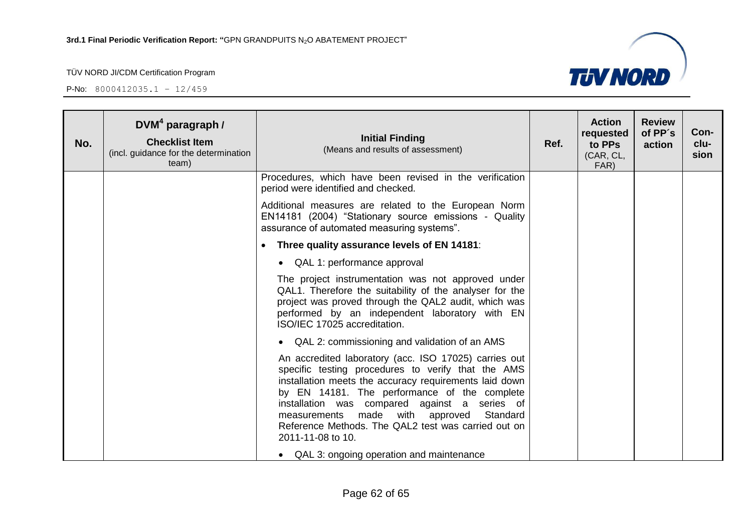| No. | DVM[4] paragraph / Checklist Item (incl. guidance for the determination team) | Initial Finding (Means and results of assessment) | Ref. | Action requested to PPs (CAR, CL, FAR) | Review of PP´s action | Con-clu-sion |
|---|---|---|---|---|---|---|
| | | Procedures, which have been revised in the verification period were identified and checked.<br><br>Additional measures are related to the European Norm EN14181 (2004) "Stationary source emissions - Quality assurance of automated measuring systems".<br><br>• **Three quality assurance levels of EN 14181**:<br><br>• QAL 1: performance approval<br><br>The project instrumentation was not approved under QAL1. Therefore the suitability of the analyser for the project was proved through the QAL2 audit, which was performed by an independent laboratory with EN ISO/IEC 17025 accreditation.<br><br>• QAL 2: commissioning and validation of an AMS<br><br>An accredited laboratory (acc. ISO 17025) carries out specific testing procedures to verify that the AMS installation meets the accuracy requirements laid down by EN 14181. The performance of the complete installation was compared against a series of measurements made with approved Standard Reference Methods. The QAL2 test was carried out on 2011-11-08 to 10.<br><br>• QAL 3: ongoing operation and maintenance | | | | |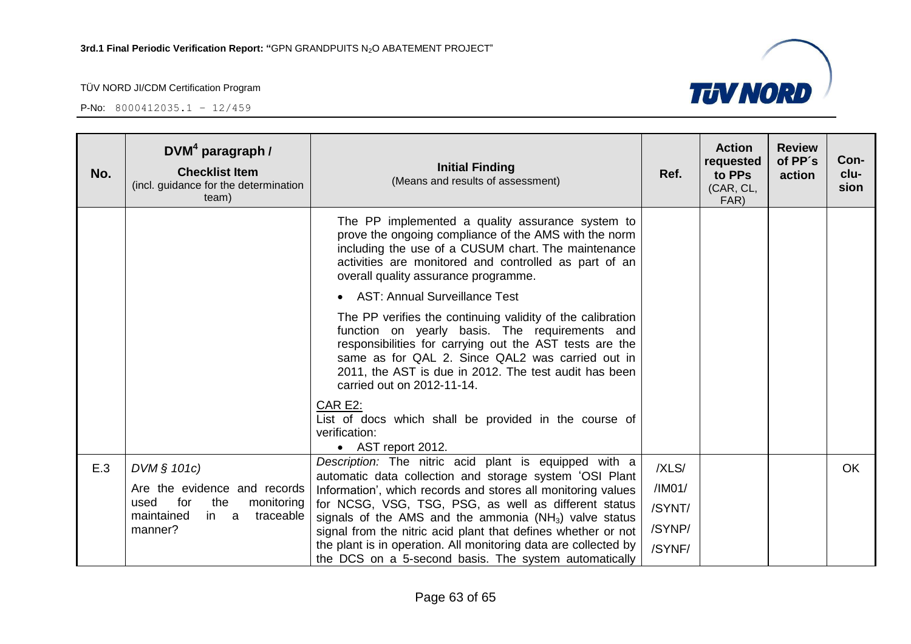| No. | DVM[4] paragraph / **Checklist Item** (incl. guidance for the determination team) | **Initial Finding** (Means and results of assessment) | Ref. | Action requested to PPs (CAR, CL, FAR) | Review of PP´s action | Con-clu-sion |
|---|---|---|---|---|---|---|
| | | The PP implemented a quality assurance system to prove the ongoing compliance of the AMS with the norm including the use of a CUSUM chart. The maintenance activities are monitored and controlled as part of an overall quality assurance programme.<br>• AST: Annual Surveillance Test<br>The PP verifies the continuing validity of the calibration function on yearly basis. The requirements and responsibilities for carrying out the AST tests are the same as for QAL 2. Since QAL2 was carried out in 2011, the AST is due in 2012. The test audit has been carried out on 2012-11-14.<br>CAR E2:<br>List of docs which shall be provided in the course of verification:<br>• AST report 2012. | | | | |
| E.3 | *DVM § 101c)*<br>Are the evidence and records used for the monitoring maintained in a traceable manner? | *Description:* The nitric acid plant is equipped with a automatic data collection and storage system 'OSI Plant Information', which records and stores all monitoring values for NCSG, VSG, TSG, PSG, as well as different status signals of the AMS and the ammonia ($NH_3$) valve status signal from the nitric acid plant that defines whether or not the plant is in operation. All monitoring data are collected by the DCS on a 5-second basis. The system automatically | /XLS/<br>/IM01/<br>/SYNT/<br>/SYNP/<br>/SYNF/ | | | OK |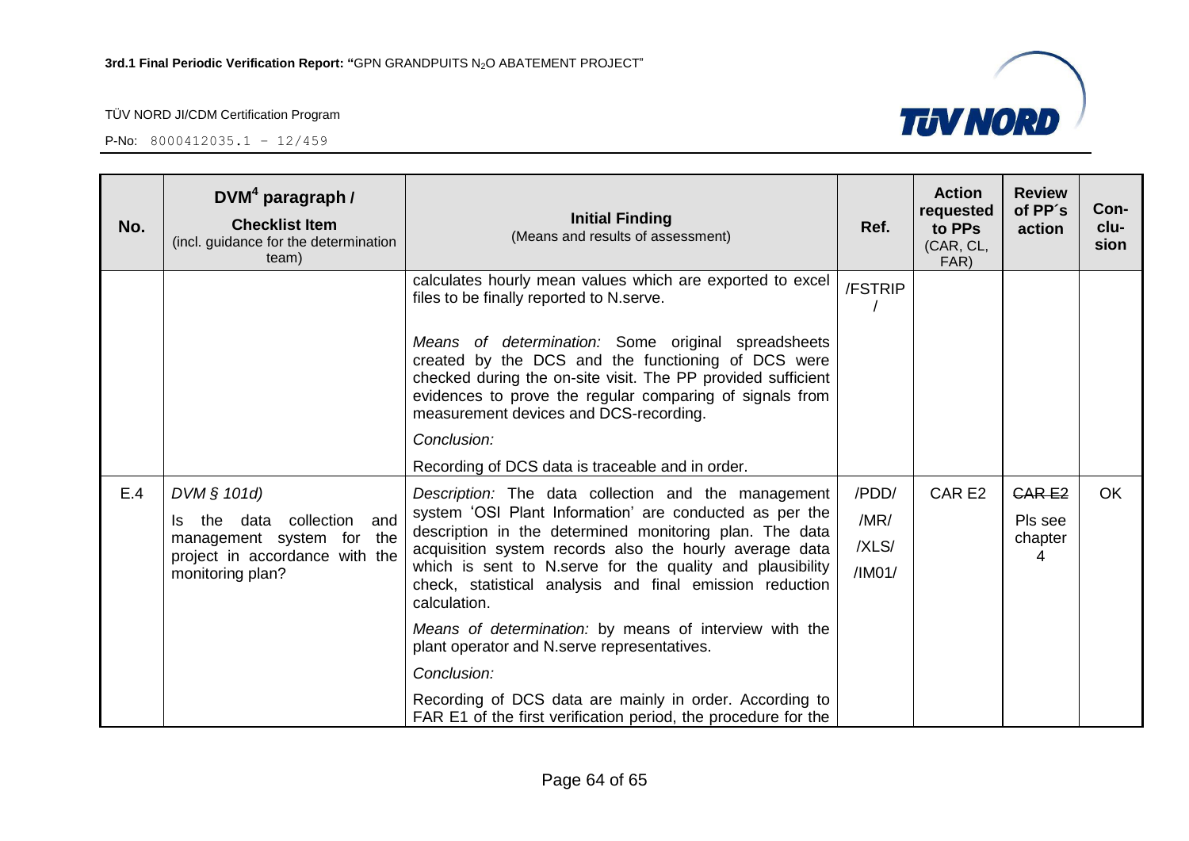| No. | $DVM^4$ paragraph / **Checklist Item** (incl. guidance for the determination team) | **Initial Finding** (Means and results of assessment) | Ref. | Action requested to PPs (CAR, CL, FAR) | Review of PP´s action | Con-clu-sion |
|---|---|---|---|---|---|---|
| | | calculates hourly mean values which are exported to excel files to be finally reported to N.serve.<br><br>*Means of determination:* Some original spreadsheets created by the DCS and the functioning of DCS were checked during the on-site visit. The PP provided sufficient evidences to prove the regular comparing of signals from measurement devices and DCS-recording.<br><br>*Conclusion:*<br><br>Recording of DCS data is traceable and in order. | /FSTRIP/ | | | |
| E.4 | *DVM § 101d)*<br><br>Is the data collection and management system for the project in accordance with the monitoring plan? | *Description:* The data collection and the management system 'OSI Plant Information' are conducted as per the description in the determined monitoring plan. The data acquisition system records also the hourly average data which is sent to N.serve for the quality and plausibility check, statistical analysis and final emission reduction calculation.<br><br>*Means of determination:* by means of interview with the plant operator and N.serve representatives.<br><br>*Conclusion:*<br><br>Recording of DCS data are mainly in order. According to FAR E1 of the first verification period, the procedure for the | /PDD/<br>/MR/<br>/XLS/<br>/IM01/ | CAR E2 | ~~CAR E2~~<br>Pls see chapter 4 | OK |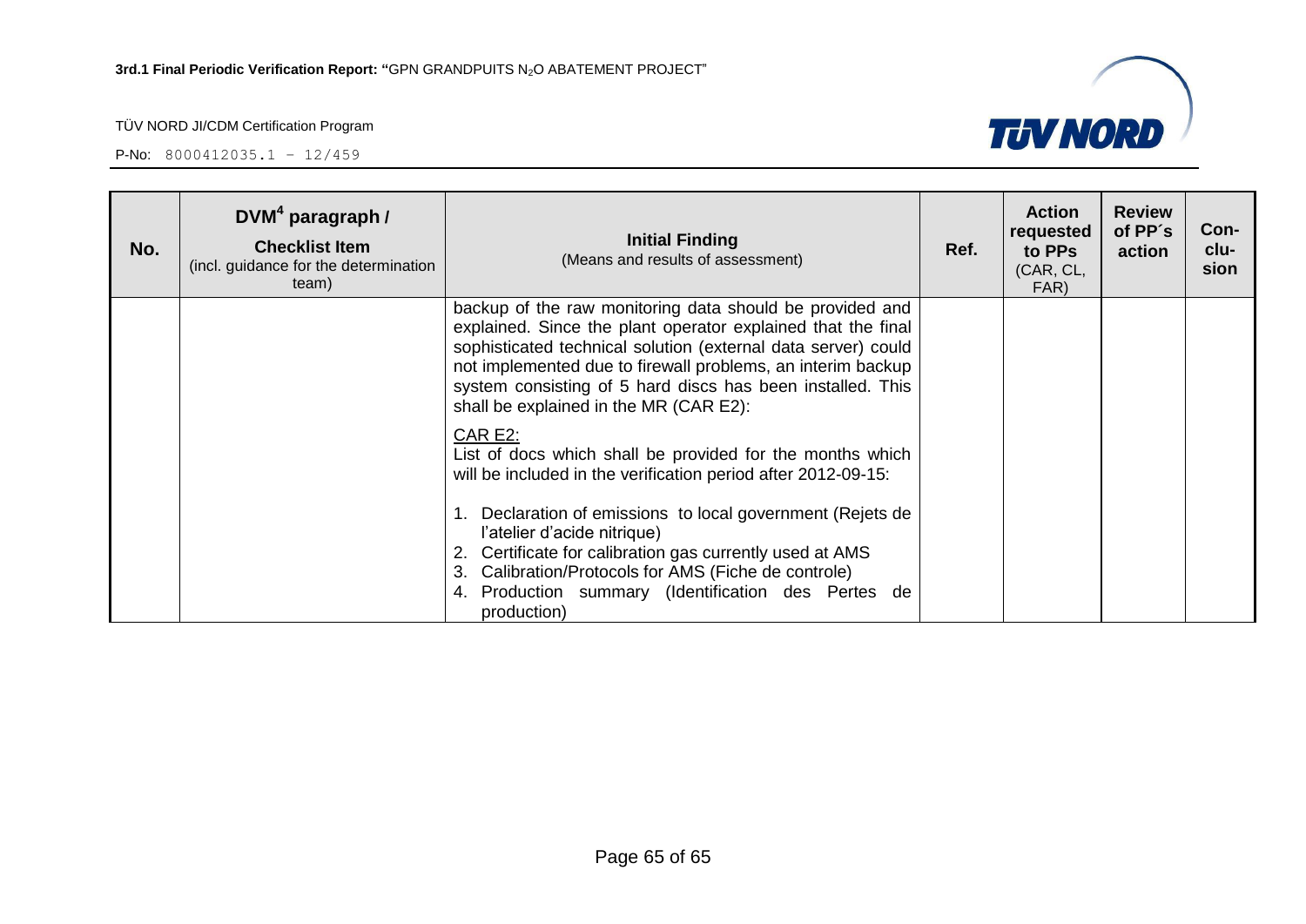| No. | DVM[4] paragraph / Checklist Item (incl. guidance for the determination team) | Initial Finding (Means and results of assessment) | Ref. | Action requested to PPs (CAR, CL, FAR) | Review of PP´s action | Con-clu-sion |
|---|---|---|---|---|---|---|
| | | backup of the raw monitoring data should be provided and explained. Since the plant operator explained that the final sophisticated technical solution (external data server) could not implemented due to firewall problems, an interim backup system consisting of 5 hard discs has been installed. This shall be explained in the MR (CAR E2):<br><br>CAR E2:<br>List of docs which shall be provided for the months which will be included in the verification period after 2012-09-15:<br><br>1. Declaration of emissions to local government (Rejets de l'atelier d'acide nitrique)<br>2. Certificate for calibration gas currently used at AMS<br>3. Calibration/Protocols for AMS (Fiche de controle)<br>4. Production summary (Identification des Pertes de production) | | | | |